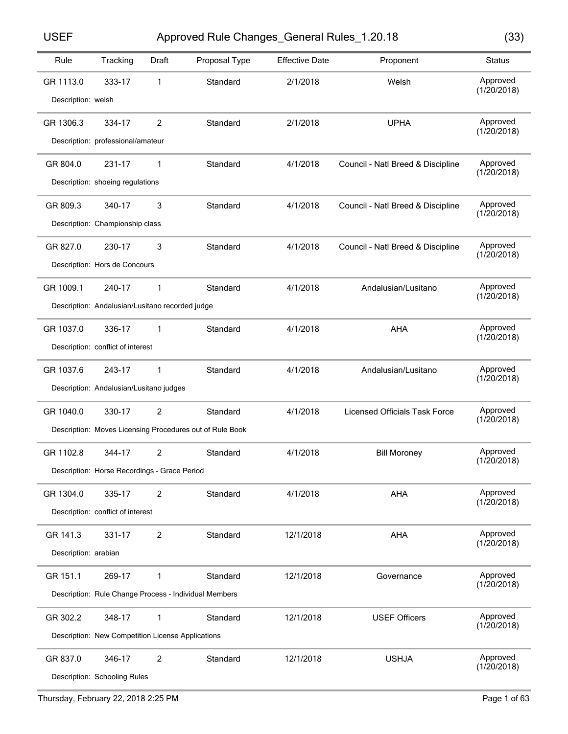# Approved Rule Changes_General Rules_1.20.18

(33)

| Rule | Tracking | Draft | Proposal Type | Effective Date | Proponent | Status |
|---|---|---|---|---|---|---|
| GR 1113.0 | 333-17 | 1 | Standard | 2/1/2018 | Welsh | Approved (1/20/2018) |
| Description: welsh | | | | | | |
| GR 1306.3 | 334-17 | 2 | Standard | 2/1/2018 | UPHA | Approved (1/20/2018) |
| Description: professional/amateur | | | | | | |
| GR 804.0 | 231-17 | 1 | Standard | 4/1/2018 | Council - Natl Breed & Discipline | Approved (1/20/2018) |
| Description: shoeing regulations | | | | | | |
| GR 809.3 | 340-17 | 3 | Standard | 4/1/2018 | Council - Natl Breed & Discipline | Approved (1/20/2018) |
| Description: Championship class | | | | | | |
| GR 827.0 | 230-17 | 3 | Standard | 4/1/2018 | Council - Natl Breed & Discipline | Approved (1/20/2018) |
| Description: Hors de Concours | | | | | | |
| GR 1009.1 | 240-17 | 1 | Standard | 4/1/2018 | Andalusian/Lusitano | Approved (1/20/2018) |
| Description: Andalusian/Lusitano recorded judge | | | | | | |
| GR 1037.0 | 336-17 | 1 | Standard | 4/1/2018 | AHA | Approved (1/20/2018) |
| Description: conflict of interest | | | | | | |
| GR 1037.6 | 243-17 | 1 | Standard | 4/1/2018 | Andalusian/Lusitano | Approved (1/20/2018) |
| Description: Andalusian/Lusitano judges | | | | | | |
| GR 1040.0 | 330-17 | 2 | Standard | 4/1/2018 | Licensed Officials Task Force | Approved (1/20/2018) |
| Description: Moves Licensing Procedures out of Rule Book | | | | | | |
| GR 1102.8 | 344-17 | 2 | Standard | 4/1/2018 | Bill Moroney | Approved (1/20/2018) |
| Description: Horse Recordings - Grace Period | | | | | | |
| GR 1304.0 | 335-17 | 2 | Standard | 4/1/2018 | AHA | Approved (1/20/2018) |
| Description: conflict of interest | | | | | | |
| GR 141.3 | 331-17 | 2 | Standard | 12/1/2018 | AHA | Approved (1/20/2018) |
| Description: arabian | | | | | | |
| GR 151.1 | 269-17 | 1 | Standard | 12/1/2018 | Governance | Approved (1/20/2018) |
| Description: Rule Change Process - Individual Members | | | | | | |
| GR 302.2 | 348-17 | 1 | Standard | 12/1/2018 | USEF Officers | Approved (1/20/2018) |
| Description: New Competition License Applications | | | | | | |
| GR 837.0 | 346-17 | 2 | Standard | 12/1/2018 | USHJA | Approved (1/20/2018) |
| Description: Schooling Rules | | | | | | |

Thursday, February 22, 2018 2:25 PM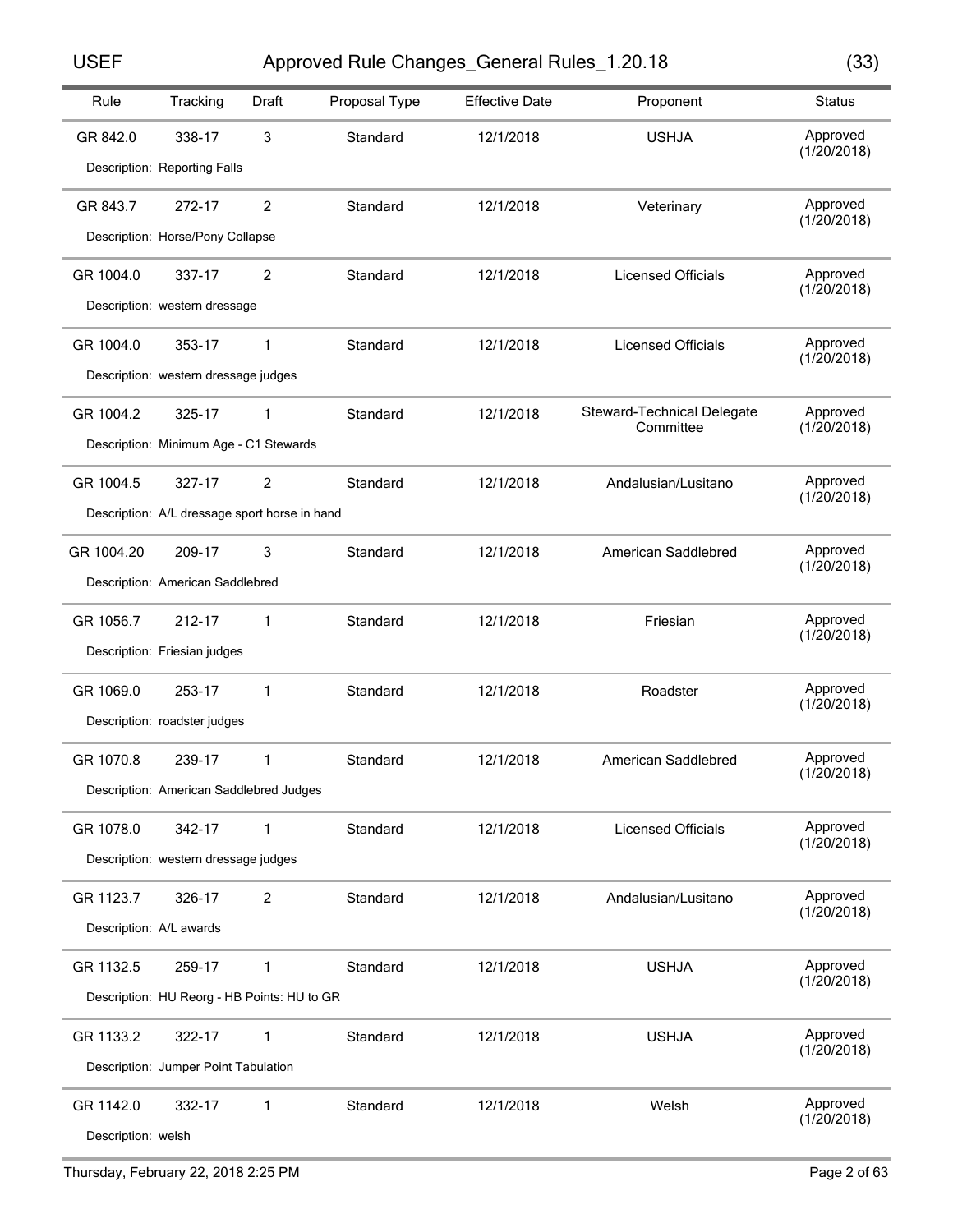| Rule | Tracking | Draft | Proposal Type | Effective Date | Proponent | Status |
|---|---|---|---|---|---|---|
| GR 842.0 | 338-17 | 3 | Standard | 12/1/2018 | USHJA | Approved (1/20/2018) |
| Description: Reporting Falls | | | | | | |
| GR 843.7 | 272-17 | 2 | Standard | 12/1/2018 | Veterinary | Approved (1/20/2018) |
| Description: Horse/Pony Collapse | | | | | | |
| GR 1004.0 | 337-17 | 2 | Standard | 12/1/2018 | Licensed Officials | Approved (1/20/2018) |
| Description: western dressage | | | | | | |
| GR 1004.0 | 353-17 | 1 | Standard | 12/1/2018 | Licensed Officials | Approved (1/20/2018) |
| Description: western dressage judges | | | | | | |
| GR 1004.2 | 325-17 | 1 | Standard | 12/1/2018 | Steward-Technical Delegate Committee | Approved (1/20/2018) |
| Description: Minimum Age - C1 Stewards | | | | | | |
| GR 1004.5 | 327-17 | 2 | Standard | 12/1/2018 | Andalusian/Lusitano | Approved (1/20/2018) |
| Description: A/L dressage sport horse in hand | | | | | | |
| GR 1004.20 | 209-17 | 3 | Standard | 12/1/2018 | American Saddlebred | Approved (1/20/2018) |
| Description: American Saddlebred | | | | | | |
| GR 1056.7 | 212-17 | 1 | Standard | 12/1/2018 | Friesian | Approved (1/20/2018) |
| Description: Friesian judges | | | | | | |
| GR 1069.0 | 253-17 | 1 | Standard | 12/1/2018 | Roadster | Approved (1/20/2018) |
| Description: roadster judges | | | | | | |
| GR 1070.8 | 239-17 | 1 | Standard | 12/1/2018 | American Saddlebred | Approved (1/20/2018) |
| Description: American Saddlebred Judges | | | | | | |
| GR 1078.0 | 342-17 | 1 | Standard | 12/1/2018 | Licensed Officials | Approved (1/20/2018) |
| Description: western dressage judges | | | | | | |
| GR 1123.7 | 326-17 | 2 | Standard | 12/1/2018 | Andalusian/Lusitano | Approved (1/20/2018) |
| Description: A/L awards | | | | | | |
| GR 1132.5 | 259-17 | 1 | Standard | 12/1/2018 | USHJA | Approved (1/20/2018) |
| Description: HU Reorg - HB Points: HU to GR | | | | | | |
| GR 1133.2 | 322-17 | 1 | Standard | 12/1/2018 | USHJA | Approved (1/20/2018) |
| Description: Jumper Point Tabulation | | | | | | |
| GR 1142.0 | 332-17 | 1 | Standard | 12/1/2018 | Welsh | Approved (1/20/2018) |
| Description: welsh | | | | | | |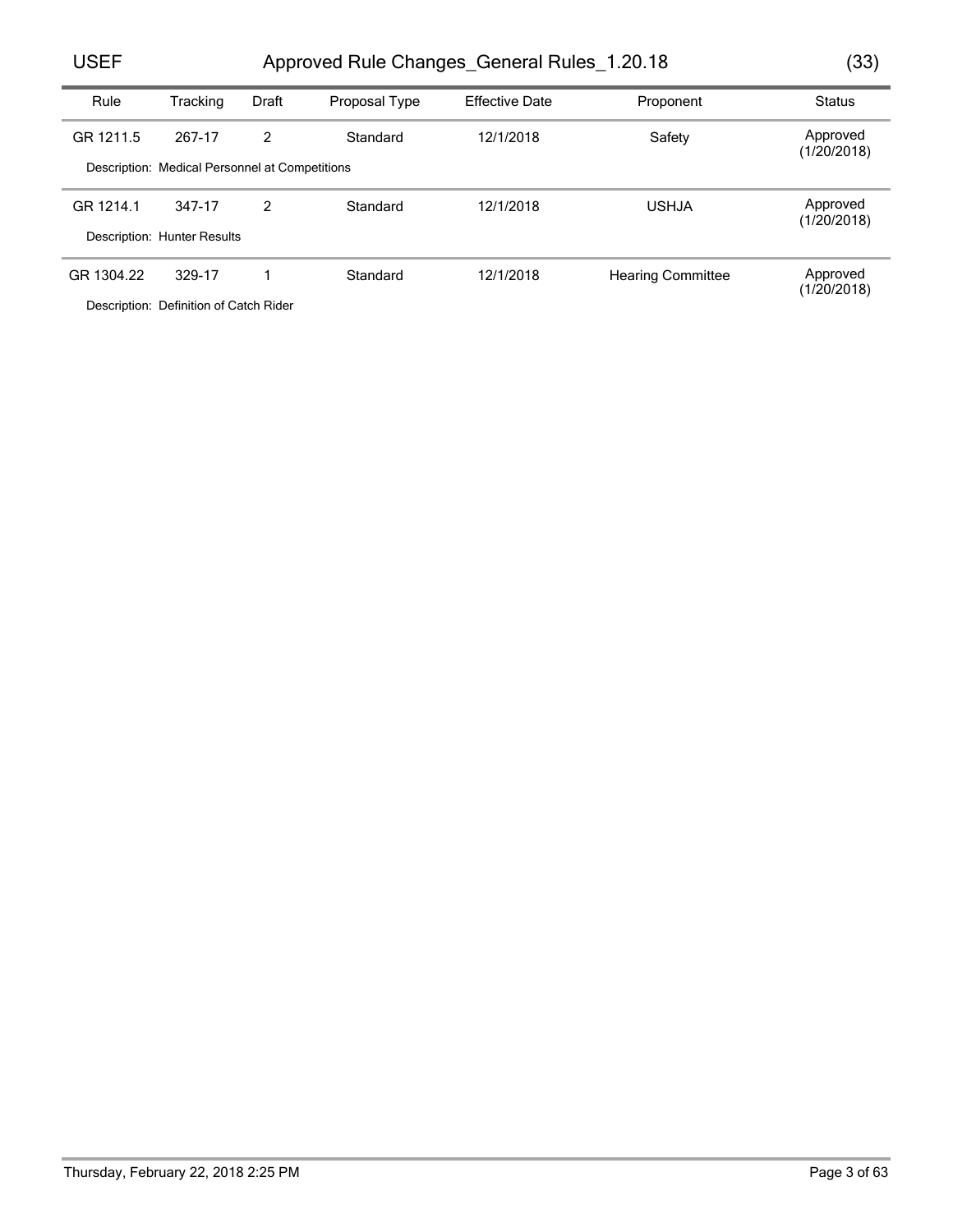| Rule | Tracking | Draft | Proposal Type | Effective Date | Proponent | Status |
|---|---|---|---|---|---|---|
| GR 1211.5 | 267-17 | 2 | Standard | 12/1/2018 | Safety | Approved (1/20/2018) |
| Description: Medical Personnel at Competitions | | | | | | |
| GR 1214.1 | 347-17 | 2 | Standard | 12/1/2018 | USHJA | Approved (1/20/2018) |
| Description: Hunter Results | | | | | | |
| GR 1304.22 | 329-17 | 1 | Standard | 12/1/2018 | Hearing Committee | Approved (1/20/2018) |
| Description: Definition of Catch Rider | | | | | | |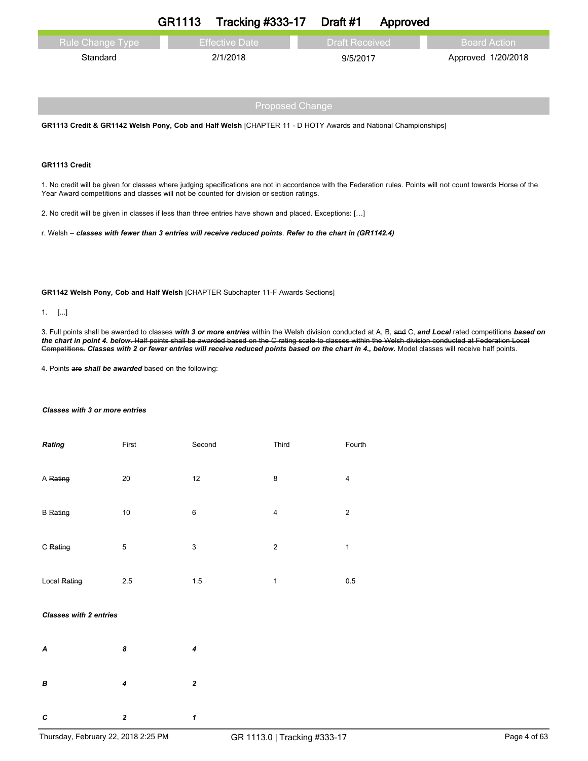# GR1113 Tracking #333-17 Draft #1 Approved

| Rule Change Type | Effective Date | Draft Received | Board Action |
|---|---|---|---|
| Standard | 2/1/2018 | 9/5/2017 | Approved 1/20/2018 |

## Proposed Change

**GR1113 Credit & GR1142 Welsh Pony, Cob and Half Welsh** [CHAPTER 11 - D HOTY Awards and National Championships]

**GR1113 Credit**

1. No credit will be given for classes where judging specifications are not in accordance with the Federation rules. Points will not count towards Horse of the Year Award competitions and classes will not be counted for division or section ratings.

2. No credit will be given in classes if less than three entries have shown and placed. Exceptions: […]

r. Welsh – ***classes with fewer than 3 entries will receive reduced points***. ***Refer to the chart in (GR1142.4)***

**GR1142 Welsh Pony, Cob and Half Welsh** [CHAPTER Subchapter 11-F Awards Sections]

1. [...]

3. Full points shall be awarded to classes ***with 3 or more entries*** within the Welsh division conducted at A, B, ~~and~~ C, ***and Local*** rated competitions ***based on the chart in point 4. below***~~. Half points shall be awarded based on the C rating scale to classes within the Welsh division conducted at Federation Local Competitions~~***. Classes with 2 or fewer entries will receive reduced points based on the chart in 4., below.*** Model classes will receive half points.

4. Points ~~are~~ ***shall be awarded*** based on the following:

***Classes with 3 or more entries***

| *Rating* | First | Second | Third | Fourth |
|---|---|---|---|---|
| A ~~Rating~~ | 20 | 12 | 8 | 4 |
| B ~~Rating~~ | 10 | 6 | 4 | 2 |
| C ~~Rating~~ | 5 | 3 | 2 | 1 |
| Local ~~Rating~~ | 2.5 | 1.5 | 1 | 0.5 |

***Classes with 2 entries***

| | | |
|---|---|---|
| ***A*** | ***8*** | ***4*** |
| ***B*** | ***4*** | ***2*** |
| ***C*** | ***2*** | ***1*** |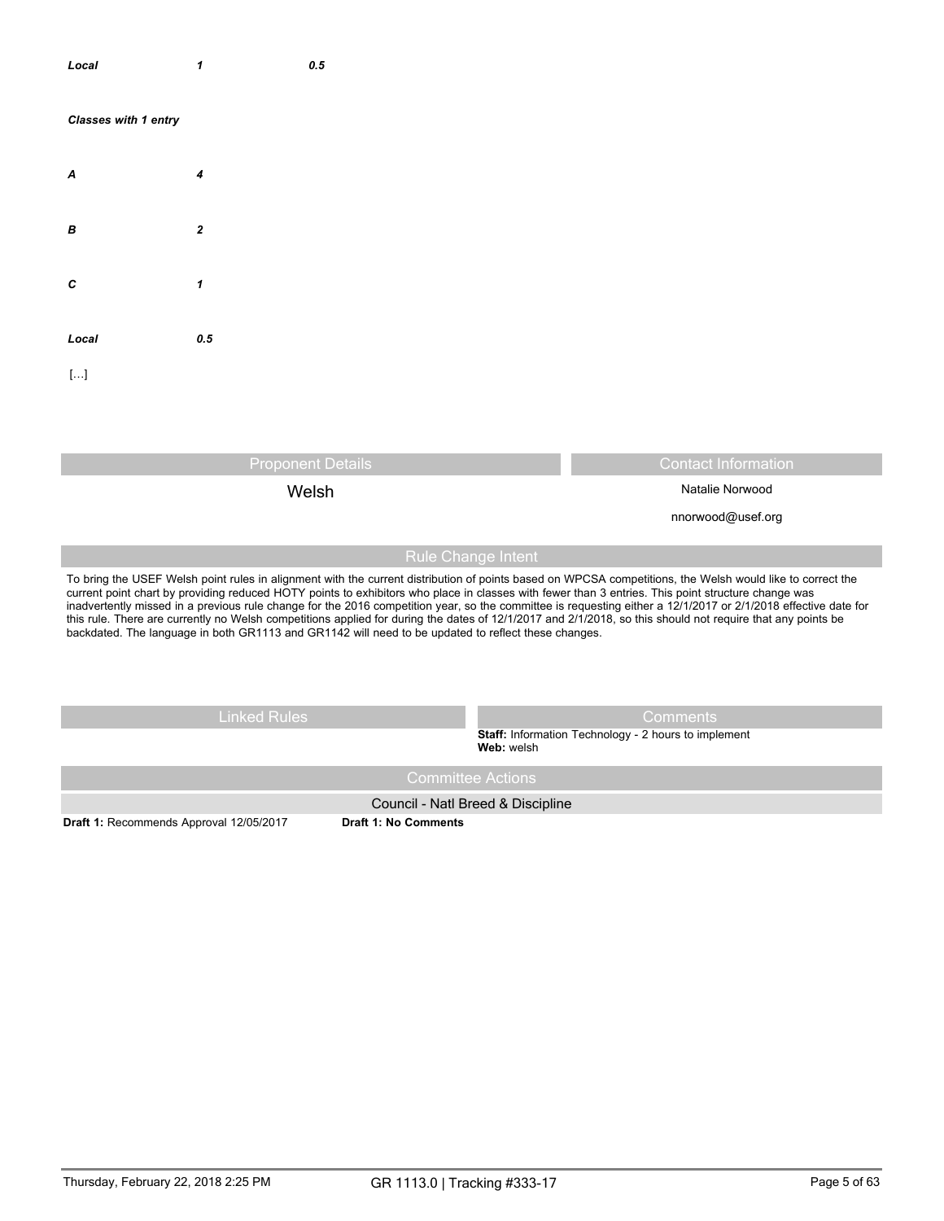| | | |
|---|---|---|
| ***Local*** | ***1*** | ***0.5*** |

***Classes with 1 entry***

| | |
|---|---|
| ***A*** | ***4*** |
| ***B*** | ***2*** |
| ***C*** | ***1*** |
| ***Local*** | ***0.5*** |

[…]

| Proponent Details | Contact Information |
|---|---|
| Welsh | Natalie Norwood<br>nnorwood@usef.org |

## Rule Change Intent

To bring the USEF Welsh point rules in alignment with the current distribution of points based on WPCSA competitions, the Welsh would like to correct the current point chart by providing reduced HOTY points to exhibitors who place in classes with fewer than 3 entries. This point structure change was inadvertently missed in a previous rule change for the 2016 competition year, so the committee is requesting either a 12/1/2017 or 2/1/2018 effective date for this rule. There are currently no Welsh competitions applied for during the dates of 12/1/2017 and 2/1/2018, so this should not require that any points be backdated. The language in both GR1113 and GR1142 will need to be updated to reflect these changes.

| Linked Rules | Comments |
|---|---|
| | **Staff:** Information Technology - 2 hours to implement<br>**Web:** welsh |

## Committee Actions

**Council - Natl Breed & Discipline**

**Draft 1:** Recommends Approval 12/05/2017 **Draft 1: No Comments**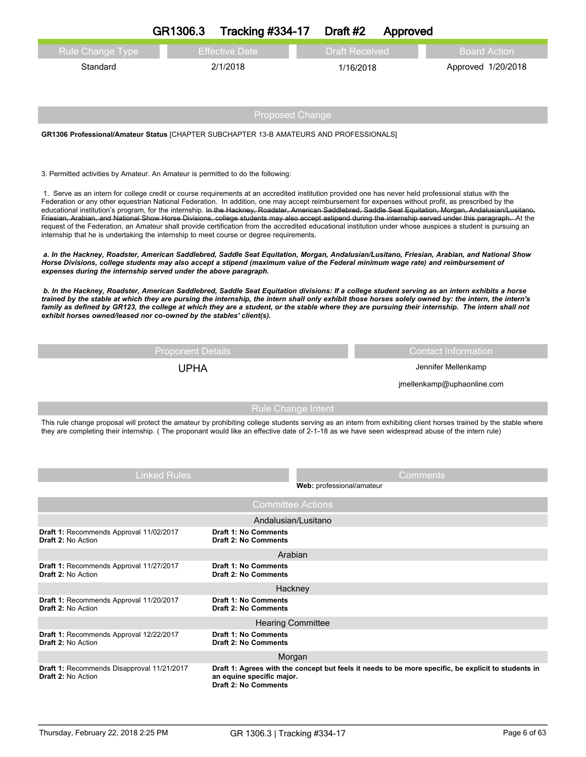# GR1306.3 Tracking #334-17 Draft #2 Approved

| Rule Change Type | Effective Date | Draft Received | Board Action |
|---|---|---|---|
| Standard | 2/1/2018 | 1/16/2018 | Approved 1/20/2018 |

## Proposed Change

**GR1306 Professional/Amateur Status** [CHAPTER SUBCHAPTER 13-B AMATEURS AND PROFESSIONALS]

3. Permitted activities by Amateur. An Amateur is permitted to do the following:

1. Serve as an intern for college credit or course requirements at an accredited institution provided one has never held professional status with the Federation or any other equestrian National Federation. In addition, one may accept reimbursement for expenses without profit, as prescribed by the educational institution's program, for the internship. ~~In the Hackney, Roadster, American Saddlebred, Saddle Seat Equitation, Morgan, Andalusian/Lusitano, Friesian, Arabian, and National Show Horse Divisions, college students may also accept astipend during the internship served under this paragraph.~~ At the request of the Federation, an Amateur shall provide certification from the accredited educational institution under whose auspices a student is pursuing an internship that he is undertaking the internship to meet course or degree requirements.

***a. In the Hackney, Roadster, American Saddlebred, Saddle Seat Equitation, Morgan, Andalusian/Lusitano, Friesian, Arabian, and National Show Horse Divisions, college students may also accept a stipend (maximum value of the Federal minimum wage rate) and reimbursement of expenses during the internship served under the above paragraph.***

***b. In the Hackney, Roadster, American Saddlebred, Saddle Seat Equitation divisions: If a college student serving as an intern exhibits a horse trained by the stable at which they are pursing the internship, the intern shall only exhibit those horses solely owned by: the intern, the intern's family as defined by GR123, the college at which they are a student, or the stable where they are pursuing their internship. The intern shall not exhibit horses owned/leased nor co-owned by the stables' client(s).***

| Proponent Details | Contact Information |
|---|---|
| UPHA | Jennifer Mellenkamp<br>jmellenkamp@uphaonline.com |

## Rule Change Intent

This rule change proposal will protect the amateur by prohibiting college students serving as an intern from exhibiting client horses trained by the stable where they are completing their internship. ( The proponant would like an effective date of 2-1-18 as we have seen widespread abuse of the intern rule)

| Linked Rules | Comments |
|---|---|
| | **Web:** professional/amateur |

## Committee Actions

**Andalusian/Lusitano**

| | |
|---|---|
| **Draft 1:** Recommends Approval 11/02/2017<br>**Draft 2:** No Action | **Draft 1: No Comments**<br>**Draft 2: No Comments** |

**Arabian**

| | |
|---|---|
| **Draft 1:** Recommends Approval 11/27/2017<br>**Draft 2:** No Action | **Draft 1: No Comments**<br>**Draft 2: No Comments** |

**Hackney**

| | |
|---|---|
| **Draft 1:** Recommends Approval 11/20/2017<br>**Draft 2:** No Action | **Draft 1: No Comments**<br>**Draft 2: No Comments** |

**Hearing Committee**

| | |
|---|---|
| **Draft 1:** Recommends Approval 12/22/2017<br>**Draft 2:** No Action | **Draft 1: No Comments**<br>**Draft 2: No Comments** |

**Morgan**

| | |
|---|---|
| **Draft 1:** Recommends Disapproval 11/21/2017<br>**Draft 2:** No Action | **Draft 1: Agrees with the concept but feels it needs to be more specific, be explicit to students in an equine specific major.**<br>**Draft 2: No Comments** |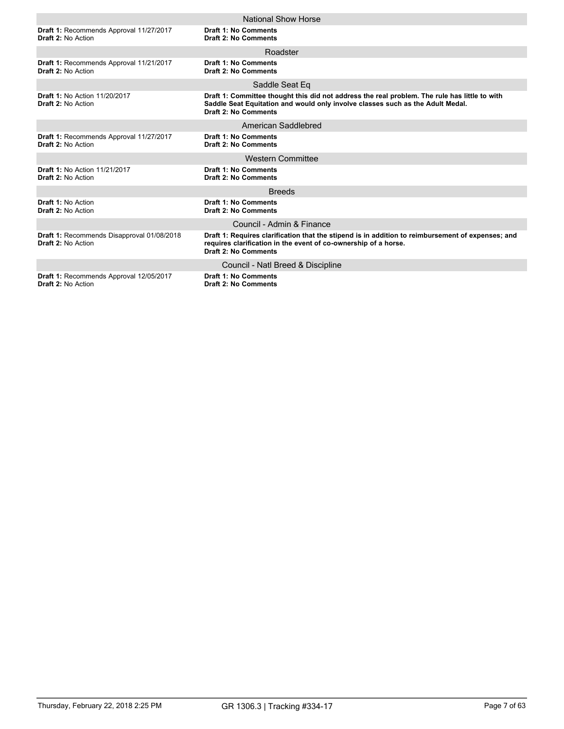### National Show Horse

**Draft 1:** Recommends Approval 11/27/2017
**Draft 2:** No Action

**Draft 1: No Comments**
**Draft 2: No Comments**

### Roadster

**Draft 1:** Recommends Approval 11/21/2017
**Draft 2:** No Action

**Draft 1: No Comments**
**Draft 2: No Comments**

### Saddle Seat Eq

**Draft 1:** No Action 11/20/2017
**Draft 2:** No Action

**Draft 1: Committee thought this did not address the real problem. The rule has little to with Saddle Seat Equitation and would only involve classes such as the Adult Medal.**
**Draft 2: No Comments**

### American Saddlebred

**Draft 1:** Recommends Approval 11/27/2017
**Draft 2:** No Action

**Draft 1: No Comments**
**Draft 2: No Comments**

### Western Committee

**Draft 1:** No Action 11/21/2017
**Draft 2:** No Action

**Draft 1: No Comments**
**Draft 2: No Comments**

### Breeds

**Draft 1:** No Action
**Draft 2:** No Action

**Draft 1: No Comments**
**Draft 2: No Comments**

### Council - Admin & Finance

**Draft 1:** Recommends Disapproval 01/08/2018
**Draft 2:** No Action

**Draft 1: Requires clarification that the stipend is in addition to reimbursement of expenses; and requires clarification in the event of co-ownership of a horse.**
**Draft 2: No Comments**

### Council - Natl Breed & Discipline

**Draft 1:** Recommends Approval 12/05/2017
**Draft 2:** No Action

**Draft 1: No Comments**
**Draft 2: No Comments**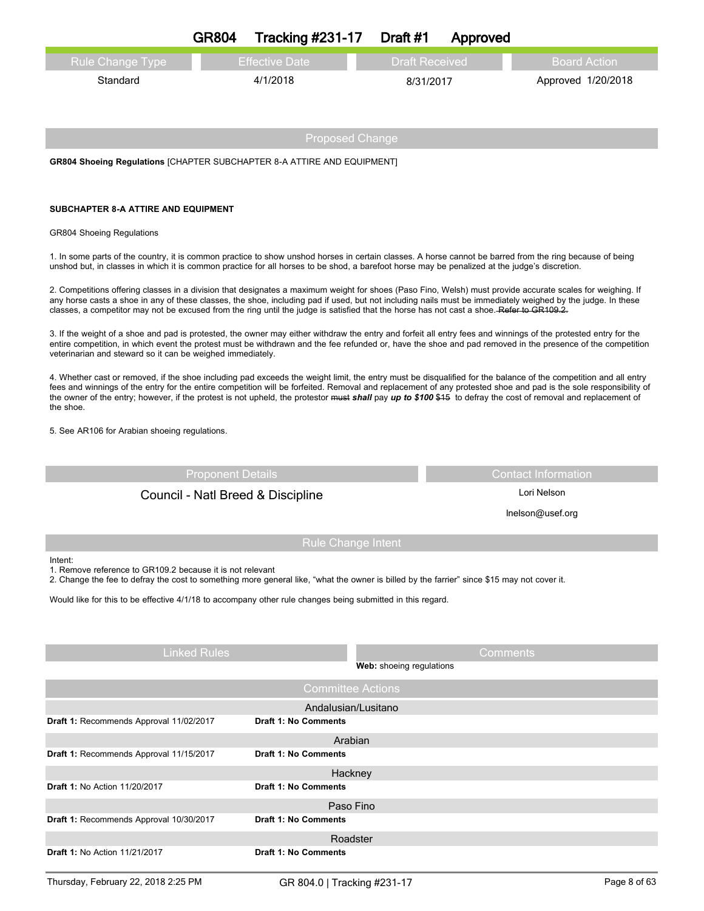# GR804 Tracking #231-17 Draft #1 Approved

| Rule Change Type | Effective Date | Draft Received | Board Action |
| --- | --- | --- | --- |
| Standard | 4/1/2018 | 8/31/2017 | Approved 1/20/2018 |

## Proposed Change

**GR804 Shoeing Regulations** [CHAPTER SUBCHAPTER 8-A ATTIRE AND EQUIPMENT]

**SUBCHAPTER 8-A ATTIRE AND EQUIPMENT**

GR804 Shoeing Regulations

1. In some parts of the country, it is common practice to show unshod horses in certain classes. A horse cannot be barred from the ring because of being unshod but, in classes in which it is common practice for all horses to be shod, a barefoot horse may be penalized at the judge's discretion.

2. Competitions offering classes in a division that designates a maximum weight for shoes (Paso Fino, Welsh) must provide accurate scales for weighing. If any horse casts a shoe in any of these classes, the shoe, including pad if used, but not including nails must be immediately weighed by the judge. In these classes, a competitor may not be excused from the ring until the judge is satisfied that the horse has not cast a shoe. ~~Refer to GR109.2.~~

3. If the weight of a shoe and pad is protested, the owner may either withdraw the entry and forfeit all entry fees and winnings of the protested entry for the entire competition, in which event the protest must be withdrawn and the fee refunded or, have the shoe and pad removed in the presence of the competition veterinarian and steward so it can be weighed immediately.

4. Whether cast or removed, if the shoe including pad exceeds the weight limit, the entry must be disqualified for the balance of the competition and all entry fees and winnings of the entry for the entire competition will be forfeited. Removal and replacement of any protested shoe and pad is the sole responsibility of the owner of the entry; however, if the protest is not upheld, the protestor ~~must~~ ***shall*** pay ***up to $100*** ~~$15~~ to defray the cost of removal and replacement of the shoe.

5. See AR106 for Arabian shoeing regulations.

| Proponent Details | Contact Information |
| --- | --- |
| Council - Natl Breed & Discipline | Lori Nelson<br>lnelson@usef.org |

## Rule Change Intent

Intent:
1. Remove reference to GR109.2 because it is not relevant
2. Change the fee to defray the cost to something more general like, "what the owner is billed by the farrier" since $15 may not cover it.

Would like for this to be effective 4/1/18 to accompany other rule changes being submitted in this regard.

| Linked Rules | Comments |
| --- | --- |
| | **Web:** shoeing regulations |

## Committee Actions

| Andalusian/Lusitano | |
| --- | --- |
| **Draft 1:** Recommends Approval 11/02/2017 | **Draft 1: No Comments** |

| Arabian | |
| --- | --- |
| **Draft 1:** Recommends Approval 11/15/2017 | **Draft 1: No Comments** |

| Hackney | |
| --- | --- |
| **Draft 1:** No Action 11/20/2017 | **Draft 1: No Comments** |

| Paso Fino | |
| --- | --- |
| **Draft 1:** Recommends Approval 10/30/2017 | **Draft 1: No Comments** |

| Roadster | |
| --- | --- |
| **Draft 1:** No Action 11/21/2017 | **Draft 1: No Comments** |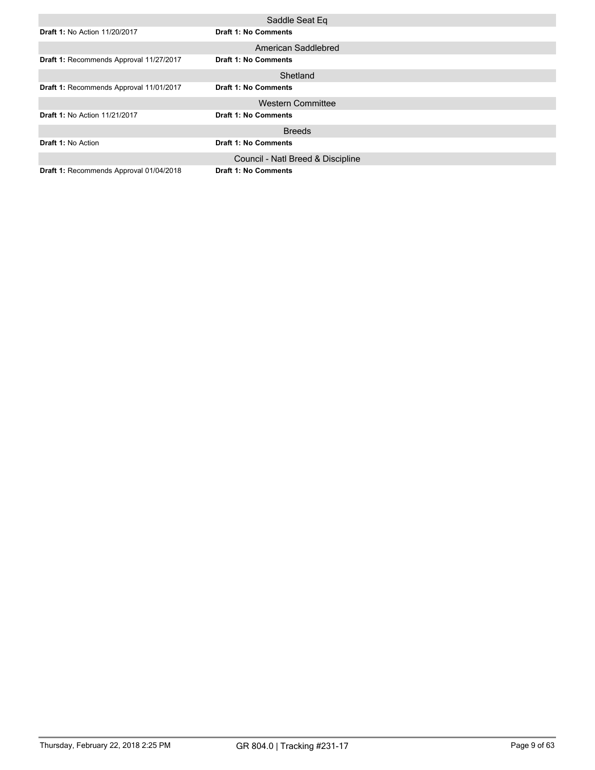### Saddle Seat Eq

**Draft 1:** No Action 11/20/2017 | **Draft 1: No Comments**

### American Saddlebred

**Draft 1:** Recommends Approval 11/27/2017 | **Draft 1: No Comments**

### Shetland

**Draft 1:** Recommends Approval 11/01/2017 | **Draft 1: No Comments**

### Western Committee

**Draft 1:** No Action 11/21/2017 | **Draft 1: No Comments**

### Breeds

**Draft 1:** No Action | **Draft 1: No Comments**

### Council - Natl Breed & Discipline

**Draft 1:** Recommends Approval 01/04/2018 | **Draft 1: No Comments**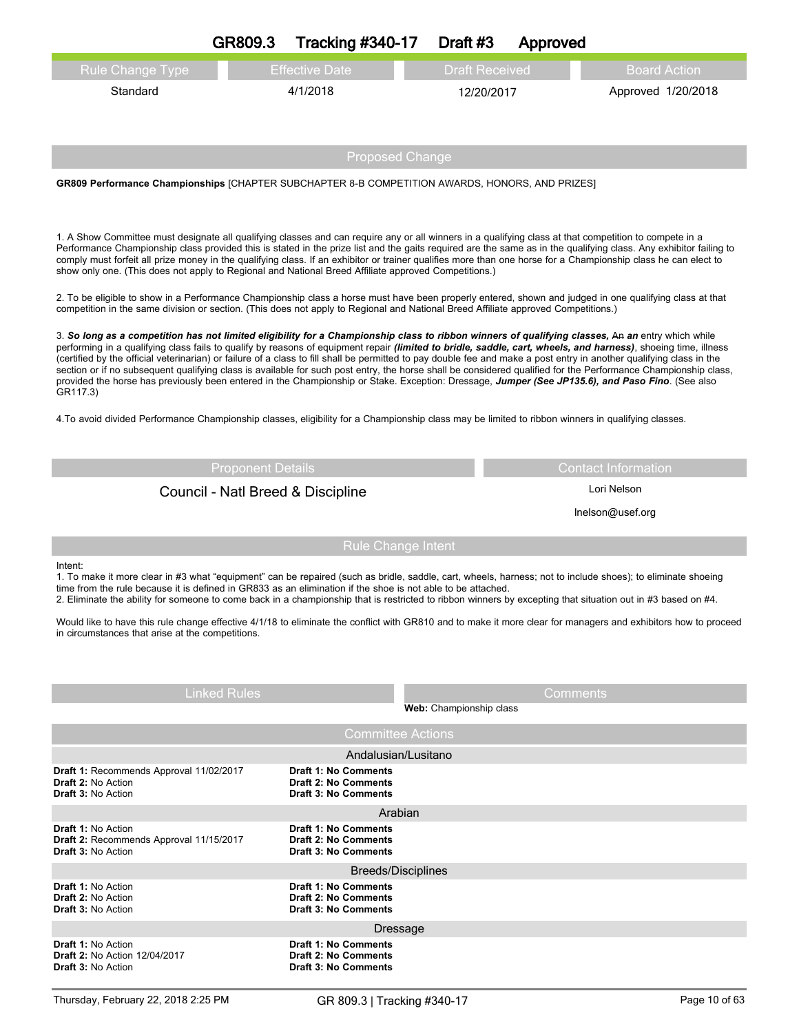# GR809.3 Tracking #340-17 Draft #3 Approved

| Rule Change Type | Effective Date | Draft Received | Board Action |
|---|---|---|---|
| Standard | 4/1/2018 | 12/20/2017 | Approved 1/20/2018 |

## Proposed Change

**GR809 Performance Championships** [CHAPTER SUBCHAPTER 8-B COMPETITION AWARDS, HONORS, AND PRIZES]

1. A Show Committee must designate all qualifying classes and can require any or all winners in a qualifying class at that competition to compete in a Performance Championship class provided this is stated in the prize list and the gaits required are the same as in the qualifying class. Any exhibitor failing to comply must forfeit all prize money in the qualifying class. If an exhibitor or trainer qualifies more than one horse for a Championship class he can elect to show only one. (This does not apply to Regional and National Breed Affiliate approved Competitions.)

2. To be eligible to show in a Performance Championship class a horse must have been properly entered, shown and judged in one qualifying class at that competition in the same division or section. (This does not apply to Regional and National Breed Affiliate approved Competitions.)

3. ***So long as a competition has not limited eligibility for a Championship class to ribbon winners of qualifying classes,*** ~~An~~ ***an*** entry which while performing in a qualifying class fails to qualify by reasons of equipment repair ***(limited to bridle, saddle, cart, wheels, and harness)***, shoeing time, illness (certified by the official veterinarian) or failure of a class to fill shall be permitted to pay double fee and make a post entry in another qualifying class in the section or if no subsequent qualifying class is available for such post entry, the horse shall be considered qualified for the Performance Championship class, provided the horse has previously been entered in the Championship or Stake. Exception: Dressage, ***Jumper (See JP135.6), and Paso Fino***. (See also GR117.3)

4.To avoid divided Performance Championship classes, eligibility for a Championship class may be limited to ribbon winners in qualifying classes.

| Proponent Details | Contact Information |
|---|---|
| Council - Natl Breed & Discipline | Lori Nelson<br>lnelson@usef.org |

## Rule Change Intent

Intent:
1. To make it more clear in #3 what "equipment" can be repaired (such as bridle, saddle, cart, wheels, harness; not to include shoes); to eliminate shoeing time from the rule because it is defined in GR833 as an elimination if the shoe is not able to be attached.
2. Eliminate the ability for someone to come back in a championship that is restricted to ribbon winners by excepting that situation out in #3 based on #4.

Would like to have this rule change effective 4/1/18 to eliminate the conflict with GR810 and to make it more clear for managers and exhibitors how to proceed in circumstances that arise at the competitions.

| Linked Rules | Comments |
|---|---|
| | **Web:** Championship class |

## Committee Actions

### Andalusian/Lusitano

**Draft 1:** Recommends Approval 11/02/2017 — **Draft 1: No Comments**
**Draft 2:** No Action — **Draft 2: No Comments**
**Draft 3:** No Action — **Draft 3: No Comments**

### Arabian

**Draft 1:** No Action — **Draft 1: No Comments**
**Draft 2:** Recommends Approval 11/15/2017 — **Draft 2: No Comments**
**Draft 3:** No Action — **Draft 3: No Comments**

### Breeds/Disciplines

**Draft 1:** No Action — **Draft 1: No Comments**
**Draft 2:** No Action — **Draft 2: No Comments**
**Draft 3:** No Action — **Draft 3: No Comments**

### Dressage

**Draft 1:** No Action — **Draft 1: No Comments**
**Draft 2:** No Action 12/04/2017 — **Draft 2: No Comments**
**Draft 3:** No Action — **Draft 3: No Comments**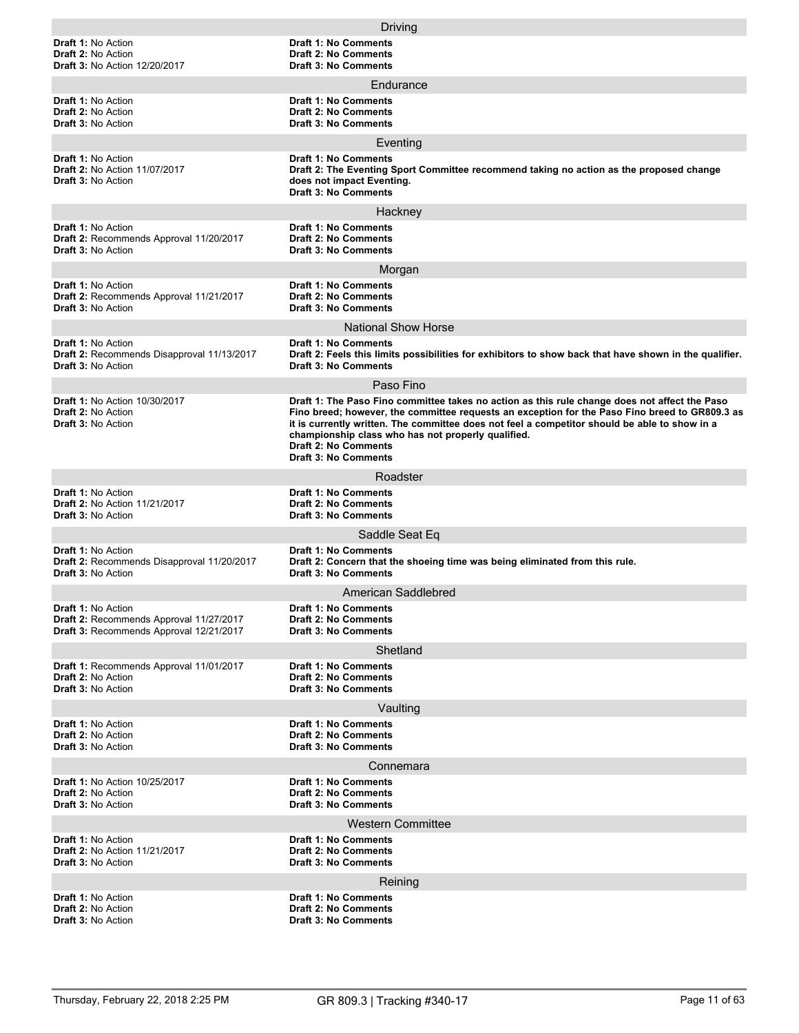## Driving

**Draft 1:** No Action
**Draft 2:** No Action
**Draft 3:** No Action 12/20/2017

**Draft 1: No Comments**
**Draft 2: No Comments**
**Draft 3: No Comments**

## Endurance

**Draft 1:** No Action
**Draft 2:** No Action
**Draft 3:** No Action

**Draft 1: No Comments**
**Draft 2: No Comments**
**Draft 3: No Comments**

## Eventing

**Draft 1:** No Action
**Draft 2:** No Action 11/07/2017
**Draft 3:** No Action

**Draft 1: No Comments**
**Draft 2: The Eventing Sport Committee recommend taking no action as the proposed change does not impact Eventing.**
**Draft 3: No Comments**

## Hackney

**Draft 1:** No Action
**Draft 2:** Recommends Approval 11/20/2017
**Draft 3:** No Action

**Draft 1: No Comments**
**Draft 2: No Comments**
**Draft 3: No Comments**

## Morgan

**Draft 1:** No Action
**Draft 2:** Recommends Approval 11/21/2017
**Draft 3:** No Action

**Draft 1: No Comments**
**Draft 2: No Comments**
**Draft 3: No Comments**

## National Show Horse

**Draft 1:** No Action
**Draft 2:** Recommends Disapproval 11/13/2017
**Draft 3:** No Action

**Draft 1: No Comments**
**Draft 2: Feels this limits possibilities for exhibitors to show back that have shown in the qualifier.**
**Draft 3: No Comments**

## Paso Fino

**Draft 1:** No Action 10/30/2017
**Draft 2:** No Action
**Draft 3:** No Action

**Draft 1: The Paso Fino committee takes no action as this rule change does not affect the Paso Fino breed; however, the committee requests an exception for the Paso Fino breed to GR809.3 as it is currently written. The committee does not feel a competitor should be able to show in a championship class who has not properly qualified.**
**Draft 2: No Comments**
**Draft 3: No Comments**

## Roadster

**Draft 1:** No Action
**Draft 2:** No Action 11/21/2017
**Draft 3:** No Action

**Draft 1: No Comments**
**Draft 2: No Comments**
**Draft 3: No Comments**

## Saddle Seat Eq

**Draft 1:** No Action
**Draft 2:** Recommends Disapproval 11/20/2017
**Draft 3:** No Action

**Draft 1: No Comments**
**Draft 2: Concern that the shoeing time was being eliminated from this rule.**
**Draft 3: No Comments**

## American Saddlebred

**Draft 1:** No Action
**Draft 2:** Recommends Approval 11/27/2017
**Draft 3:** Recommends Approval 12/21/2017

**Draft 1: No Comments**
**Draft 2: No Comments**
**Draft 3: No Comments**

## Shetland

**Draft 1:** Recommends Approval 11/01/2017
**Draft 2:** No Action
**Draft 3:** No Action

**Draft 1: No Comments**
**Draft 2: No Comments**
**Draft 3: No Comments**

## Vaulting

**Draft 1:** No Action
**Draft 2:** No Action
**Draft 3:** No Action

**Draft 1: No Comments**
**Draft 2: No Comments**
**Draft 3: No Comments**

## Connemara

**Draft 1:** No Action 10/25/2017
**Draft 2:** No Action
**Draft 3:** No Action

**Draft 1: No Comments**
**Draft 2: No Comments**
**Draft 3: No Comments**

## Western Committee

**Draft 1:** No Action
**Draft 2:** No Action 11/21/2017
**Draft 3:** No Action

**Draft 1: No Comments**
**Draft 2: No Comments**
**Draft 3: No Comments**

## Reining

**Draft 1:** No Action
**Draft 2:** No Action
**Draft 3:** No Action

**Draft 1: No Comments**
**Draft 2: No Comments**
**Draft 3: No Comments**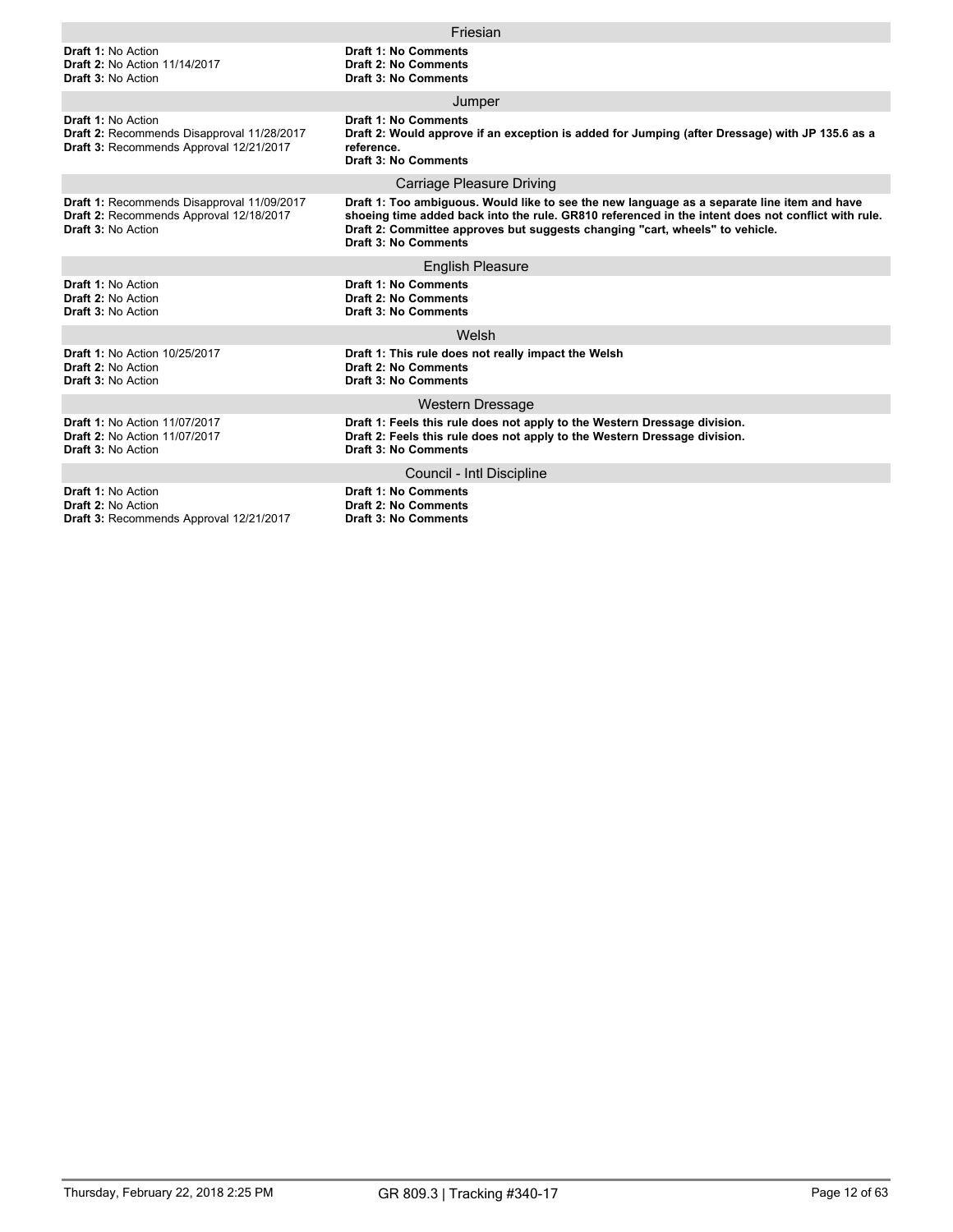### Friesian

**Draft 1:** No Action
**Draft 2:** No Action 11/14/2017
**Draft 3:** No Action

**Draft 1: No Comments**
**Draft 2: No Comments**
**Draft 3: No Comments**

### Jumper

**Draft 1:** No Action
**Draft 2:** Recommends Disapproval 11/28/2017
**Draft 3:** Recommends Approval 12/21/2017

**Draft 1: No Comments**
**Draft 2: Would approve if an exception is added for Jumping (after Dressage) with JP 135.6 as a reference.**
**Draft 3: No Comments**

### Carriage Pleasure Driving

**Draft 1:** Recommends Disapproval 11/09/2017
**Draft 2:** Recommends Approval 12/18/2017
**Draft 3:** No Action

**Draft 1: Too ambiguous. Would like to see the new language as a separate line item and have shoeing time added back into the rule. GR810 referenced in the intent does not conflict with rule.**
**Draft 2: Committee approves but suggests changing "cart, wheels" to vehicle.**
**Draft 3: No Comments**

### English Pleasure

**Draft 1:** No Action
**Draft 2:** No Action
**Draft 3:** No Action

**Draft 1: No Comments**
**Draft 2: No Comments**
**Draft 3: No Comments**

### Welsh

**Draft 1:** No Action 10/25/2017
**Draft 2:** No Action
**Draft 3:** No Action

**Draft 1: This rule does not really impact the Welsh**
**Draft 2: No Comments**
**Draft 3: No Comments**

### Western Dressage

**Draft 1:** No Action 11/07/2017
**Draft 2:** No Action 11/07/2017
**Draft 3:** No Action

**Draft 1: Feels this rule does not apply to the Western Dressage division.**
**Draft 2: Feels this rule does not apply to the Western Dressage division.**
**Draft 3: No Comments**

### Council - Intl Discipline

**Draft 1:** No Action
**Draft 2:** No Action
**Draft 3:** Recommends Approval 12/21/2017

**Draft 1: No Comments**
**Draft 2: No Comments**
**Draft 3: No Comments**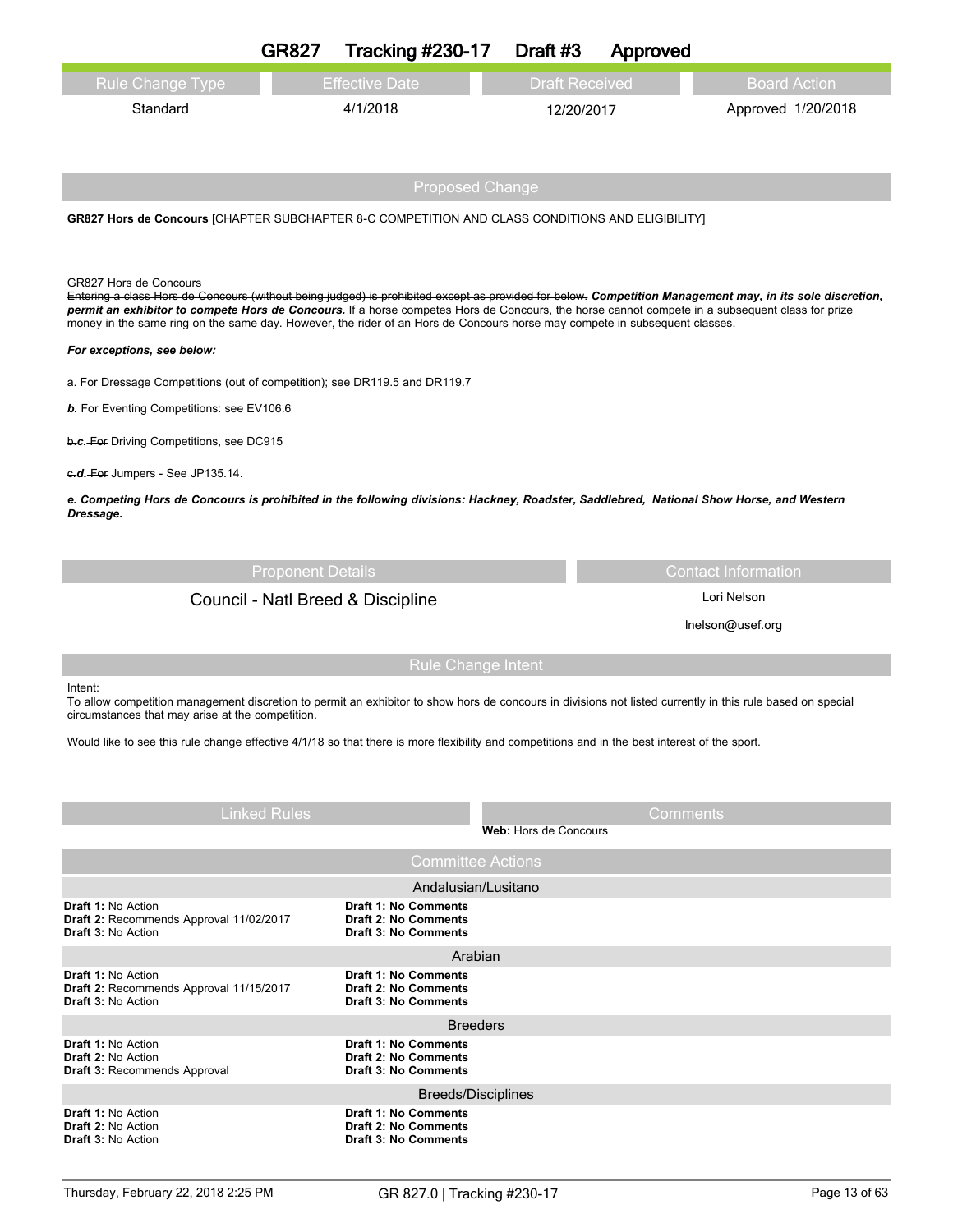# GR827 Tracking #230-17 Draft #3 Approved

| Rule Change Type | Effective Date | Draft Received | Board Action |
|---|---|---|---|
| Standard | 4/1/2018 | 12/20/2017 | Approved 1/20/2018 |

## Proposed Change

**GR827 Hors de Concours** [CHAPTER SUBCHAPTER 8-C COMPETITION AND CLASS CONDITIONS AND ELIGIBILITY]

GR827 Hors de Concours

~~Entering a class Hors de Concours (without being judged) is prohibited except as provided for below.~~ ***Competition Management may, in its sole discretion, permit an exhibitor to compete Hors de Concours.*** If a horse competes Hors de Concours, the horse cannot compete in a subsequent class for prize money in the same ring on the same day. However, the rider of an Hors de Concours horse may compete in subsequent classes.

***For exceptions, see below:***

a. ~~For~~ Dressage Competitions (out of competition); see DR119.5 and DR119.7

***b.*** ~~For~~ Eventing Competitions: see EV106.6

~~b.~~***c.*** ~~For~~ Driving Competitions, see DC915

~~c.~~***d.*** ~~For~~ Jumpers - See JP135.14.

***e. Competing Hors de Concours is prohibited in the following divisions: Hackney, Roadster, Saddlebred, National Show Horse, and Western Dressage.***

| Proponent Details | Contact Information |
|---|---|
| Council - Natl Breed & Discipline | Lori Nelson<br>lnelson@usef.org |

## Rule Change Intent

Intent:
To allow competition management discretion to permit an exhibitor to show hors de concours in divisions not listed currently in this rule based on special circumstances that may arise at the competition.

Would like to see this rule change effective 4/1/18 so that there is more flexibility and competitions and in the best interest of the sport.

| Linked Rules | Comments |
|---|---|
| | **Web:** Hors de Concours |

## Committee Actions

### Andalusian/Lusitano

| | |
|---|---|
| **Draft 1:** No Action | **Draft 1: No Comments** |
| **Draft 2:** Recommends Approval 11/02/2017 | **Draft 2: No Comments** |
| **Draft 3:** No Action | **Draft 3: No Comments** |

### Arabian

| | |
|---|---|
| **Draft 1:** No Action | **Draft 1: No Comments** |
| **Draft 2:** Recommends Approval 11/15/2017 | **Draft 2: No Comments** |
| **Draft 3:** No Action | **Draft 3: No Comments** |

### Breeders

| | |
|---|---|
| **Draft 1:** No Action | **Draft 1: No Comments** |
| **Draft 2:** No Action | **Draft 2: No Comments** |
| **Draft 3:** Recommends Approval | **Draft 3: No Comments** |

### Breeds/Disciplines

| | |
|---|---|
| **Draft 1:** No Action | **Draft 1: No Comments** |
| **Draft 2:** No Action | **Draft 2: No Comments** |
| **Draft 3:** No Action | **Draft 3: No Comments** |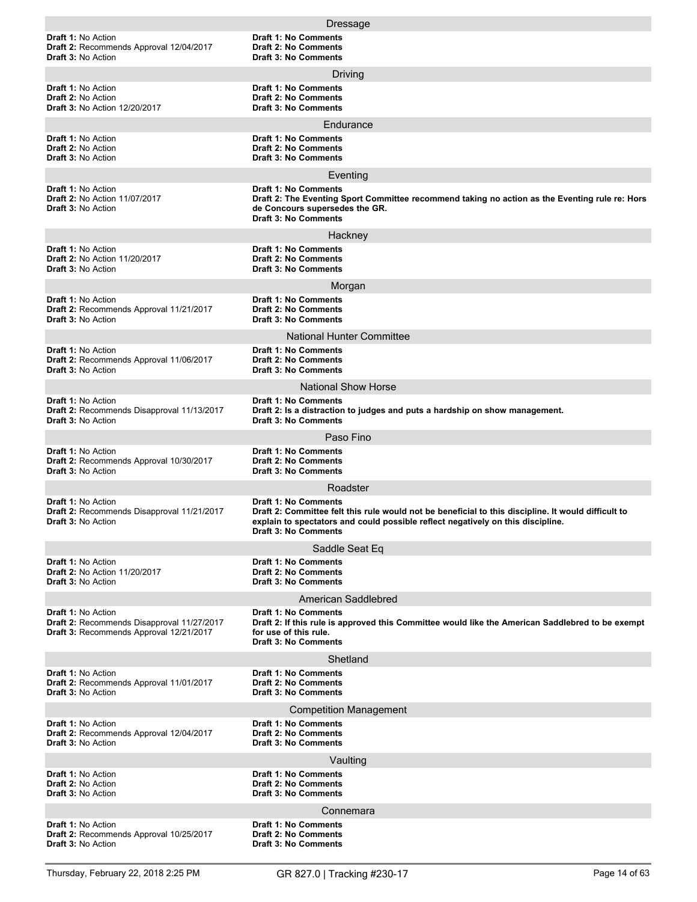### Dressage

**Draft 1:** No Action
**Draft 2:** Recommends Approval 12/04/2017
**Draft 3:** No Action

**Draft 1: No Comments**
**Draft 2: No Comments**
**Draft 3: No Comments**

### Driving

**Draft 1:** No Action
**Draft 2:** No Action
**Draft 3:** No Action 12/20/2017

**Draft 1: No Comments**
**Draft 2: No Comments**
**Draft 3: No Comments**

### Endurance

**Draft 1:** No Action
**Draft 2:** No Action
**Draft 3:** No Action

**Draft 1: No Comments**
**Draft 2: No Comments**
**Draft 3: No Comments**

### Eventing

**Draft 1:** No Action
**Draft 2:** No Action 11/07/2017
**Draft 3:** No Action

**Draft 1: No Comments**
**Draft 2: The Eventing Sport Committee recommend taking no action as the Eventing rule re: Hors de Concours supersedes the GR.**
**Draft 3: No Comments**

### Hackney

**Draft 1:** No Action
**Draft 2:** No Action 11/20/2017
**Draft 3:** No Action

**Draft 1: No Comments**
**Draft 2: No Comments**
**Draft 3: No Comments**

### Morgan

**Draft 1:** No Action
**Draft 2:** Recommends Approval 11/21/2017
**Draft 3:** No Action

**Draft 1: No Comments**
**Draft 2: No Comments**
**Draft 3: No Comments**

### National Hunter Committee

**Draft 1:** No Action
**Draft 2:** Recommends Approval 11/06/2017
**Draft 3:** No Action

**Draft 1: No Comments**
**Draft 2: No Comments**
**Draft 3: No Comments**

### National Show Horse

**Draft 1:** No Action
**Draft 2:** Recommends Disapproval 11/13/2017
**Draft 3:** No Action

**Draft 1: No Comments**
**Draft 2: Is a distraction to judges and puts a hardship on show management.**
**Draft 3: No Comments**

### Paso Fino

**Draft 1:** No Action
**Draft 2:** Recommends Approval 10/30/2017
**Draft 3:** No Action

**Draft 1: No Comments**
**Draft 2: No Comments**
**Draft 3: No Comments**

### Roadster

**Draft 1:** No Action
**Draft 2:** Recommends Disapproval 11/21/2017
**Draft 3:** No Action

**Draft 1: No Comments**
**Draft 2: Committee felt this rule would not be beneficial to this discipline. It would difficult to explain to spectators and could possible reflect negatively on this discipline.**
**Draft 3: No Comments**

### Saddle Seat Eq

**Draft 1:** No Action
**Draft 2:** No Action 11/20/2017
**Draft 3:** No Action

**Draft 1: No Comments**
**Draft 2: No Comments**
**Draft 3: No Comments**

### American Saddlebred

**Draft 1:** No Action
**Draft 2:** Recommends Disapproval 11/27/2017
**Draft 3:** Recommends Approval 12/21/2017

**Draft 1: No Comments**
**Draft 2: If this rule is approved this Committee would like the American Saddlebred to be exempt for use of this rule.**
**Draft 3: No Comments**

### Shetland

**Draft 1:** No Action
**Draft 2:** Recommends Approval 11/01/2017
**Draft 3:** No Action

**Draft 1: No Comments**
**Draft 2: No Comments**
**Draft 3: No Comments**

### Competition Management

**Draft 1:** No Action
**Draft 2:** Recommends Approval 12/04/2017
**Draft 3:** No Action

**Draft 1: No Comments**
**Draft 2: No Comments**
**Draft 3: No Comments**

### Vaulting

**Draft 1:** No Action
**Draft 2:** No Action
**Draft 3:** No Action

**Draft 1: No Comments**
**Draft 2: No Comments**
**Draft 3: No Comments**

### Connemara

**Draft 1:** No Action
**Draft 2:** Recommends Approval 10/25/2017
**Draft 3:** No Action

**Draft 1: No Comments**
**Draft 2: No Comments**
**Draft 3: No Comments**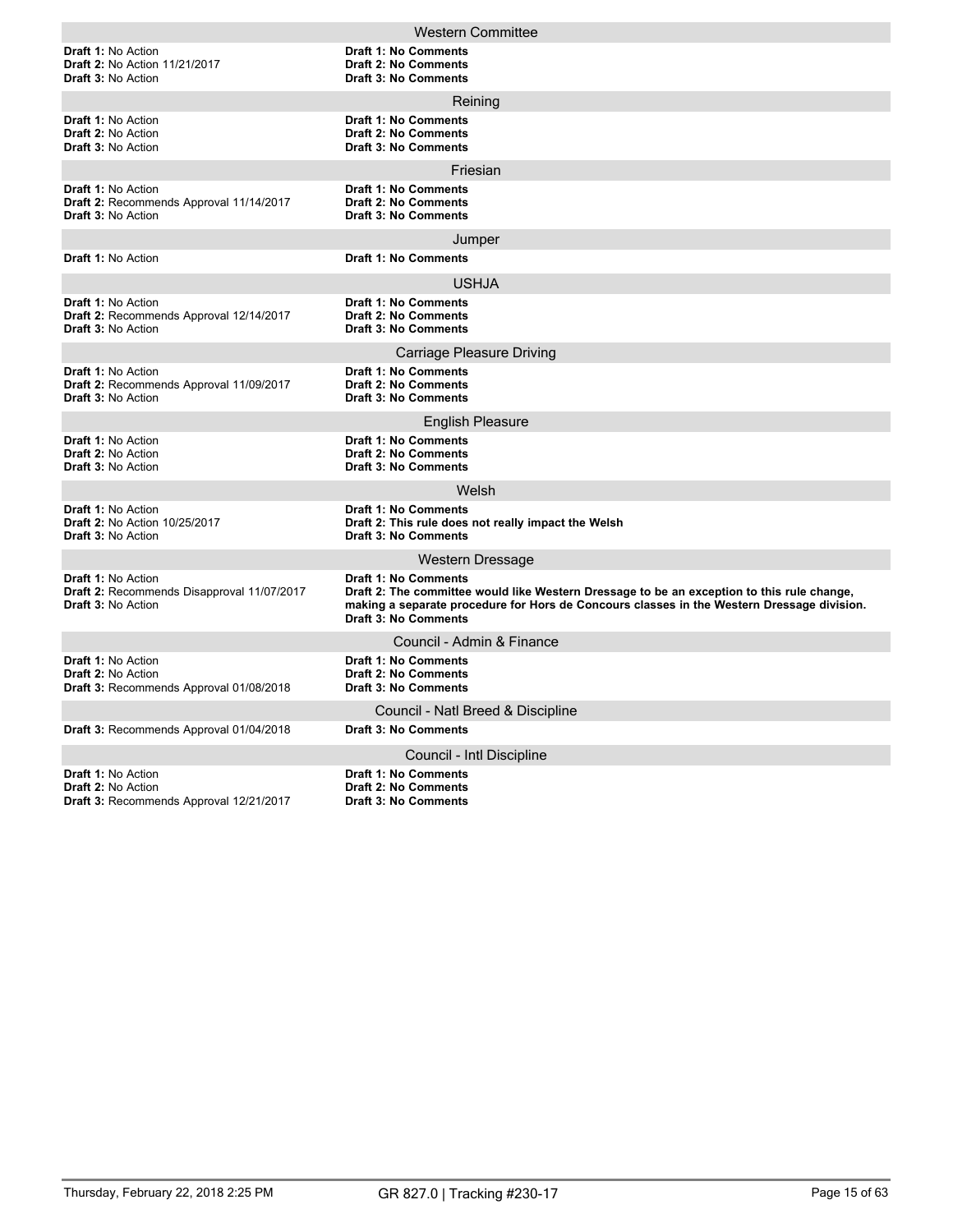### Western Committee

**Draft 1:** No Action
**Draft 2:** No Action 11/21/2017
**Draft 3:** No Action

**Draft 1: No Comments**
**Draft 2: No Comments**
**Draft 3: No Comments**

### Reining

**Draft 1:** No Action
**Draft 2:** No Action
**Draft 3:** No Action

**Draft 1: No Comments**
**Draft 2: No Comments**
**Draft 3: No Comments**

### Friesian

**Draft 1:** No Action
**Draft 2:** Recommends Approval 11/14/2017
**Draft 3:** No Action

**Draft 1: No Comments**
**Draft 2: No Comments**
**Draft 3: No Comments**

### Jumper

**Draft 1:** No Action

**Draft 1: No Comments**

### USHJA

**Draft 1:** No Action
**Draft 2:** Recommends Approval 12/14/2017
**Draft 3:** No Action

**Draft 1: No Comments**
**Draft 2: No Comments**
**Draft 3: No Comments**

### Carriage Pleasure Driving

**Draft 1:** No Action
**Draft 2:** Recommends Approval 11/09/2017
**Draft 3:** No Action

**Draft 1: No Comments**
**Draft 2: No Comments**
**Draft 3: No Comments**

### English Pleasure

**Draft 1:** No Action
**Draft 2:** No Action
**Draft 3:** No Action

**Draft 1: No Comments**
**Draft 2: No Comments**
**Draft 3: No Comments**

### Welsh

**Draft 1:** No Action
**Draft 2:** No Action 10/25/2017
**Draft 3:** No Action

**Draft 1: No Comments**
**Draft 2: This rule does not really impact the Welsh**
**Draft 3: No Comments**

### Western Dressage

**Draft 1:** No Action
**Draft 2:** Recommends Disapproval 11/07/2017
**Draft 3:** No Action

**Draft 1: No Comments**
**Draft 2: The committee would like Western Dressage to be an exception to this rule change, making a separate procedure for Hors de Concours classes in the Western Dressage division.**
**Draft 3: No Comments**

### Council - Admin & Finance

**Draft 1:** No Action
**Draft 2:** No Action
**Draft 3:** Recommends Approval 01/08/2018

**Draft 1: No Comments**
**Draft 2: No Comments**
**Draft 3: No Comments**

### Council - Natl Breed & Discipline

**Draft 3:** Recommends Approval 01/04/2018

**Draft 3: No Comments**

### Council - Intl Discipline

**Draft 1:** No Action
**Draft 2:** No Action
**Draft 3:** Recommends Approval 12/21/2017

**Draft 1: No Comments**
**Draft 2: No Comments**
**Draft 3: No Comments**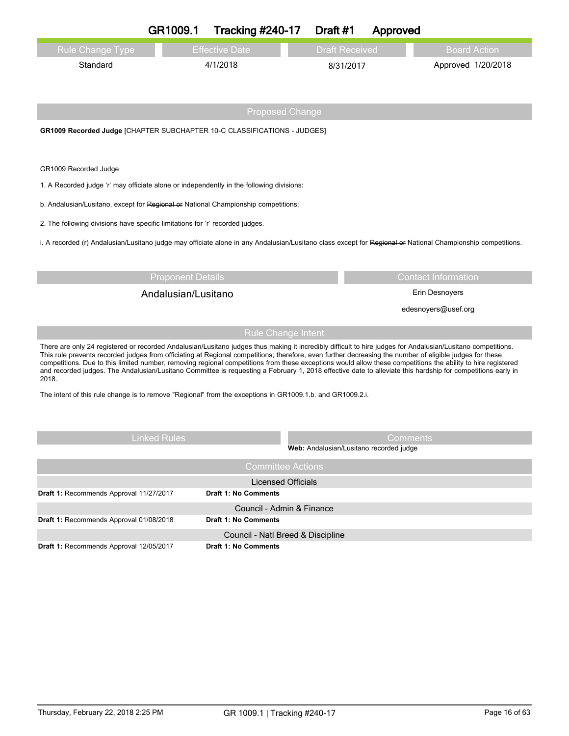# GR1009.1 Tracking #240-17 Draft #1 Approved

| Rule Change Type | Effective Date | Draft Received | Board Action |
| --- | --- | --- | --- |
| Standard | 4/1/2018 | 8/31/2017 | Approved 1/20/2018 |

## Proposed Change

**GR1009 Recorded Judge** [CHAPTER SUBCHAPTER 10-C CLASSIFICATIONS - JUDGES]

GR1009 Recorded Judge

1. A Recorded judge 'r' may officiate alone or independently in the following divisions:

b. Andalusian/Lusitano, except for ~~Regional or~~ National Championship competitions;

2. The following divisions have specific limitations for 'r' recorded judges.

i. A recorded (r) Andalusian/Lusitano judge may officiate alone in any Andalusian/Lusitano class except for ~~Regional or~~ National Championship competitions.

| Proponent Details | Contact Information |
| --- | --- |
| Andalusian/Lusitano | Erin Desnoyers<br>edesnoyers@usef.org |

## Rule Change Intent

There are only 24 registered or recorded Andalusian/Lusitano judges thus making it incredibly difficult to hire judges for Andalusian/Lusitano competitions. This rule prevents recorded judges from officiating at Regional competitions; therefore, even further decreasing the number of eligible judges for these competitions. Due to this limited number, removing regional competitions from these exceptions would allow these competitions the ability to hire registered and recorded judges. The Andalusian/Lusitano Committee is requesting a February 1, 2018 effective date to alleviate this hardship for competitions early in 2018.

The intent of this rule change is to remove "Regional" from the exceptions in GR1009.1.b. and GR1009.2.i.

| Linked Rules | Comments |
| --- | --- |
| | **Web:** Andalusian/Lusitano recorded judge |

## Committee Actions

| Licensed Officials | |
| --- | --- |
| **Draft 1:** Recommends Approval 11/27/2017 | **Draft 1: No Comments** |

| Council - Admin & Finance | |
| --- | --- |
| **Draft 1:** Recommends Approval 01/08/2018 | **Draft 1: No Comments** |

| Council - Natl Breed & Discipline | |
| --- | --- |
| **Draft 1:** Recommends Approval 12/05/2017 | **Draft 1: No Comments** |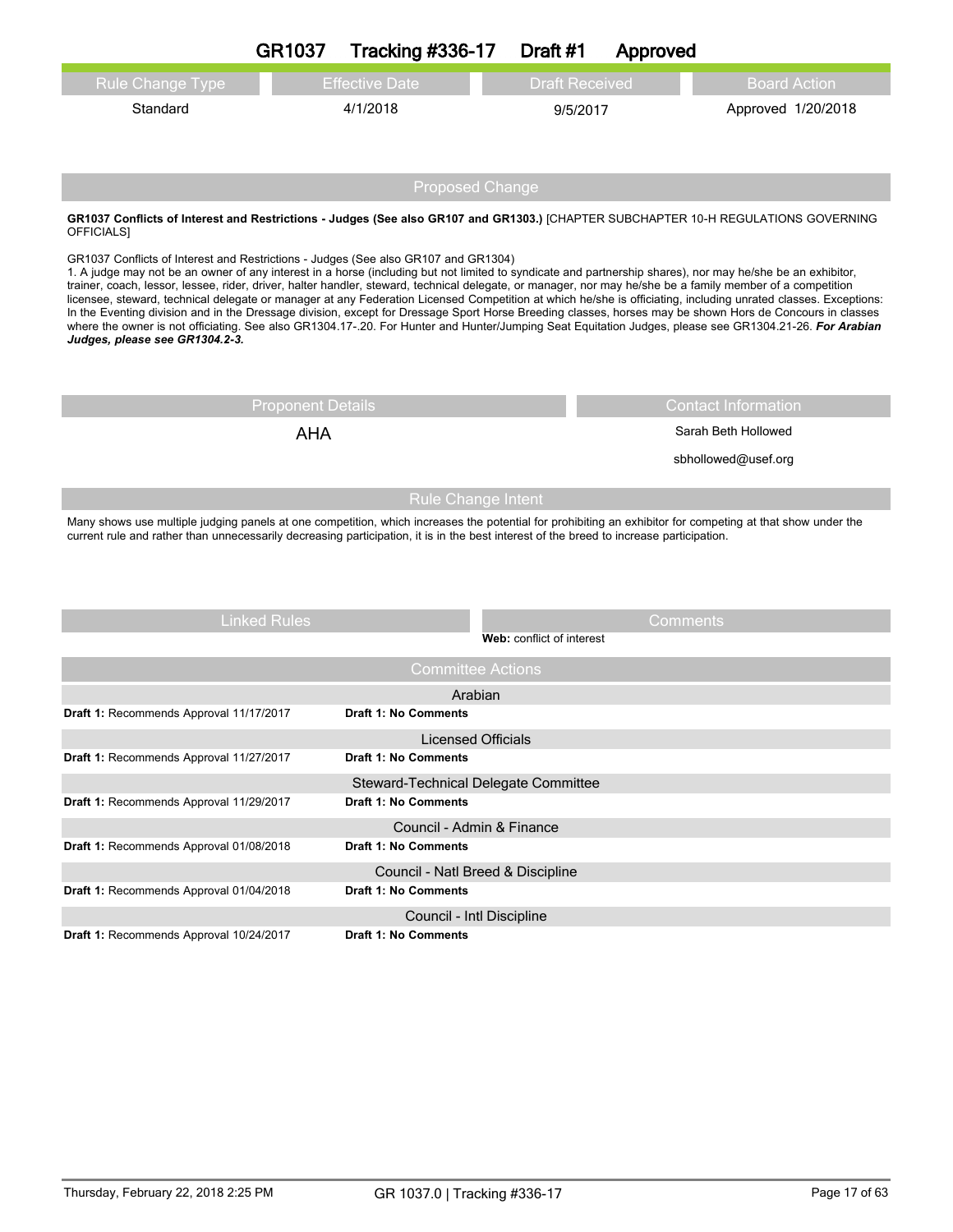# GR1037 Tracking #336-17 Draft #1 Approved

| Rule Change Type | Effective Date | Draft Received | Board Action |
|---|---|---|---|
| Standard | 4/1/2018 | 9/5/2017 | Approved 1/20/2018 |

## Proposed Change

**GR1037 Conflicts of Interest and Restrictions - Judges (See also GR107 and GR1303.)** [CHAPTER SUBCHAPTER 10-H REGULATIONS GOVERNING OFFICIALS]

GR1037 Conflicts of Interest and Restrictions - Judges (See also GR107 and GR1304)
1. A judge may not be an owner of any interest in a horse (including but not limited to syndicate and partnership shares), nor may he/she be an exhibitor, trainer, coach, lessor, lessee, rider, driver, halter handler, steward, technical delegate, or manager, nor may he/she be a family member of a competition licensee, steward, technical delegate or manager at any Federation Licensed Competition at which he/she is officiating, including unrated classes. Exceptions: In the Eventing division and in the Dressage division, except for Dressage Sport Horse Breeding classes, horses may be shown Hors de Concours in classes where the owner is not officiating. See also GR1304.17-.20. For Hunter and Hunter/Jumping Seat Equitation Judges, please see GR1304.21-26. ***For Arabian Judges, please see GR1304.2-3.***

| Proponent Details | Contact Information |
|---|---|
| AHA | Sarah Beth Hollowed |
| | sbhollowed@usef.org |

## Rule Change Intent

Many shows use multiple judging panels at one competition, which increases the potential for prohibiting an exhibitor for competing at that show under the current rule and rather than unnecessarily decreasing participation, it is in the best interest of the breed to increase participation.

| Linked Rules | Comments |
|---|---|
| | **Web:** conflict of interest |

## Committee Actions

| Committee | Action | Comments |
|---|---|---|
| Arabian | **Draft 1:** Recommends Approval 11/17/2017 | **Draft 1: No Comments** |
| Licensed Officials | **Draft 1:** Recommends Approval 11/27/2017 | **Draft 1: No Comments** |
| Steward-Technical Delegate Committee | **Draft 1:** Recommends Approval 11/29/2017 | **Draft 1: No Comments** |
| Council - Admin & Finance | **Draft 1:** Recommends Approval 01/08/2018 | **Draft 1: No Comments** |
| Council - Natl Breed & Discipline | **Draft 1:** Recommends Approval 01/04/2018 | **Draft 1: No Comments** |
| Council - Intl Discipline | **Draft 1:** Recommends Approval 10/24/2017 | **Draft 1: No Comments** |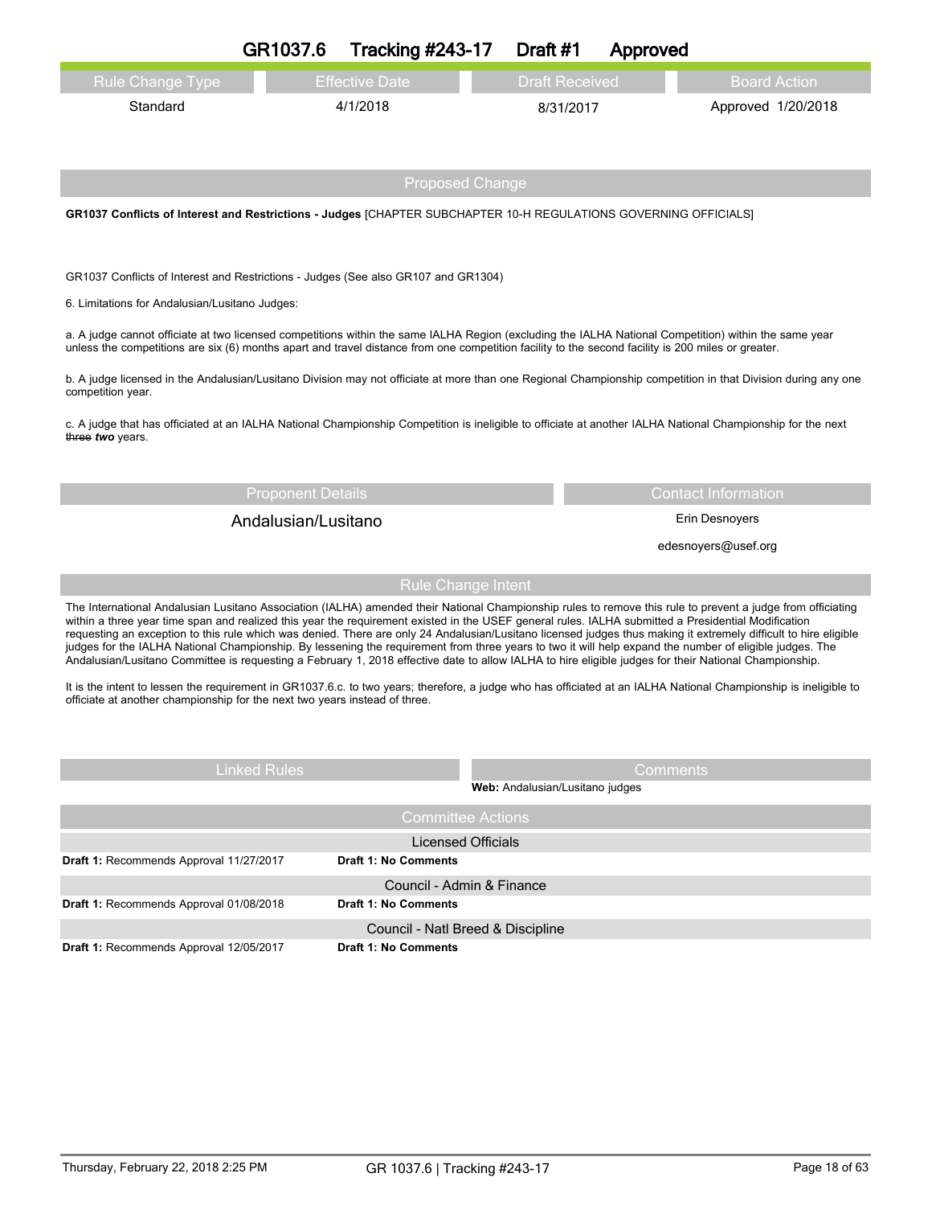# GR1037.6 Tracking #243-17 Draft #1 Approved

| Rule Change Type | Effective Date | Draft Received | Board Action |
|---|---|---|---|
| Standard | 4/1/2018 | 8/31/2017 | Approved 1/20/2018 |

## Proposed Change

**GR1037 Conflicts of Interest and Restrictions - Judges** [CHAPTER SUBCHAPTER 10-H REGULATIONS GOVERNING OFFICIALS]

GR1037 Conflicts of Interest and Restrictions - Judges (See also GR107 and GR1304)

6. Limitations for Andalusian/Lusitano Judges:

a. A judge cannot officiate at two licensed competitions within the same IALHA Region (excluding the IALHA National Competition) within the same year unless the competitions are six (6) months apart and travel distance from one competition facility to the second facility is 200 miles or greater.

b. A judge licensed in the Andalusian/Lusitano Division may not officiate at more than one Regional Championship competition in that Division during any one competition year.

c. A judge that has officiated at an IALHA National Championship Competition is ineligible to officiate at another IALHA National Championship for the next ~~three~~ ***two*** years.

| Proponent Details | Contact Information |
|---|---|
| Andalusian/Lusitano | Erin Desnoyers<br>edesnoyers@usef.org |

## Rule Change Intent

The International Andalusian Lusitano Association (IALHA) amended their National Championship rules to remove this rule to prevent a judge from officiating within a three year time span and realized this year the requirement existed in the USEF general rules. IALHA submitted a Presidential Modification requesting an exception to this rule which was denied. There are only 24 Andalusian/Lusitano licensed judges thus making it extremely difficult to hire eligible judges for the IALHA National Championship. By lessening the requirement from three years to two it will help expand the number of eligible judges. The Andalusian/Lusitano Committee is requesting a February 1, 2018 effective date to allow IALHA to hire eligible judges for their National Championship.

It is the intent to lessen the requirement in GR1037.6.c. to two years; therefore, a judge who has officiated at an IALHA National Championship is ineligible to officiate at another championship for the next two years instead of three.

| Linked Rules | Comments |
|---|---|
| | **Web:** Andalusian/Lusitano judges |

## Committee Actions

**Licensed Officials**

**Draft 1:** Recommends Approval 11/27/2017 — **Draft 1: No Comments**

**Council - Admin & Finance**

**Draft 1:** Recommends Approval 01/08/2018 — **Draft 1: No Comments**

**Council - Natl Breed & Discipline**

**Draft 1:** Recommends Approval 12/05/2017 — **Draft 1: No Comments**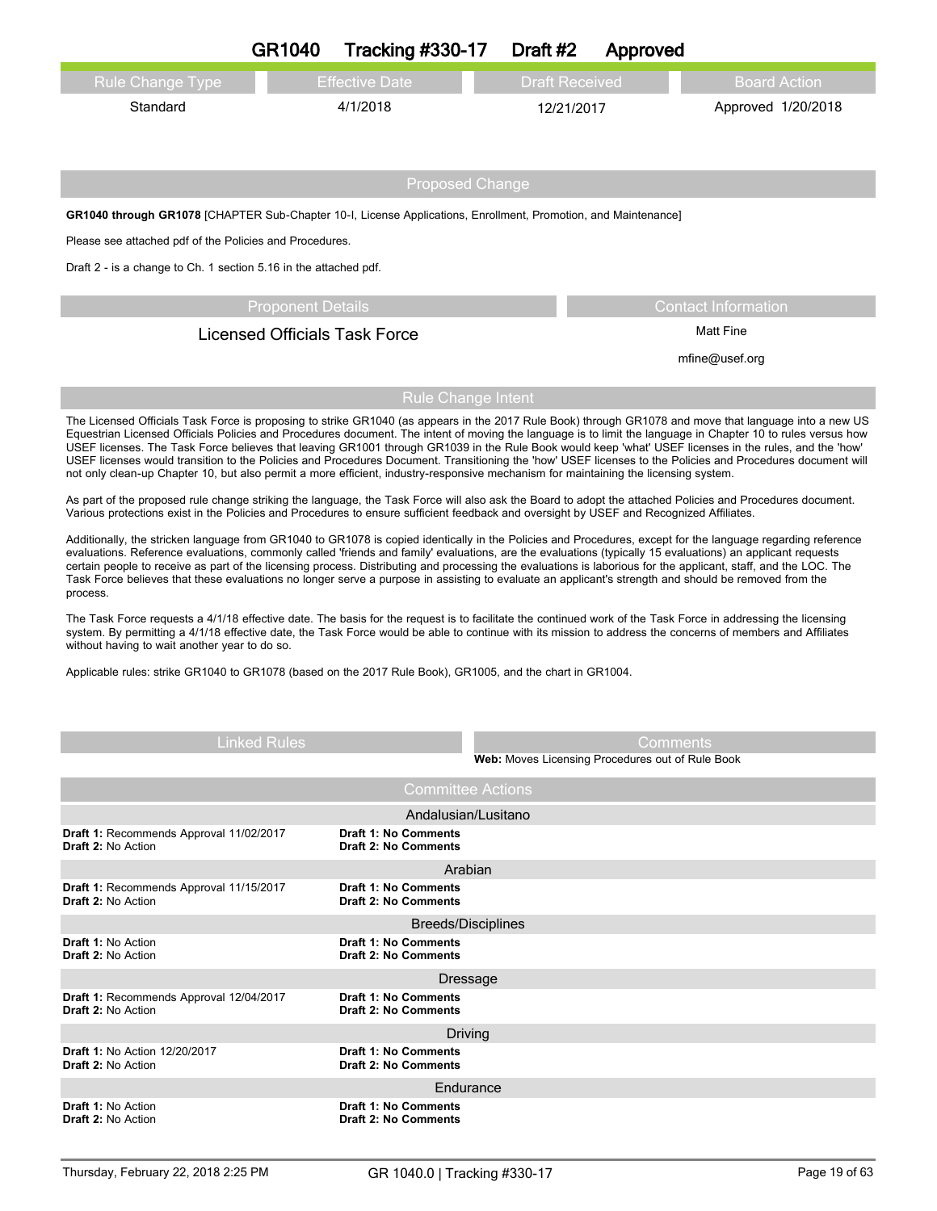# GR1040 Tracking #330-17 Draft #2 Approved

| Rule Change Type | Effective Date | Draft Received | Board Action |
| --- | --- | --- | --- |
| Standard | 4/1/2018 | 12/21/2017 | Approved 1/20/2018 |

## Proposed Change

**GR1040 through GR1078** [CHAPTER Sub-Chapter 10-I, License Applications, Enrollment, Promotion, and Maintenance]

Please see attached pdf of the Policies and Procedures.

Draft 2 - is a change to Ch. 1 section 5.16 in the attached pdf.

| Proponent Details | Contact Information |
| --- | --- |
| Licensed Officials Task Force | Matt Fine |
| | mfine@usef.org |

## Rule Change Intent

The Licensed Officials Task Force is proposing to strike GR1040 (as appears in the 2017 Rule Book) through GR1078 and move that language into a new US Equestrian Licensed Officials Policies and Procedures document. The intent of moving the language is to limit the language in Chapter 10 to rules versus how USEF licenses. The Task Force believes that leaving GR1001 through GR1039 in the Rule Book would keep 'what' USEF licenses in the rules, and the 'how' USEF licenses would transition to the Policies and Procedures Document. Transitioning the 'how' USEF licenses to the Policies and Procedures document will not only clean-up Chapter 10, but also permit a more efficient, industry-responsive mechanism for maintaining the licensing system.

As part of the proposed rule change striking the language, the Task Force will also ask the Board to adopt the attached Policies and Procedures document. Various protections exist in the Policies and Procedures to ensure sufficient feedback and oversight by USEF and Recognized Affiliates.

Additionally, the stricken language from GR1040 to GR1078 is copied identically in the Policies and Procedures, except for the language regarding reference evaluations. Reference evaluations, commonly called 'friends and family' evaluations, are the evaluations (typically 15 evaluations) an applicant requests certain people to receive as part of the licensing process. Distributing and processing the evaluations is laborious for the applicant, staff, and the LOC. The Task Force believes that these evaluations no longer serve a purpose in assisting to evaluate an applicant's strength and should be removed from the process.

The Task Force requests a 4/1/18 effective date. The basis for the request is to facilitate the continued work of the Task Force in addressing the licensing system. By permitting a 4/1/18 effective date, the Task Force would be able to continue with its mission to address the concerns of members and Affiliates without having to wait another year to do so.

Applicable rules: strike GR1040 to GR1078 (based on the 2017 Rule Book), GR1005, and the chart in GR1004.

| Linked Rules | Comments |
| --- | --- |
| | **Web:** Moves Licensing Procedures out of Rule Book |

## Committee Actions

### Andalusian/Lusitano

| | |
| --- | --- |
| **Draft 1:** Recommends Approval 11/02/2017 | **Draft 1: No Comments** |
| **Draft 2:** No Action | **Draft 2: No Comments** |

### Arabian

| | |
| --- | --- |
| **Draft 1:** Recommends Approval 11/15/2017 | **Draft 1: No Comments** |
| **Draft 2:** No Action | **Draft 2: No Comments** |

### Breeds/Disciplines

| | |
| --- | --- |
| **Draft 1:** No Action | **Draft 1: No Comments** |
| **Draft 2:** No Action | **Draft 2: No Comments** |

### Dressage

| | |
| --- | --- |
| **Draft 1:** Recommends Approval 12/04/2017 | **Draft 1: No Comments** |
| **Draft 2:** No Action | **Draft 2: No Comments** |

### Driving

| | |
| --- | --- |
| **Draft 1:** No Action 12/20/2017 | **Draft 1: No Comments** |
| **Draft 2:** No Action | **Draft 2: No Comments** |

### Endurance

| | |
| --- | --- |
| **Draft 1:** No Action | **Draft 1: No Comments** |
| **Draft 2:** No Action | **Draft 2: No Comments** |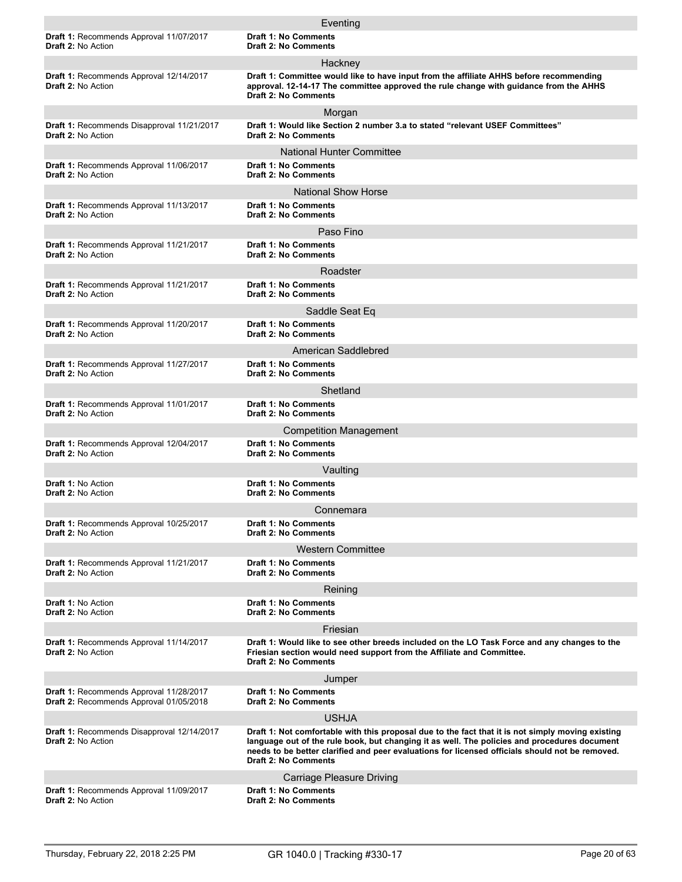### Eventing

**Draft 1:** Recommends Approval 11/07/2017
**Draft 2:** No Action

**Draft 1: No Comments**
**Draft 2: No Comments**

### Hackney

**Draft 1:** Recommends Approval 12/14/2017
**Draft 2:** No Action

**Draft 1: Committee would like to have input from the affiliate AHHS before recommending approval. 12-14-17 The committee approved the rule change with guidance from the AHHS**
**Draft 2: No Comments**

### Morgan

**Draft 1:** Recommends Disapproval 11/21/2017
**Draft 2:** No Action

**Draft 1: Would like Section 2 number 3.a to stated "relevant USEF Committees"**
**Draft 2: No Comments**

### National Hunter Committee

**Draft 1:** Recommends Approval 11/06/2017
**Draft 2:** No Action

**Draft 1: No Comments**
**Draft 2: No Comments**

### National Show Horse

**Draft 1:** Recommends Approval 11/13/2017
**Draft 2:** No Action

**Draft 1: No Comments**
**Draft 2: No Comments**

### Paso Fino

**Draft 1:** Recommends Approval 11/21/2017
**Draft 2:** No Action

**Draft 1: No Comments**
**Draft 2: No Comments**

### Roadster

**Draft 1:** Recommends Approval 11/21/2017
**Draft 2:** No Action

**Draft 1: No Comments**
**Draft 2: No Comments**

### Saddle Seat Eq

**Draft 1:** Recommends Approval 11/20/2017
**Draft 2:** No Action

**Draft 1: No Comments**
**Draft 2: No Comments**

### American Saddlebred

**Draft 1:** Recommends Approval 11/27/2017
**Draft 2:** No Action

**Draft 1: No Comments**
**Draft 2: No Comments**

### Shetland

**Draft 1:** Recommends Approval 11/01/2017
**Draft 2:** No Action

**Draft 1: No Comments**
**Draft 2: No Comments**

### Competition Management

**Draft 1:** Recommends Approval 12/04/2017
**Draft 2:** No Action

**Draft 1: No Comments**
**Draft 2: No Comments**

### Vaulting

**Draft 1:** No Action
**Draft 2:** No Action

**Draft 1: No Comments**
**Draft 2: No Comments**

### Connemara

**Draft 1:** Recommends Approval 10/25/2017
**Draft 2:** No Action

**Draft 1: No Comments**
**Draft 2: No Comments**

### Western Committee

**Draft 1:** Recommends Approval 11/21/2017
**Draft 2:** No Action

**Draft 1: No Comments**
**Draft 2: No Comments**

### Reining

**Draft 1:** No Action
**Draft 2:** No Action

**Draft 1: No Comments**
**Draft 2: No Comments**

### Friesian

**Draft 1:** Recommends Approval 11/14/2017
**Draft 2:** No Action

**Draft 1: Would like to see other breeds included on the LO Task Force and any changes to the Friesian section would need support from the Affiliate and Committee.**
**Draft 2: No Comments**

### Jumper

**Draft 1:** Recommends Approval 11/28/2017
**Draft 2:** Recommends Approval 01/05/2018

**Draft 1: No Comments**
**Draft 2: No Comments**

### USHJA

**Draft 1:** Recommends Disapproval 12/14/2017
**Draft 2:** No Action

**Draft 1: Not comfortable with this proposal due to the fact that it is not simply moving existing language out of the rule book, but changing it as well. The policies and procedures document needs to be better clarified and peer evaluations for licensed officials should not be removed.**
**Draft 2: No Comments**

### Carriage Pleasure Driving

**Draft 1:** Recommends Approval 11/09/2017
**Draft 2:** No Action

**Draft 1: No Comments**
**Draft 2: No Comments**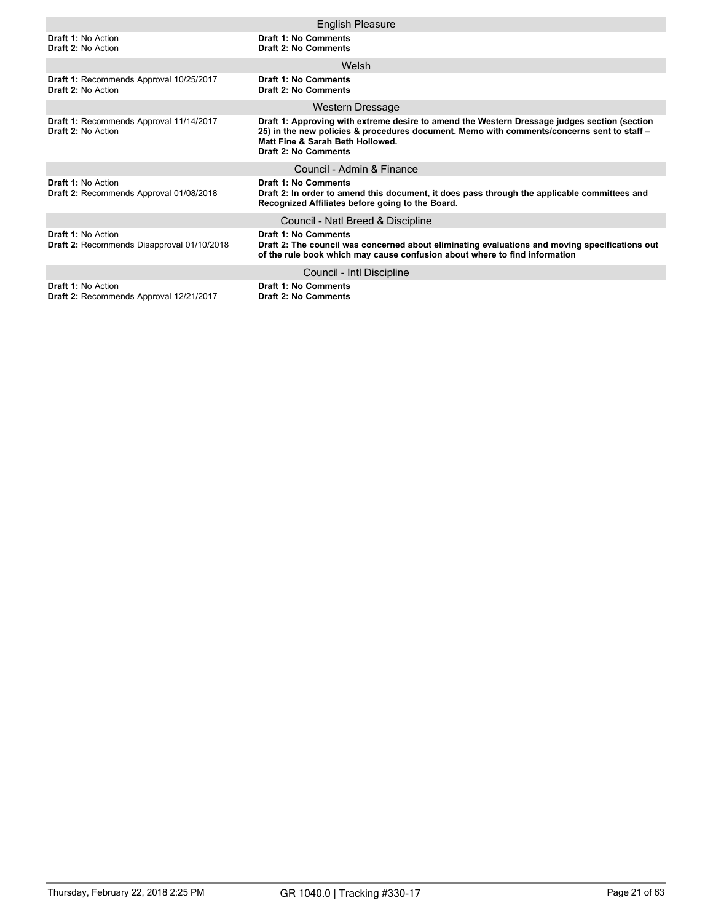## English Pleasure

**Draft 1:** No Action
**Draft 2:** No Action

**Draft 1: No Comments**
**Draft 2: No Comments**

## Welsh

**Draft 1:** Recommends Approval 10/25/2017
**Draft 2:** No Action

**Draft 1: No Comments**
**Draft 2: No Comments**

## Western Dressage

**Draft 1:** Recommends Approval 11/14/2017
**Draft 2:** No Action

**Draft 1: Approving with extreme desire to amend the Western Dressage judges section (section 25) in the new policies & procedures document. Memo with comments/concerns sent to staff – Matt Fine & Sarah Beth Hollowed.**
**Draft 2: No Comments**

## Council - Admin & Finance

**Draft 1:** No Action
**Draft 2:** Recommends Approval 01/08/2018

**Draft 1: No Comments**
**Draft 2: In order to amend this document, it does pass through the applicable committees and Recognized Affiliates before going to the Board.**

## Council - Natl Breed & Discipline

**Draft 1:** No Action
**Draft 2:** Recommends Disapproval 01/10/2018

**Draft 1: No Comments**
**Draft 2: The council was concerned about eliminating evaluations and moving specifications out of the rule book which may cause confusion about where to find information**

## Council - Intl Discipline

**Draft 1:** No Action
**Draft 2:** Recommends Approval 12/21/2017

**Draft 1: No Comments**
**Draft 2: No Comments**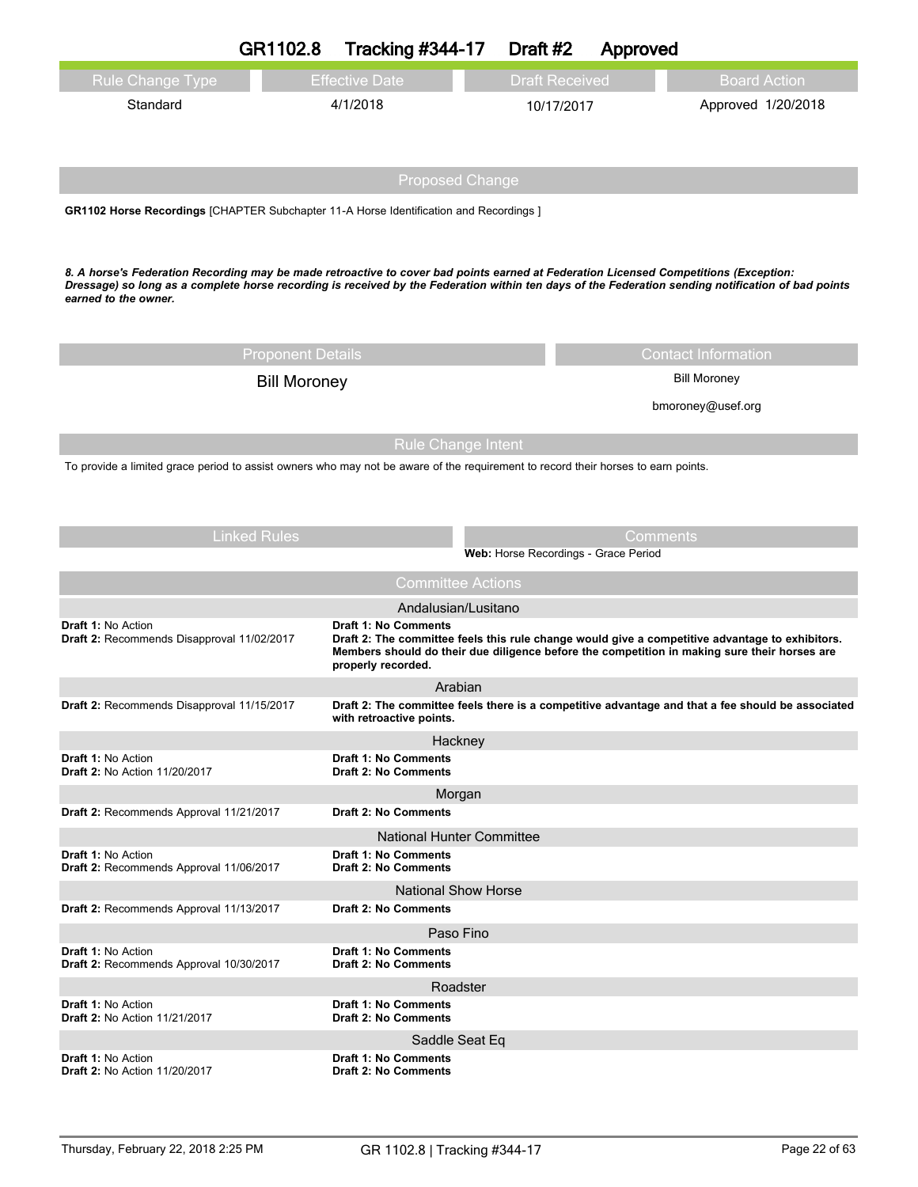# GR1102.8 Tracking #344-17 Draft #2 Approved

| Rule Change Type | Effective Date | Draft Received | Board Action |
|---|---|---|---|
| Standard | 4/1/2018 | 10/17/2017 | Approved 1/20/2018 |

## Proposed Change

**GR1102 Horse Recordings** [CHAPTER Subchapter 11-A Horse Identification and Recordings ]

***8. A horse's Federation Recording may be made retroactive to cover bad points earned at Federation Licensed Competitions (Exception: Dressage) so long as a complete horse recording is received by the Federation within ten days of the Federation sending notification of bad points earned to the owner.***

| Proponent Details | Contact Information |
|---|---|
| Bill Moroney | Bill Moroney<br>bmoroney@usef.org |

## Rule Change Intent

To provide a limited grace period to assist owners who may not be aware of the requirement to record their horses to earn points.

| Linked Rules | Comments |
|---|---|
| | **Web:** Horse Recordings - Grace Period |

## Committee Actions

### Andalusian/Lusitano

| | |
|---|---|
| **Draft 1:** No Action<br>**Draft 2:** Recommends Disapproval 11/02/2017 | **Draft 1: No Comments**<br>**Draft 2: The committee feels this rule change would give a competitive advantage to exhibitors. Members should do their due diligence before the competition in making sure their horses are properly recorded.** |

### Arabian

| | |
|---|---|
| **Draft 2:** Recommends Disapproval 11/15/2017 | **Draft 2: The committee feels there is a competitive advantage and that a fee should be associated with retroactive points.** |

### Hackney

| | |
|---|---|
| **Draft 1:** No Action<br>**Draft 2:** No Action 11/20/2017 | **Draft 1: No Comments**<br>**Draft 2: No Comments** |

### Morgan

| | |
|---|---|
| **Draft 2:** Recommends Approval 11/21/2017 | **Draft 2: No Comments** |

### National Hunter Committee

| | |
|---|---|
| **Draft 1:** No Action<br>**Draft 2:** Recommends Approval 11/06/2017 | **Draft 1: No Comments**<br>**Draft 2: No Comments** |

### National Show Horse

| | |
|---|---|
| **Draft 2:** Recommends Approval 11/13/2017 | **Draft 2: No Comments** |

### Paso Fino

| | |
|---|---|
| **Draft 1:** No Action<br>**Draft 2:** Recommends Approval 10/30/2017 | **Draft 1: No Comments**<br>**Draft 2: No Comments** |

### Roadster

| | |
|---|---|
| **Draft 1:** No Action<br>**Draft 2:** No Action 11/21/2017 | **Draft 1: No Comments**<br>**Draft 2: No Comments** |

### Saddle Seat Eq

| | |
|---|---|
| **Draft 1:** No Action<br>**Draft 2:** No Action 11/20/2017 | **Draft 1: No Comments**<br>**Draft 2: No Comments** |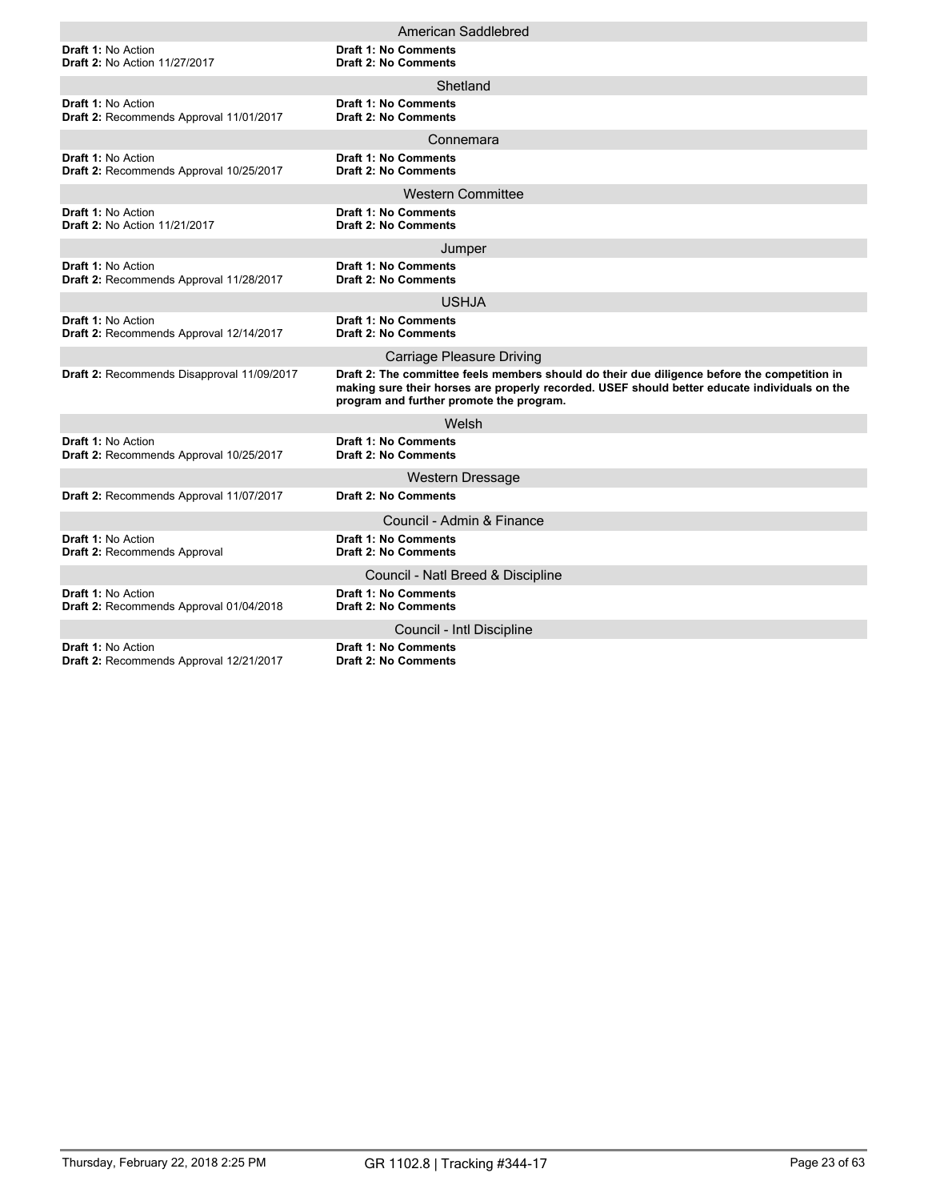### American Saddlebred

**Draft 1:** No Action
**Draft 2:** No Action 11/27/2017

**Draft 1: No Comments**
**Draft 2: No Comments**

### Shetland

**Draft 1:** No Action
**Draft 2:** Recommends Approval 11/01/2017

**Draft 1: No Comments**
**Draft 2: No Comments**

### Connemara

**Draft 1:** No Action
**Draft 2:** Recommends Approval 10/25/2017

**Draft 1: No Comments**
**Draft 2: No Comments**

### Western Committee

**Draft 1:** No Action
**Draft 2:** No Action 11/21/2017

**Draft 1: No Comments**
**Draft 2: No Comments**

### Jumper

**Draft 1:** No Action
**Draft 2:** Recommends Approval 11/28/2017

**Draft 1: No Comments**
**Draft 2: No Comments**

### USHJA

**Draft 1:** No Action
**Draft 2:** Recommends Approval 12/14/2017

**Draft 1: No Comments**
**Draft 2: No Comments**

### Carriage Pleasure Driving

**Draft 2:** Recommends Disapproval 11/09/2017

**Draft 2: The committee feels members should do their due diligence before the competition in making sure their horses are properly recorded. USEF should better educate individuals on the program and further promote the program.**

### Welsh

**Draft 1:** No Action
**Draft 2:** Recommends Approval 10/25/2017

**Draft 1: No Comments**
**Draft 2: No Comments**

### Western Dressage

**Draft 2:** Recommends Approval 11/07/2017

**Draft 2: No Comments**

### Council - Admin & Finance

**Draft 1:** No Action
**Draft 2:** Recommends Approval

**Draft 1: No Comments**
**Draft 2: No Comments**

### Council - Natl Breed & Discipline

**Draft 1:** No Action
**Draft 2:** Recommends Approval 01/04/2018

**Draft 1: No Comments**
**Draft 2: No Comments**

### Council - Intl Discipline

**Draft 1:** No Action
**Draft 2:** Recommends Approval 12/21/2017

**Draft 1: No Comments**
**Draft 2: No Comments**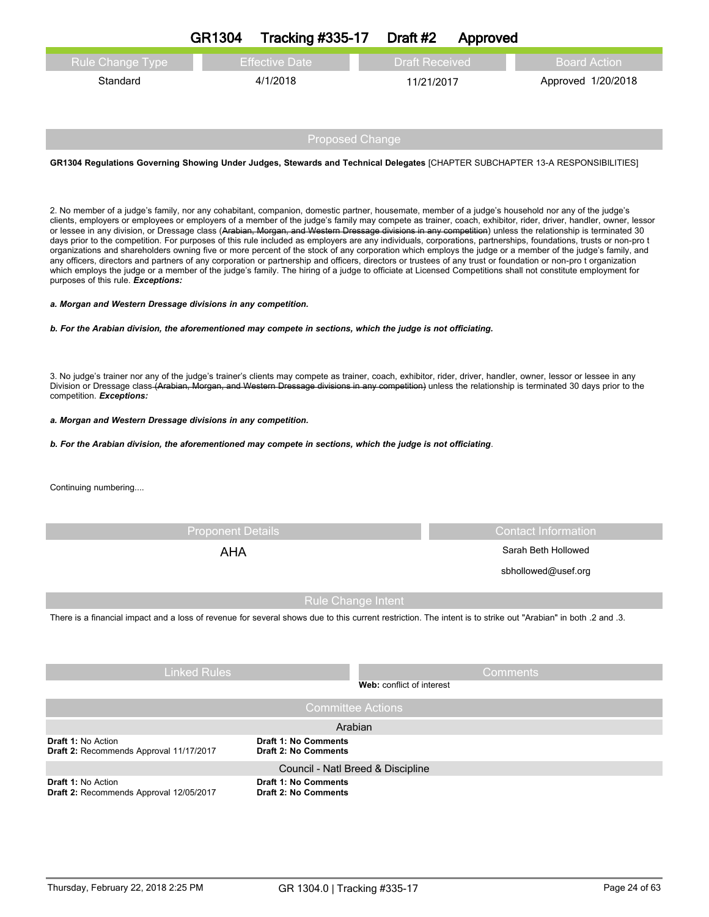# GR1304 Tracking #335-17 Draft #2 Approved

| Rule Change Type | Effective Date | Draft Received | Board Action |
| --- | --- | --- | --- |
| Standard | 4/1/2018 | 11/21/2017 | Approved 1/20/2018 |

## Proposed Change

**GR1304 Regulations Governing Showing Under Judges, Stewards and Technical Delegates** [CHAPTER SUBCHAPTER 13-A RESPONSIBILITIES]

2. No member of a judge's family, nor any cohabitant, companion, domestic partner, housemate, member of a judge's household nor any of the judge's clients, employers or employees or employers of a member of the judge's family may compete as trainer, coach, exhibitor, rider, driver, handler, owner, lessor or lessee in any division, or Dressage class (~~Arabian, Morgan, and Western Dressage divisions in any competition~~) unless the relationship is terminated 30 days prior to the competition. For purposes of this rule included as employers are any individuals, corporations, partnerships, foundations, trusts or non-pro t organizations and shareholders owning five or more percent of the stock of any corporation which employs the judge or a member of the judge's family, and any officers, directors and partners of any corporation or partnership and officers, directors or trustees of any trust or foundation or non-pro t organization which employs the judge or a member of the judge's family. The hiring of a judge to officiate at Licensed Competitions shall not constitute employment for purposes of this rule. ***Exceptions:***

***a. Morgan and Western Dressage divisions in any competition.***

***b. For the Arabian division, the aforementioned may compete in sections, which the judge is not officiating.***

3. No judge's trainer nor any of the judge's trainer's clients may compete as trainer, coach, exhibitor, rider, driver, handler, owner, lessor or lessee in any Division or Dressage class ~~(Arabian, Morgan, and Western Dressage divisions in any competition)~~ unless the relationship is terminated 30 days prior to the competition. ***Exceptions:***

***a. Morgan and Western Dressage divisions in any competition.***

***b. For the Arabian division, the aforementioned may compete in sections, which the judge is not officiating***.

Continuing numbering....

| Proponent Details | Contact Information |
| --- | --- |
| AHA | Sarah Beth Hollowed<br>sbhollowed@usef.org |

## Rule Change Intent

There is a financial impact and a loss of revenue for several shows due to this current restriction. The intent is to strike out "Arabian" in both .2 and .3.

| Linked Rules | Comments |
| --- | --- |
| | **Web:** conflict of interest |

## Committee Actions

**Arabian**

| Action | Comments |
| --- | --- |
| **Draft 1:** No Action | **Draft 1: No Comments** |
| **Draft 2:** Recommends Approval 11/17/2017 | **Draft 2: No Comments** |

**Council - Natl Breed & Discipline**

| Action | Comments |
| --- | --- |
| **Draft 1:** No Action | **Draft 1: No Comments** |
| **Draft 2:** Recommends Approval 12/05/2017 | **Draft 2: No Comments** |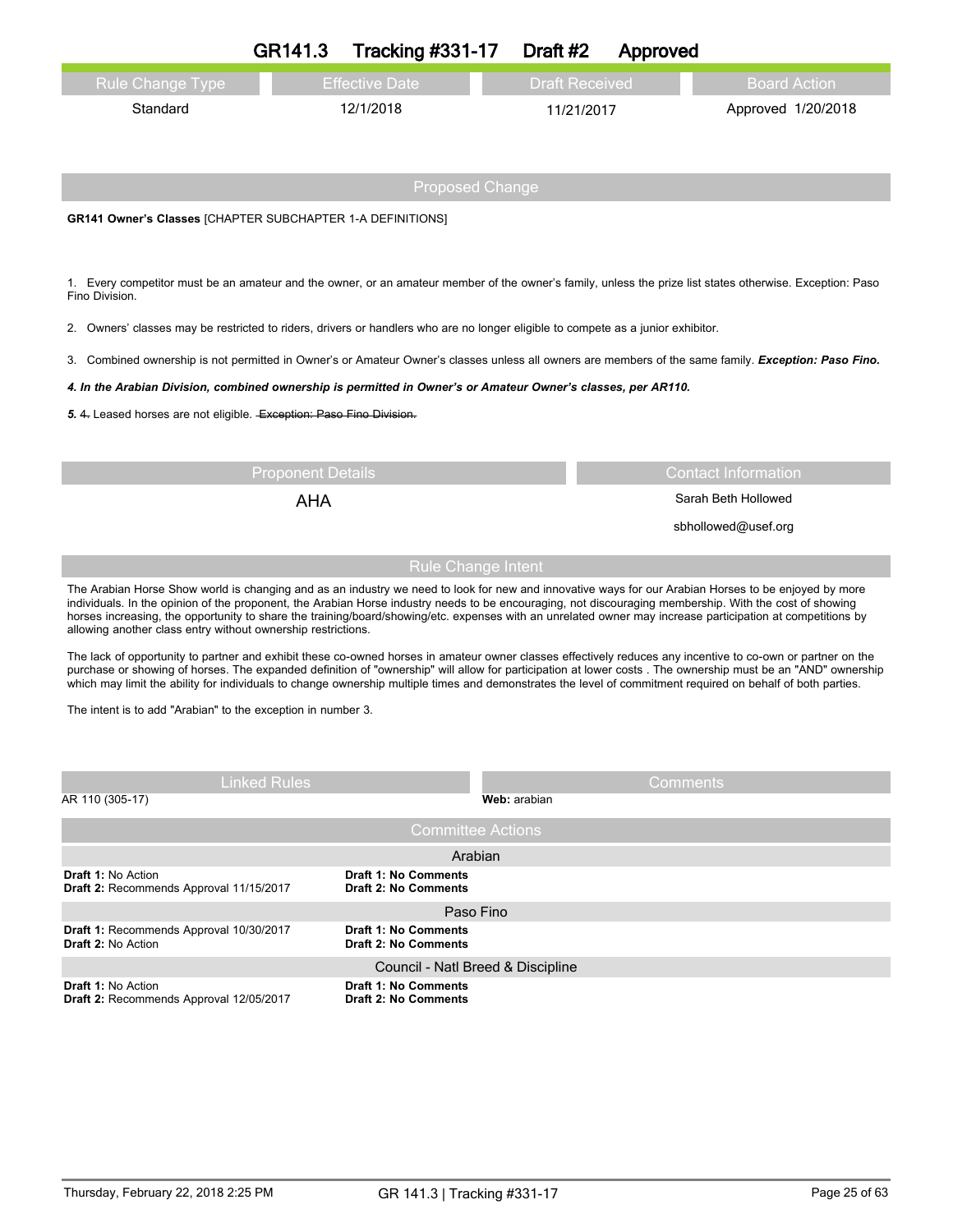# GR141.3 Tracking #331-17 Draft #2 Approved

| Rule Change Type | Effective Date | Draft Received | Board Action |
|---|---|---|---|
| Standard | 12/1/2018 | 11/21/2017 | Approved 1/20/2018 |

## Proposed Change

**GR141 Owner's Classes** [CHAPTER SUBCHAPTER 1-A DEFINITIONS]

1. Every competitor must be an amateur and the owner, or an amateur member of the owner's family, unless the prize list states otherwise. Exception: Paso Fino Division.

2. Owners' classes may be restricted to riders, drivers or handlers who are no longer eligible to compete as a junior exhibitor.

3. Combined ownership is not permitted in Owner's or Amateur Owner's classes unless all owners are members of the same family. ***Exception: Paso Fino.***

***4. In the Arabian Division, combined ownership is permitted in Owner's or Amateur Owner's classes, per AR110.***

***5.*** ~~4.~~ Leased horses are not eligible. ~~Exception: Paso Fino Division.~~

| Proponent Details | Contact Information |
|---|---|
| AHA | Sarah Beth Hollowed |
| | sbhollowed@usef.org |

## Rule Change Intent

The Arabian Horse Show world is changing and as an industry we need to look for new and innovative ways for our Arabian Horses to be enjoyed by more individuals. In the opinion of the proponent, the Arabian Horse industry needs to be encouraging, not discouraging membership. With the cost of showing horses increasing, the opportunity to share the training/board/showing/etc. expenses with an unrelated owner may increase participation at competitions by allowing another class entry without ownership restrictions.

The lack of opportunity to partner and exhibit these co-owned horses in amateur owner classes effectively reduces any incentive to co-own or partner on the purchase or showing of horses. The expanded definition of "ownership" will allow for participation at lower costs . The ownership must be an "AND" ownership which may limit the ability for individuals to change ownership multiple times and demonstrates the level of commitment required on behalf of both parties.

The intent is to add "Arabian" to the exception in number 3.

| Linked Rules | Comments |
|---|---|
| AR 110 (305-17) | **Web:** arabian |

## Committee Actions

| Arabian | |
|---|---|
| **Draft 1:** No Action | **Draft 1: No Comments** |
| **Draft 2:** Recommends Approval 11/15/2017 | **Draft 2: No Comments** |

| Paso Fino | |
|---|---|
| **Draft 1:** Recommends Approval 10/30/2017 | **Draft 1: No Comments** |
| **Draft 2:** No Action | **Draft 2: No Comments** |

| Council - Natl Breed & Discipline | |
|---|---|
| **Draft 1:** No Action | **Draft 1: No Comments** |
| **Draft 2:** Recommends Approval 12/05/2017 | **Draft 2: No Comments** |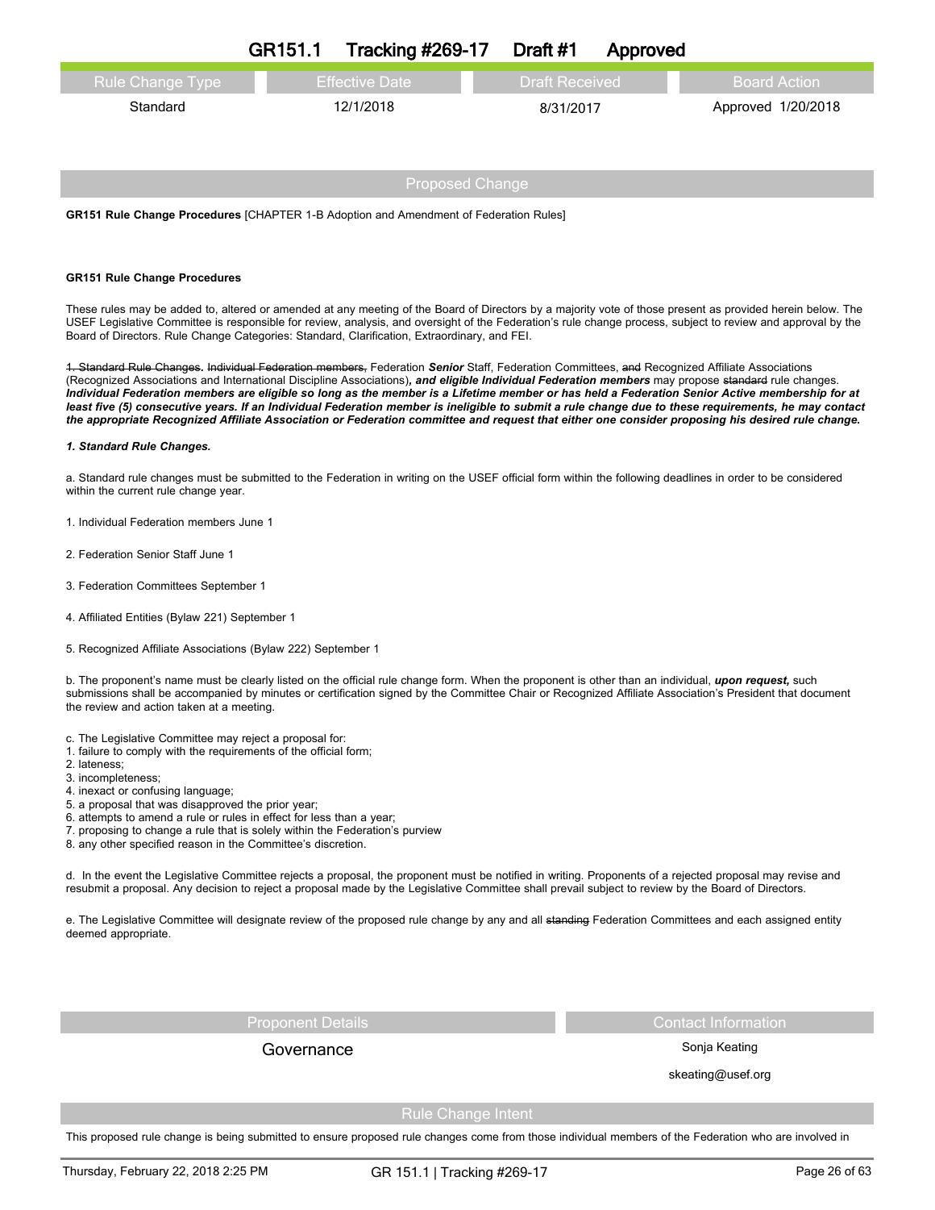## GR151.1 Tracking #269-17 Draft #1 Approved

| Rule Change Type | Effective Date | Draft Received | Board Action |
|---|---|---|---|
| Standard | 12/1/2018 | 8/31/2017 | Approved 1/20/2018 |

### Proposed Change

**GR151 Rule Change Procedures** [CHAPTER 1-B Adoption and Amendment of Federation Rules]

**GR151 Rule Change Procedures**

These rules may be added to, altered or amended at any meeting of the Board of Directors by a majority vote of those present as provided herein below. The USEF Legislative Committee is responsible for review, analysis, and oversight of the Federation's rule change process, subject to review and approval by the Board of Directors. Rule Change Categories: Standard, Clarification, Extraordinary, and FEI.

~~1. Standard Rule Changes.~~ ~~Individual Federation members,~~ Federation ***Senior*** Staff, Federation Committees, ~~and~~ Recognized Affiliate Associations (Recognized Associations and International Discipline Associations)***, and eligible Individual Federation members*** may propose ~~standard~~ rule changes. ***Individual Federation members are eligible so long as the member is a Lifetime member or has held a Federation Senior Active membership for at least five (5) consecutive years. If an Individual Federation member is ineligible to submit a rule change due to these requirements, he may contact the appropriate Recognized Affiliate Association or Federation committee and request that either one consider proposing his desired rule change.***

***1. Standard Rule Changes.***

a. Standard rule changes must be submitted to the Federation in writing on the USEF official form within the following deadlines in order to be considered within the current rule change year.

1. Individual Federation members June 1

2. Federation Senior Staff June 1

3. Federation Committees September 1

4. Affiliated Entities (Bylaw 221) September 1

5. Recognized Affiliate Associations (Bylaw 222) September 1

b. The proponent's name must be clearly listed on the official rule change form. When the proponent is other than an individual, ***upon request,*** such submissions shall be accompanied by minutes or certification signed by the Committee Chair or Recognized Affiliate Association's President that document the review and action taken at a meeting.

c. The Legislative Committee may reject a proposal for:
1. failure to comply with the requirements of the official form;
2. lateness;
3. incompleteness;
4. inexact or confusing language;
5. a proposal that was disapproved the prior year;
6. attempts to amend a rule or rules in effect for less than a year;
7. proposing to change a rule that is solely within the Federation's purview
8. any other specified reason in the Committee's discretion.

d. In the event the Legislative Committee rejects a proposal, the proponent must be notified in writing. Proponents of a rejected proposal may revise and resubmit a proposal. Any decision to reject a proposal made by the Legislative Committee shall prevail subject to review by the Board of Directors.

e. The Legislative Committee will designate review of the proposed rule change by any and all ~~standing~~ Federation Committees and each assigned entity deemed appropriate.

| Proponent Details | Contact Information |
|---|---|
| Governance | Sonja Keating |
| | skeating@usef.org |

### Rule Change Intent

This proposed rule change is being submitted to ensure proposed rule changes come from those individual members of the Federation who are involved in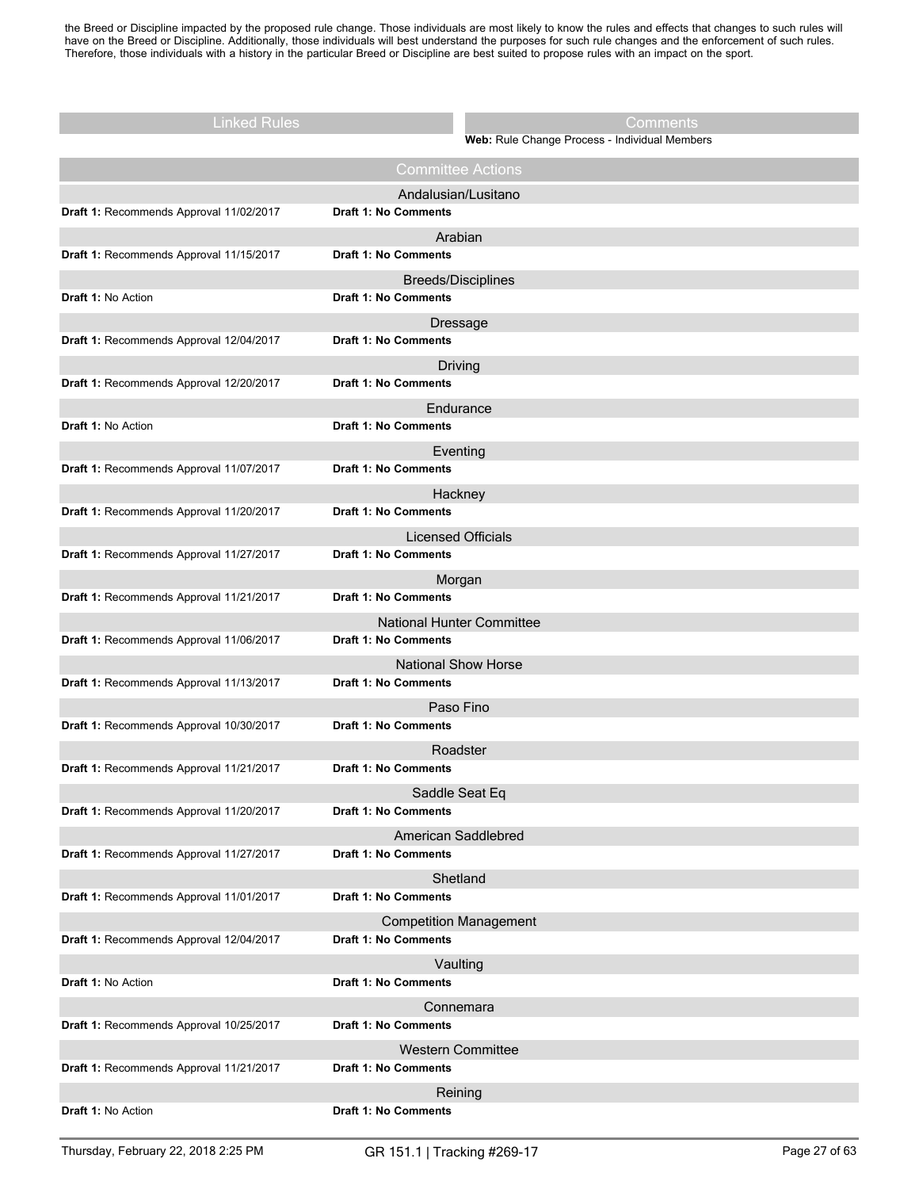the Breed or Discipline impacted by the proposed rule change. Those individuals are most likely to know the rules and effects that changes to such rules will have on the Breed or Discipline. Additionally, those individuals will best understand the purposes for such rule changes and the enforcement of such rules. Therefore, those individuals with a history in the particular Breed or Discipline are best suited to propose rules with an impact on the sport.

| Linked Rules | Comments |
|---|---|
| | **Web:** Rule Change Process - Individual Members |

## Committee Actions

| Committee | Action | Comments |
|---|---|---|
| Andalusian/Lusitano | **Draft 1:** Recommends Approval 11/02/2017 | **Draft 1: No Comments** |
| Arabian | **Draft 1:** Recommends Approval 11/15/2017 | **Draft 1: No Comments** |
| Breeds/Disciplines | **Draft 1:** No Action | **Draft 1: No Comments** |
| Dressage | **Draft 1:** Recommends Approval 12/04/2017 | **Draft 1: No Comments** |
| Driving | **Draft 1:** Recommends Approval 12/20/2017 | **Draft 1: No Comments** |
| Endurance | **Draft 1:** No Action | **Draft 1: No Comments** |
| Eventing | **Draft 1:** Recommends Approval 11/07/2017 | **Draft 1: No Comments** |
| Hackney | **Draft 1:** Recommends Approval 11/20/2017 | **Draft 1: No Comments** |
| Licensed Officials | **Draft 1:** Recommends Approval 11/27/2017 | **Draft 1: No Comments** |
| Morgan | **Draft 1:** Recommends Approval 11/21/2017 | **Draft 1: No Comments** |
| National Hunter Committee | **Draft 1:** Recommends Approval 11/06/2017 | **Draft 1: No Comments** |
| National Show Horse | **Draft 1:** Recommends Approval 11/13/2017 | **Draft 1: No Comments** |
| Paso Fino | **Draft 1:** Recommends Approval 10/30/2017 | **Draft 1: No Comments** |
| Roadster | **Draft 1:** Recommends Approval 11/21/2017 | **Draft 1: No Comments** |
| Saddle Seat Eq | **Draft 1:** Recommends Approval 11/20/2017 | **Draft 1: No Comments** |
| American Saddlebred | **Draft 1:** Recommends Approval 11/27/2017 | **Draft 1: No Comments** |
| Shetland | **Draft 1:** Recommends Approval 11/01/2017 | **Draft 1: No Comments** |
| Competition Management | **Draft 1:** Recommends Approval 12/04/2017 | **Draft 1: No Comments** |
| Vaulting | **Draft 1:** No Action | **Draft 1: No Comments** |
| Connemara | **Draft 1:** Recommends Approval 10/25/2017 | **Draft 1: No Comments** |
| Western Committee | **Draft 1:** Recommends Approval 11/21/2017 | **Draft 1: No Comments** |
| Reining | **Draft 1:** No Action | **Draft 1: No Comments** |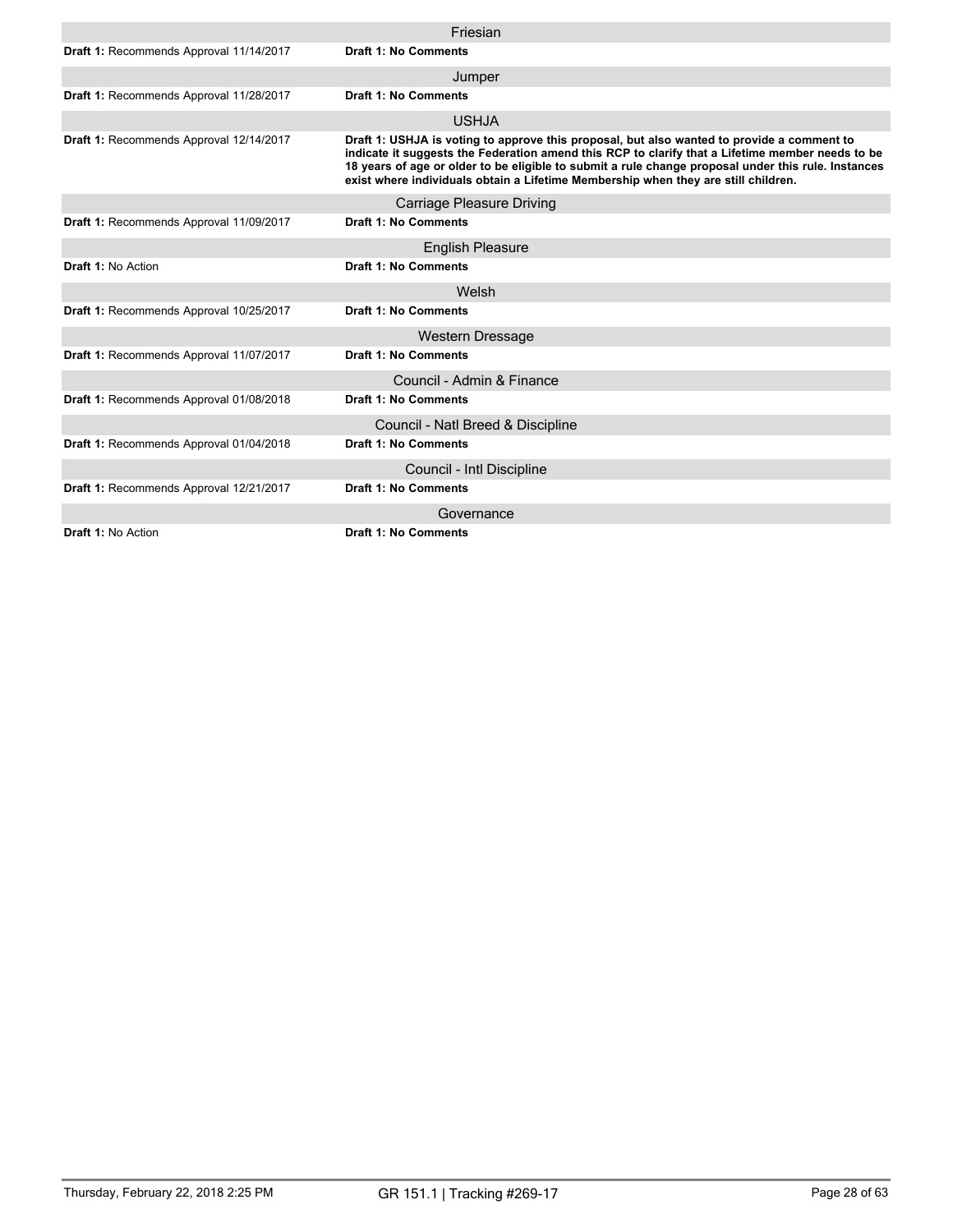### Friesian

**Draft 1:** Recommends Approval 11/14/2017 | **Draft 1: No Comments**

### Jumper

**Draft 1:** Recommends Approval 11/28/2017 | **Draft 1: No Comments**

### USHJA

**Draft 1:** Recommends Approval 12/14/2017 | **Draft 1: USHJA is voting to approve this proposal, but also wanted to provide a comment to indicate it suggests the Federation amend this RCP to clarify that a Lifetime member needs to be 18 years of age or older to be eligible to submit a rule change proposal under this rule. Instances exist where individuals obtain a Lifetime Membership when they are still children.**

### Carriage Pleasure Driving

**Draft 1:** Recommends Approval 11/09/2017 | **Draft 1: No Comments**

### English Pleasure

**Draft 1:** No Action | **Draft 1: No Comments**

### Welsh

**Draft 1:** Recommends Approval 10/25/2017 | **Draft 1: No Comments**

### Western Dressage

**Draft 1:** Recommends Approval 11/07/2017 | **Draft 1: No Comments**

### Council - Admin & Finance

**Draft 1:** Recommends Approval 01/08/2018 | **Draft 1: No Comments**

### Council - Natl Breed & Discipline

**Draft 1:** Recommends Approval 01/04/2018 | **Draft 1: No Comments**

### Council - Intl Discipline

**Draft 1:** Recommends Approval 12/21/2017 | **Draft 1: No Comments**

### Governance

**Draft 1:** No Action | **Draft 1: No Comments**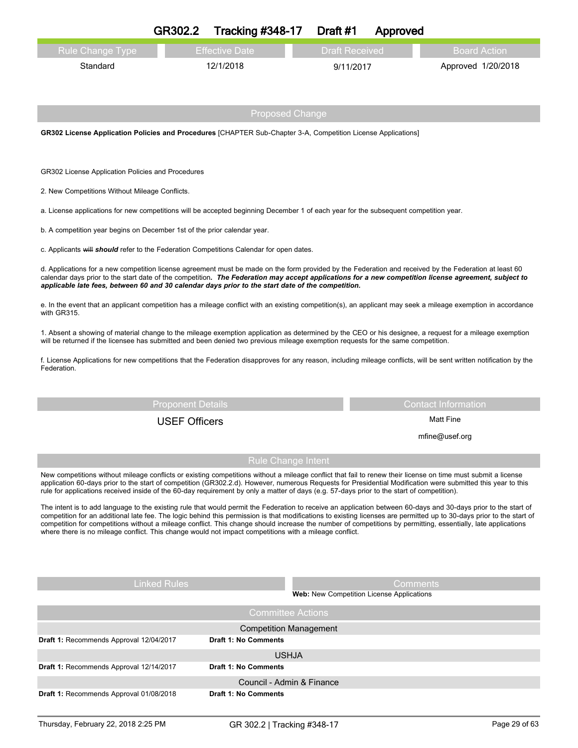# GR302.2 Tracking #348-17 Draft #1 Approved

| Rule Change Type | Effective Date | Draft Received | Board Action |
|---|---|---|---|
| Standard | 12/1/2018 | 9/11/2017 | Approved 1/20/2018 |

## Proposed Change

**GR302 License Application Policies and Procedures** [CHAPTER Sub-Chapter 3-A, Competition License Applications]

GR302 License Application Policies and Procedures

2. New Competitions Without Mileage Conflicts.

a. License applications for new competitions will be accepted beginning December 1 of each year for the subsequent competition year.

b. A competition year begins on December 1st of the prior calendar year.

c. Applicants ~~will~~ ***should*** refer to the Federation Competitions Calendar for open dates.

d. Applications for a new competition license agreement must be made on the form provided by the Federation and received by the Federation at least 60 calendar days prior to the start date of the competition***. The Federation may accept applications for a new competition license agreement, subject to applicable late fees, between 60 and 30 calendar days prior to the start date of the competition.***

e. In the event that an applicant competition has a mileage conflict with an existing competition(s), an applicant may seek a mileage exemption in accordance with GR315.

1. Absent a showing of material change to the mileage exemption application as determined by the CEO or his designee, a request for a mileage exemption will be returned if the licensee has submitted and been denied two previous mileage exemption requests for the same competition.

f. License Applications for new competitions that the Federation disapproves for any reason, including mileage conflicts, will be sent written notification by the Federation.

| Proponent Details | Contact Information |
|---|---|
| USEF Officers | Matt Fine<br>mfine@usef.org |

## Rule Change Intent

New competitions without mileage conflicts or existing competitions without a mileage conflict that fail to renew their license on time must submit a license application 60-days prior to the start of competition (GR302.2.d). However, numerous Requests for Presidential Modification were submitted this year to this rule for applications received inside of the 60-day requirement by only a matter of days (e.g. 57-days prior to the start of competition).

The intent is to add language to the existing rule that would permit the Federation to receive an application between 60-days and 30-days prior to the start of competition for an additional late fee. The logic behind this permission is that modifications to existing licenses are permitted up to 30-days prior to the start of competition for competitions without a mileage conflict. This change should increase the number of competitions by permitting, essentially, late applications where there is no mileage conflict. This change would not impact competitions with a mileage conflict.

| Linked Rules | Comments |
|---|---|
| | **Web:** New Competition License Applications |

## Committee Actions

| Competition Management | |
|---|---|
| **Draft 1:** Recommends Approval 12/04/2017 | **Draft 1: No Comments** |

| USHJA | |
|---|---|
| **Draft 1:** Recommends Approval 12/14/2017 | **Draft 1: No Comments** |

| Council - Admin & Finance | |
|---|---|
| **Draft 1:** Recommends Approval 01/08/2018 | **Draft 1: No Comments** |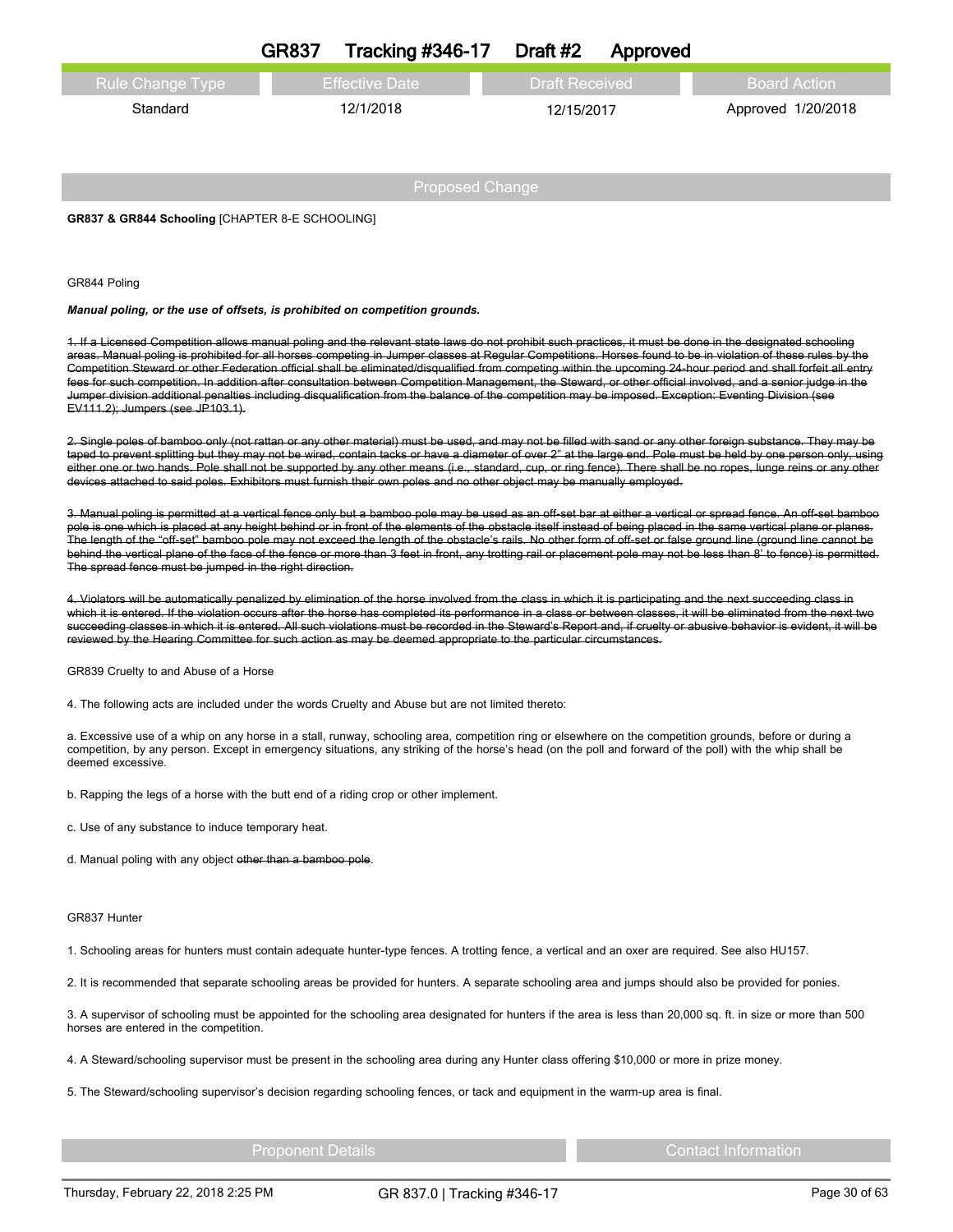# GR837 Tracking #346-17 Draft #2 Approved

| Rule Change Type | Effective Date | Draft Received | Board Action |
| --- | --- | --- | --- |
| Standard | 12/1/2018 | 12/15/2017 | Approved 1/20/2018 |

## Proposed Change

**GR837 & GR844 Schooling** [CHAPTER 8-E SCHOOLING]

GR844 Poling

***Manual poling, or the use of offsets, is prohibited on competition grounds.***

~~1. If a Licensed Competition allows manual poling and the relevant state laws do not prohibit such practices, it must be done in the designated schooling areas. Manual poling is prohibited for all horses competing in Jumper classes at Regular Competitions. Horses found to be in violation of these rules by the Competition Steward or other Federation official shall be eliminated/disqualified from competing within the upcoming 24-hour period and shall forfeit all entry fees for such competition. In addition after consultation between Competition Management, the Steward, or other official involved, and a senior judge in the Jumper division additional penalties including disqualification from the balance of the competition may be imposed. Exception: Eventing Division (see EV111.2); Jumpers (see JP103.1).~~

~~2. Single poles of bamboo only (not rattan or any other material) must be used, and may not be filled with sand or any other foreign substance. They may be taped to prevent splitting but they may not be wired, contain tacks or have a diameter of over 2" at the large end. Pole must be held by one person only, using either one or two hands. Pole shall not be supported by any other means (i.e., standard, cup, or ring fence). There shall be no ropes, lunge reins or any other devices attached to said poles. Exhibitors must furnish their own poles and no other object may be manually employed.~~

~~3. Manual poling is permitted at a vertical fence only but a bamboo pole may be used as an off-set bar at either a vertical or spread fence. An off-set bamboo pole is one which is placed at any height behind or in front of the elements of the obstacle itself instead of being placed in the same vertical plane or planes. The length of the "off-set" bamboo pole may not exceed the length of the obstacle's rails. No other form of off-set or false ground line (ground line cannot be behind the vertical plane of the face of the fence or more than 3 feet in front, any trotting rail or placement pole may not be less than 8' to fence) is permitted. The spread fence must be jumped in the right direction.~~

~~4. Violators will be automatically penalized by elimination of the horse involved from the class in which it is participating and the next succeeding class in which it is entered. If the violation occurs after the horse has completed its performance in a class or between classes, it will be eliminated from the next two succeeding classes in which it is entered. All such violations must be recorded in the Steward's Report and, if cruelty or abusive behavior is evident, it will be reviewed by the Hearing Committee for such action as may be deemed appropriate to the particular circumstances.~~

GR839 Cruelty to and Abuse of a Horse

4. The following acts are included under the words Cruelty and Abuse but are not limited thereto:

a. Excessive use of a whip on any horse in a stall, runway, schooling area, competition ring or elsewhere on the competition grounds, before or during a competition, by any person. Except in emergency situations, any striking of the horse's head (on the poll and forward of the poll) with the whip shall be deemed excessive.

b. Rapping the legs of a horse with the butt end of a riding crop or other implement.

c. Use of any substance to induce temporary heat.

d. Manual poling with any object ~~other than a bamboo pole~~.

GR837 Hunter

1. Schooling areas for hunters must contain adequate hunter-type fences. A trotting fence, a vertical and an oxer are required. See also HU157.

2. It is recommended that separate schooling areas be provided for hunters. A separate schooling area and jumps should also be provided for ponies.

3. A supervisor of schooling must be appointed for the schooling area designated for hunters if the area is less than 20,000 sq. ft. in size or more than 500 horses are entered in the competition.

4. A Steward/schooling supervisor must be present in the schooling area during any Hunter class offering $10,000 or more in prize money.

5. The Steward/schooling supervisor's decision regarding schooling fences, or tack and equipment in the warm-up area is final.

| Proponent Details | Contact Information |
| --- | --- |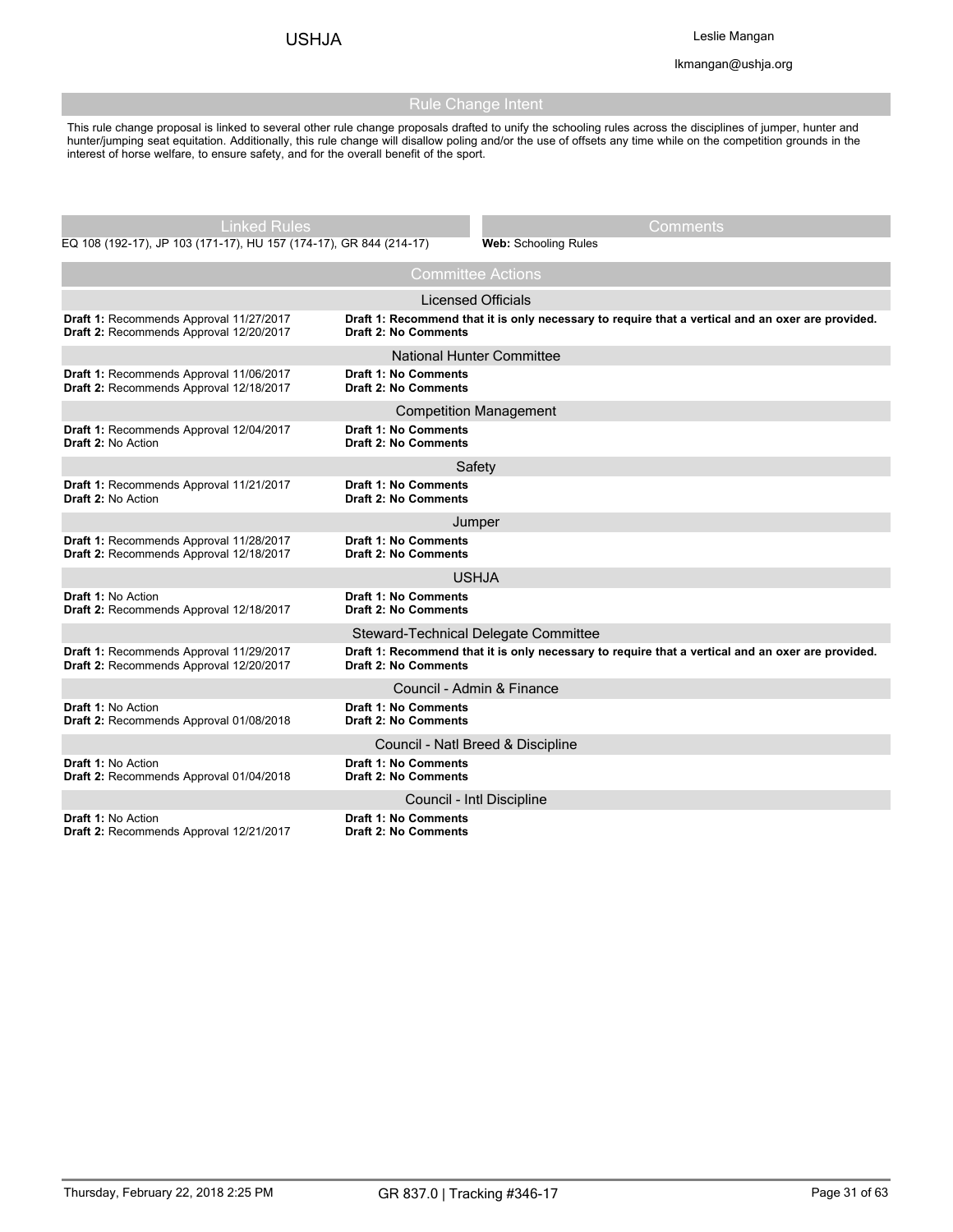## Rule Change Intent

This rule change proposal is linked to several other rule change proposals drafted to unify the schooling rules across the disciplines of jumper, hunter and hunter/jumping seat equitation. Additionally, this rule change will disallow poling and/or the use of offsets any time while on the competition grounds in the interest of horse welfare, to ensure safety, and for the overall benefit of the sport.

| Linked Rules | Comments |
|---|---|
| EQ 108 (192-17), JP 103 (171-17), HU 157 (174-17), GR 844 (214-17) | **Web:** Schooling Rules |

## Committee Actions

### Licensed Officials

| | |
|---|---|
| **Draft 1:** Recommends Approval 11/27/2017 | **Draft 1: Recommend that it is only necessary to require that a vertical and an oxer are provided.** |
| **Draft 2:** Recommends Approval 12/20/2017 | **Draft 2: No Comments** |

### National Hunter Committee

| | |
|---|---|
| **Draft 1:** Recommends Approval 11/06/2017 | **Draft 1: No Comments** |
| **Draft 2:** Recommends Approval 12/18/2017 | **Draft 2: No Comments** |

### Competition Management

| | |
|---|---|
| **Draft 1:** Recommends Approval 12/04/2017 | **Draft 1: No Comments** |
| **Draft 2:** No Action | **Draft 2: No Comments** |

### Safety

| | |
|---|---|
| **Draft 1:** Recommends Approval 11/21/2017 | **Draft 1: No Comments** |
| **Draft 2:** No Action | **Draft 2: No Comments** |

### Jumper

| | |
|---|---|
| **Draft 1:** Recommends Approval 11/28/2017 | **Draft 1: No Comments** |
| **Draft 2:** Recommends Approval 12/18/2017 | **Draft 2: No Comments** |

### USHJA

| | |
|---|---|
| **Draft 1:** No Action | **Draft 1: No Comments** |
| **Draft 2:** Recommends Approval 12/18/2017 | **Draft 2: No Comments** |

### Steward-Technical Delegate Committee

| | |
|---|---|
| **Draft 1:** Recommends Approval 11/29/2017 | **Draft 1: Recommend that it is only necessary to require that a vertical and an oxer are provided.** |
| **Draft 2:** Recommends Approval 12/20/2017 | **Draft 2: No Comments** |

### Council - Admin & Finance

| | |
|---|---|
| **Draft 1:** No Action | **Draft 1: No Comments** |
| **Draft 2:** Recommends Approval 01/08/2018 | **Draft 2: No Comments** |

### Council - Natl Breed & Discipline

| | |
|---|---|
| **Draft 1:** No Action | **Draft 1: No Comments** |
| **Draft 2:** Recommends Approval 01/04/2018 | **Draft 2: No Comments** |

### Council - Intl Discipline

| | |
|---|---|
| **Draft 1:** No Action | **Draft 1: No Comments** |
| **Draft 2:** Recommends Approval 12/21/2017 | **Draft 2: No Comments** |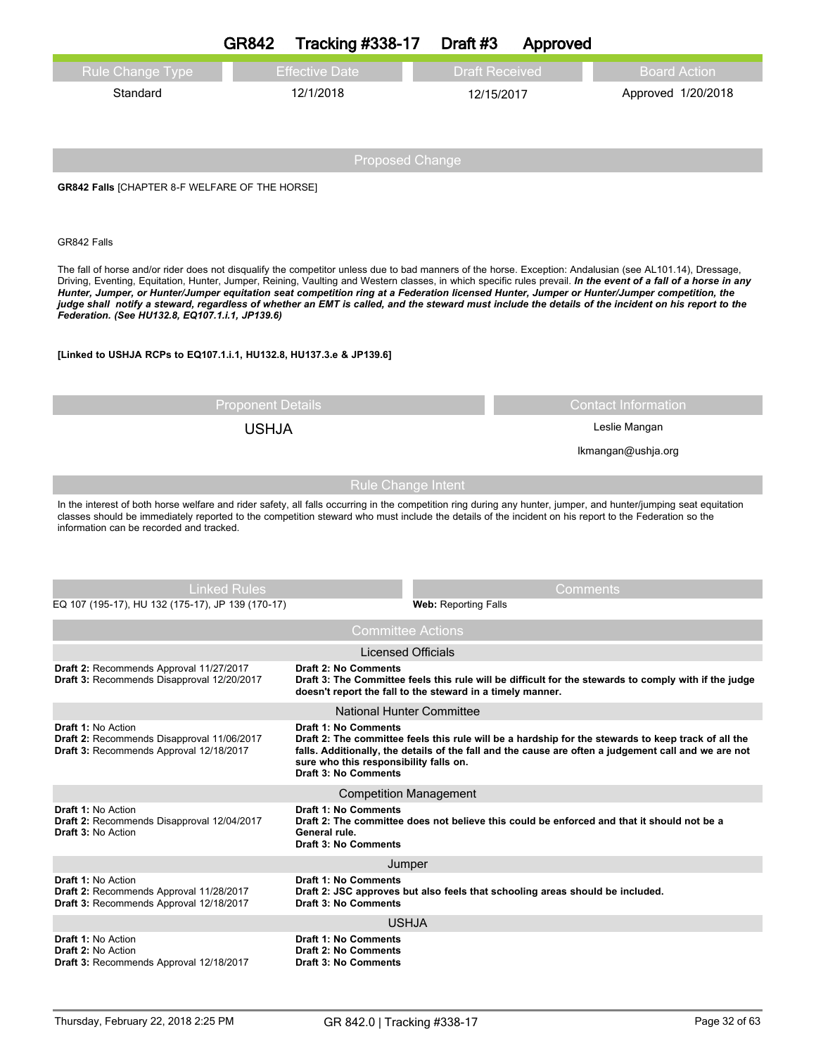# GR842 Tracking #338-17 Draft #3 Approved

| Rule Change Type | Effective Date | Draft Received | Board Action |
|---|---|---|---|
| Standard | 12/1/2018 | 12/15/2017 | Approved 1/20/2018 |

## Proposed Change

**GR842 Falls** [CHAPTER 8-F WELFARE OF THE HORSE]

GR842 Falls

The fall of horse and/or rider does not disqualify the competitor unless due to bad manners of the horse. Exception: Andalusian (see AL101.14), Dressage, Driving, Eventing, Equitation, Hunter, Jumper, Reining, Vaulting and Western classes, in which specific rules prevail. ***In the event of a fall of a horse in any Hunter, Jumper, or Hunter/Jumper equitation seat competition ring at a Federation licensed Hunter, Jumper or Hunter/Jumper competition, the judge shall notify a steward, regardless of whether an EMT is called, and the steward must include the details of the incident on his report to the Federation. (See HU132.8, EQ107.1.i.1, JP139.6)***

**[Linked to USHJA RCPs to EQ107.1.i.1, HU132.8, HU137.3.e & JP139.6]**

| Proponent Details | Contact Information |
|---|---|
| USHJA | Leslie Mangan |
| | lkmangan@ushja.org |

## Rule Change Intent

In the interest of both horse welfare and rider safety, all falls occurring in the competition ring during any hunter, jumper, and hunter/jumping seat equitation classes should be immediately reported to the competition steward who must include the details of the incident on his report to the Federation so the information can be recorded and tracked.

| Linked Rules | Comments |
|---|---|
| EQ 107 (195-17), HU 132 (175-17), JP 139 (170-17) | **Web:** Reporting Falls |

## Committee Actions

### Licensed Officials

| Action | Comments |
|---|---|
| **Draft 2:** Recommends Approval 11/27/2017<br>**Draft 3:** Recommends Disapproval 12/20/2017 | **Draft 2: No Comments**<br>**Draft 3: The Committee feels this rule will be difficult for the stewards to comply with if the judge doesn't report the fall to the steward in a timely manner.** |

### National Hunter Committee

| Action | Comments |
|---|---|
| **Draft 1:** No Action<br>**Draft 2:** Recommends Disapproval 11/06/2017<br>**Draft 3:** Recommends Approval 12/18/2017 | **Draft 1: No Comments**<br>**Draft 2: The committee feels this rule will be a hardship for the stewards to keep track of all the falls. Additionally, the details of the fall and the cause are often a judgement call and we are not sure who this responsibility falls on.**<br>**Draft 3: No Comments** |

### Competition Management

| Action | Comments |
|---|---|
| **Draft 1:** No Action<br>**Draft 2:** Recommends Disapproval 12/04/2017<br>**Draft 3:** No Action | **Draft 1: No Comments**<br>**Draft 2: The committee does not believe this could be enforced and that it should not be a General rule.**<br>**Draft 3: No Comments** |

### Jumper

| Action | Comments |
|---|---|
| **Draft 1:** No Action<br>**Draft 2:** Recommends Approval 11/28/2017<br>**Draft 3:** Recommends Approval 12/18/2017 | **Draft 1: No Comments**<br>**Draft 2: JSC approves but also feels that schooling areas should be included.**<br>**Draft 3: No Comments** |

### USHJA

| Action | Comments |
|---|---|
| **Draft 1:** No Action<br>**Draft 2:** No Action<br>**Draft 3:** Recommends Approval 12/18/2017 | **Draft 1: No Comments**<br>**Draft 2: No Comments**<br>**Draft 3: No Comments** |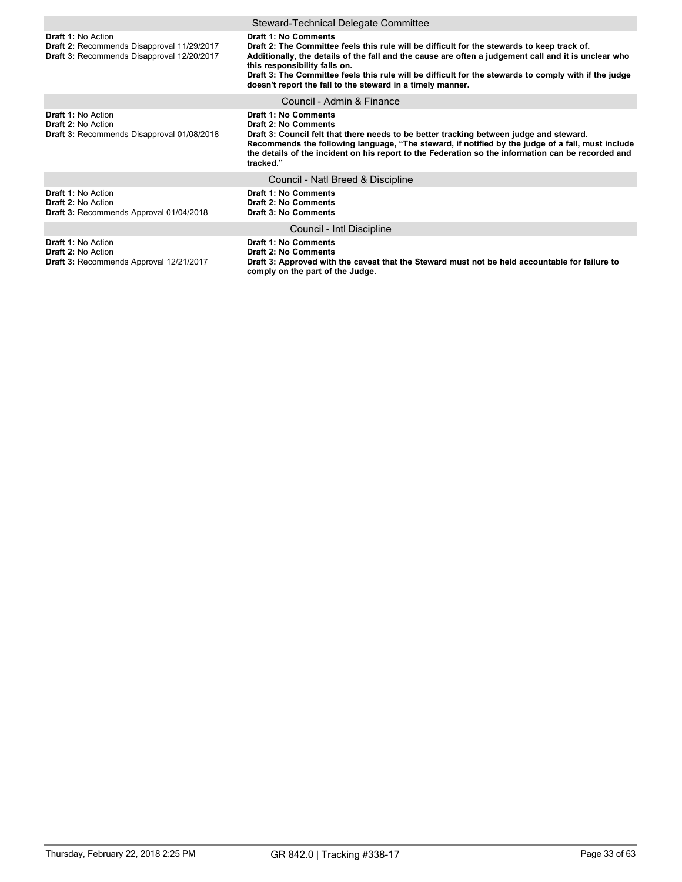### Steward-Technical Delegate Committee

| | |
|---|---|
| **Draft 1:** No Action<br>**Draft 2:** Recommends Disapproval 11/29/2017<br>**Draft 3:** Recommends Disapproval 12/20/2017 | **Draft 1: No Comments**<br>**Draft 2: The Committee feels this rule will be difficult for the stewards to keep track of. Additionally, the details of the fall and the cause are often a judgement call and it is unclear who this responsibility falls on.**<br>**Draft 3: The Committee feels this rule will be difficult for the stewards to comply with if the judge doesn't report the fall to the steward in a timely manner.** |

### Council - Admin & Finance

| | |
|---|---|
| **Draft 1:** No Action<br>**Draft 2:** No Action<br>**Draft 3:** Recommends Disapproval 01/08/2018 | **Draft 1: No Comments**<br>**Draft 2: No Comments**<br>**Draft 3: Council felt that there needs to be better tracking between judge and steward. Recommends the following language, "The steward, if notified by the judge of a fall, must include the details of the incident on his report to the Federation so the information can be recorded and tracked."** |

### Council - Natl Breed & Discipline

| | |
|---|---|
| **Draft 1:** No Action<br>**Draft 2:** No Action<br>**Draft 3:** Recommends Approval 01/04/2018 | **Draft 1: No Comments**<br>**Draft 2: No Comments**<br>**Draft 3: No Comments** |

### Council - Intl Discipline

| | |
|---|---|
| **Draft 1:** No Action<br>**Draft 2:** No Action<br>**Draft 3:** Recommends Approval 12/21/2017 | **Draft 1: No Comments**<br>**Draft 2: No Comments**<br>**Draft 3: Approved with the caveat that the Steward must not be held accountable for failure to comply on the part of the Judge.** |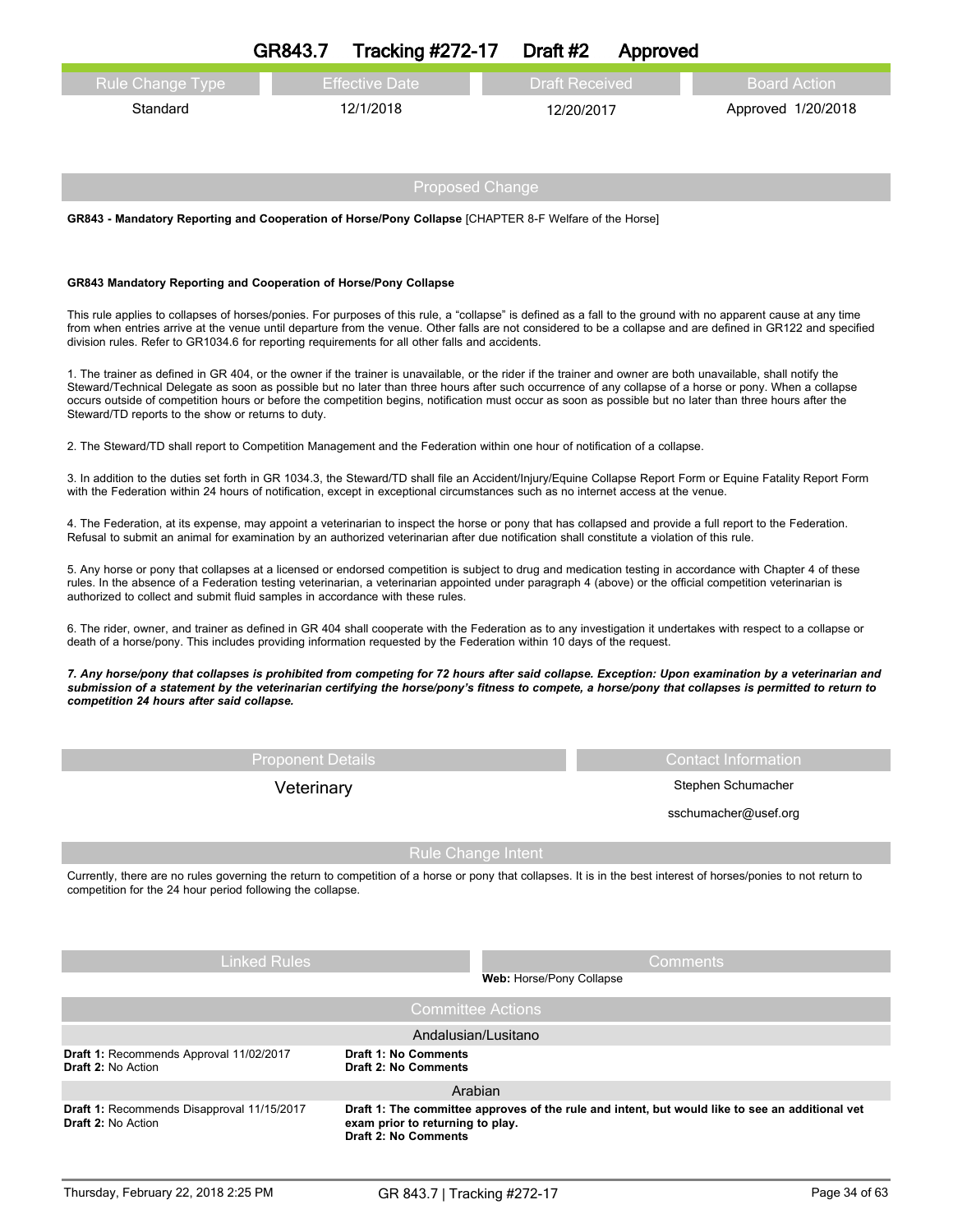# GR843.7 Tracking #272-17 Draft #2 Approved

| Rule Change Type | Effective Date | Draft Received | Board Action |
|---|---|---|---|
| Standard | 12/1/2018 | 12/20/2017 | Approved 1/20/2018 |

## Proposed Change

**GR843 - Mandatory Reporting and Cooperation of Horse/Pony Collapse** [CHAPTER 8-F Welfare of the Horse]

**GR843 Mandatory Reporting and Cooperation of Horse/Pony Collapse**

This rule applies to collapses of horses/ponies. For purposes of this rule, a "collapse" is defined as a fall to the ground with no apparent cause at any time from when entries arrive at the venue until departure from the venue. Other falls are not considered to be a collapse and are defined in GR122 and specified division rules. Refer to GR1034.6 for reporting requirements for all other falls and accidents.

1. The trainer as defined in GR 404, or the owner if the trainer is unavailable, or the rider if the trainer and owner are both unavailable, shall notify the Steward/Technical Delegate as soon as possible but no later than three hours after such occurrence of any collapse of a horse or pony. When a collapse occurs outside of competition hours or before the competition begins, notification must occur as soon as possible but no later than three hours after the Steward/TD reports to the show or returns to duty.

2. The Steward/TD shall report to Competition Management and the Federation within one hour of notification of a collapse.

3. In addition to the duties set forth in GR 1034.3, the Steward/TD shall file an Accident/Injury/Equine Collapse Report Form or Equine Fatality Report Form with the Federation within 24 hours of notification, except in exceptional circumstances such as no internet access at the venue.

4. The Federation, at its expense, may appoint a veterinarian to inspect the horse or pony that has collapsed and provide a full report to the Federation. Refusal to submit an animal for examination by an authorized veterinarian after due notification shall constitute a violation of this rule.

5. Any horse or pony that collapses at a licensed or endorsed competition is subject to drug and medication testing in accordance with Chapter 4 of these rules. In the absence of a Federation testing veterinarian, a veterinarian appointed under paragraph 4 (above) or the official competition veterinarian is authorized to collect and submit fluid samples in accordance with these rules.

6. The rider, owner, and trainer as defined in GR 404 shall cooperate with the Federation as to any investigation it undertakes with respect to a collapse or death of a horse/pony. This includes providing information requested by the Federation within 10 days of the request.

***7. Any horse/pony that collapses is prohibited from competing for 72 hours after said collapse. Exception: Upon examination by a veterinarian and submission of a statement by the veterinarian certifying the horse/pony's fitness to compete, a horse/pony that collapses is permitted to return to competition 24 hours after said collapse.***

| Proponent Details | Contact Information |
|---|---|
| Veterinary | Stephen Schumacher<br>sschumacher@usef.org |

## Rule Change Intent

Currently, there are no rules governing the return to competition of a horse or pony that collapses. It is in the best interest of horses/ponies to not return to competition for the 24 hour period following the collapse.

| Linked Rules | Comments |
|---|---|
| | **Web:** Horse/Pony Collapse |

## Committee Actions

**Andalusian/Lusitano**

| | |
|---|---|
| **Draft 1:** Recommends Approval 11/02/2017<br>**Draft 2:** No Action | **Draft 1: No Comments**<br>**Draft 2: No Comments** |

**Arabian**

| | |
|---|---|
| **Draft 1:** Recommends Disapproval 11/15/2017<br>**Draft 2:** No Action | **Draft 1: The committee approves of the rule and intent, but would like to see an additional vet exam prior to returning to play.**<br>**Draft 2: No Comments** |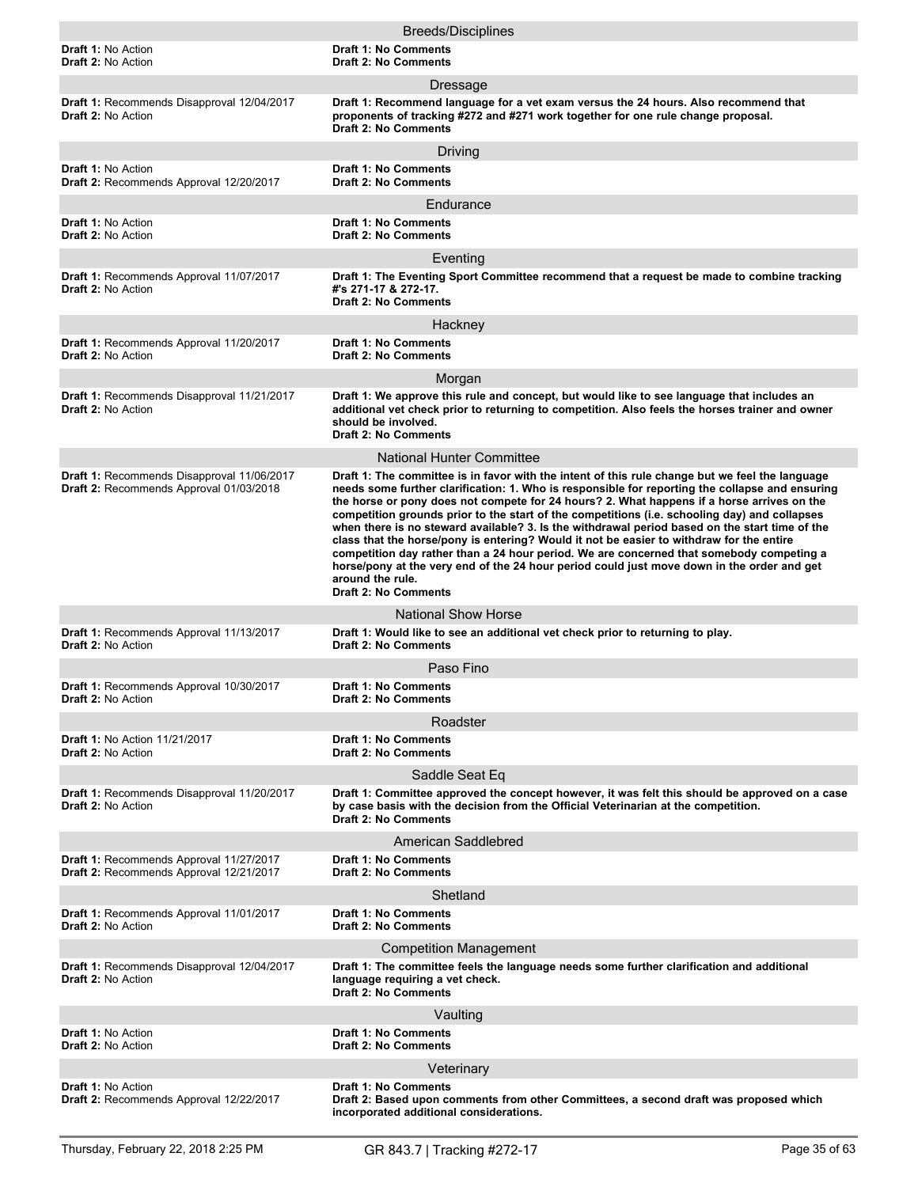### Breeds/Disciplines

**Draft 1:** No Action
**Draft 2:** No Action

**Draft 1: No Comments**
**Draft 2: No Comments**

### Dressage

**Draft 1:** Recommends Disapproval 12/04/2017
**Draft 2:** No Action

**Draft 1: Recommend language for a vet exam versus the 24 hours. Also recommend that proponents of tracking #272 and #271 work together for one rule change proposal.**
**Draft 2: No Comments**

### Driving

**Draft 1:** No Action
**Draft 2:** Recommends Approval 12/20/2017

**Draft 1: No Comments**
**Draft 2: No Comments**

### Endurance

**Draft 1:** No Action
**Draft 2:** No Action

**Draft 1: No Comments**
**Draft 2: No Comments**

### Eventing

**Draft 1:** Recommends Approval 11/07/2017
**Draft 2:** No Action

**Draft 1: The Eventing Sport Committee recommend that a request be made to combine tracking #'s 271-17 & 272-17.**
**Draft 2: No Comments**

### Hackney

**Draft 1:** Recommends Approval 11/20/2017
**Draft 2:** No Action

**Draft 1: No Comments**
**Draft 2: No Comments**

### Morgan

**Draft 1:** Recommends Disapproval 11/21/2017
**Draft 2:** No Action

**Draft 1: We approve this rule and concept, but would like to see language that includes an additional vet check prior to returning to competition. Also feels the horses trainer and owner should be involved.**
**Draft 2: No Comments**

### National Hunter Committee

**Draft 1:** Recommends Disapproval 11/06/2017
**Draft 2:** Recommends Approval 01/03/2018

**Draft 1: The committee is in favor with the intent of this rule change but we feel the language needs some further clarification: 1. Who is responsible for reporting the collapse and ensuring the horse or pony does not compete for 24 hours? 2. What happens if a horse arrives on the competition grounds prior to the start of the competitions (i.e. schooling day) and collapses when there is no steward available? 3. Is the withdrawal period based on the start time of the class that the horse/pony is entering? Would it not be easier to withdraw for the entire competition day rather than a 24 hour period. We are concerned that somebody competing a horse/pony at the very end of the 24 hour period could just move down in the order and get around the rule.**
**Draft 2: No Comments**

### National Show Horse

**Draft 1:** Recommends Approval 11/13/2017
**Draft 2:** No Action

**Draft 1: Would like to see an additional vet check prior to returning to play.**
**Draft 2: No Comments**

### Paso Fino

**Draft 1:** Recommends Approval 10/30/2017
**Draft 2:** No Action

**Draft 1: No Comments**
**Draft 2: No Comments**

### Roadster

**Draft 1:** No Action 11/21/2017
**Draft 2:** No Action

**Draft 1: No Comments**
**Draft 2: No Comments**

### Saddle Seat Eq

**Draft 1:** Recommends Disapproval 11/20/2017
**Draft 2:** No Action

**Draft 1: Committee approved the concept however, it was felt this should be approved on a case by case basis with the decision from the Official Veterinarian at the competition.**
**Draft 2: No Comments**

### American Saddlebred

**Draft 1:** Recommends Approval 11/27/2017
**Draft 2:** Recommends Approval 12/21/2017

**Draft 1: No Comments**
**Draft 2: No Comments**

### Shetland

**Draft 1:** Recommends Approval 11/01/2017
**Draft 2:** No Action

**Draft 1: No Comments**
**Draft 2: No Comments**

### Competition Management

**Draft 1:** Recommends Disapproval 12/04/2017
**Draft 2:** No Action

**Draft 1: The committee feels the language needs some further clarification and additional language requiring a vet check.**
**Draft 2: No Comments**

### Vaulting

**Draft 1:** No Action
**Draft 2:** No Action

**Draft 1: No Comments**
**Draft 2: No Comments**

### Veterinary

**Draft 1:** No Action
**Draft 2:** Recommends Approval 12/22/2017

**Draft 1: No Comments**
**Draft 2: Based upon comments from other Committees, a second draft was proposed which incorporated additional considerations.**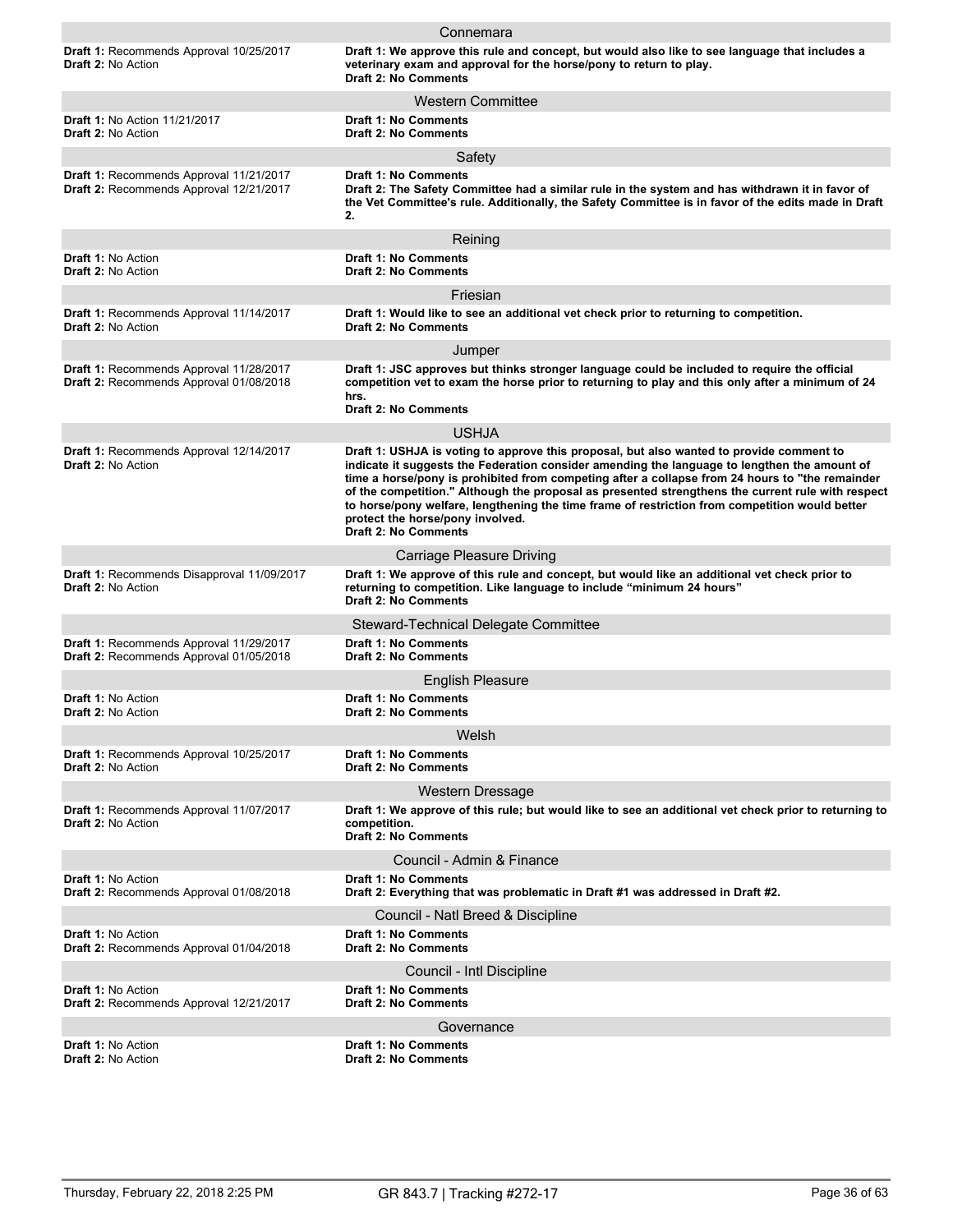### Connemara

**Draft 1:** Recommends Approval 10/25/2017
**Draft 2:** No Action

**Draft 1: We approve this rule and concept, but would also like to see language that includes a veterinary exam and approval for the horse/pony to return to play.**
**Draft 2: No Comments**

### Western Committee

**Draft 1:** No Action 11/21/2017
**Draft 2:** No Action

**Draft 1: No Comments**
**Draft 2: No Comments**

### Safety

**Draft 1:** Recommends Approval 11/21/2017
**Draft 2:** Recommends Approval 12/21/2017

**Draft 1: No Comments**
**Draft 2: The Safety Committee had a similar rule in the system and has withdrawn it in favor of the Vet Committee's rule. Additionally, the Safety Committee is in favor of the edits made in Draft 2.**

### Reining

**Draft 1:** No Action
**Draft 2:** No Action

**Draft 1: No Comments**
**Draft 2: No Comments**

### Friesian

**Draft 1:** Recommends Approval 11/14/2017
**Draft 2:** No Action

**Draft 1: Would like to see an additional vet check prior to returning to competition.**
**Draft 2: No Comments**

### Jumper

**Draft 1:** Recommends Approval 11/28/2017
**Draft 2:** Recommends Approval 01/08/2018

**Draft 1: JSC approves but thinks stronger language could be included to require the official competition vet to exam the horse prior to returning to play and this only after a minimum of 24 hrs.**
**Draft 2: No Comments**

### USHJA

**Draft 1:** Recommends Approval 12/14/2017
**Draft 2:** No Action

**Draft 1: USHJA is voting to approve this proposal, but also wanted to provide comment to indicate it suggests the Federation consider amending the language to lengthen the amount of time a horse/pony is prohibited from competing after a collapse from 24 hours to "the remainder of the competition." Although the proposal as presented strengthens the current rule with respect to horse/pony welfare, lengthening the time frame of restriction from competition would better protect the horse/pony involved.**
**Draft 2: No Comments**

### Carriage Pleasure Driving

**Draft 1:** Recommends Disapproval 11/09/2017
**Draft 2:** No Action

**Draft 1: We approve of this rule and concept, but would like an additional vet check prior to returning to competition. Like language to include "minimum 24 hours"**
**Draft 2: No Comments**

### Steward-Technical Delegate Committee

**Draft 1:** Recommends Approval 11/29/2017
**Draft 2:** Recommends Approval 01/05/2018

**Draft 1: No Comments**
**Draft 2: No Comments**

### English Pleasure

**Draft 1:** No Action
**Draft 2:** No Action

**Draft 1: No Comments**
**Draft 2: No Comments**

### Welsh

**Draft 1:** Recommends Approval 10/25/2017
**Draft 2:** No Action

**Draft 1: No Comments**
**Draft 2: No Comments**

### Western Dressage

**Draft 1:** Recommends Approval 11/07/2017
**Draft 2:** No Action

**Draft 1: We approve of this rule; but would like to see an additional vet check prior to returning to competition.**
**Draft 2: No Comments**

### Council - Admin & Finance

**Draft 1:** No Action
**Draft 2:** Recommends Approval 01/08/2018

**Draft 1: No Comments**
**Draft 2: Everything that was problematic in Draft #1 was addressed in Draft #2.**

### Council - Natl Breed & Discipline

**Draft 1:** No Action
**Draft 2:** Recommends Approval 01/04/2018

**Draft 1: No Comments**
**Draft 2: No Comments**

### Council - Intl Discipline

**Draft 1:** No Action
**Draft 2:** Recommends Approval 12/21/2017

**Draft 1: No Comments**
**Draft 2: No Comments**

### Governance

**Draft 1:** No Action
**Draft 2:** No Action

**Draft 1: No Comments**
**Draft 2: No Comments**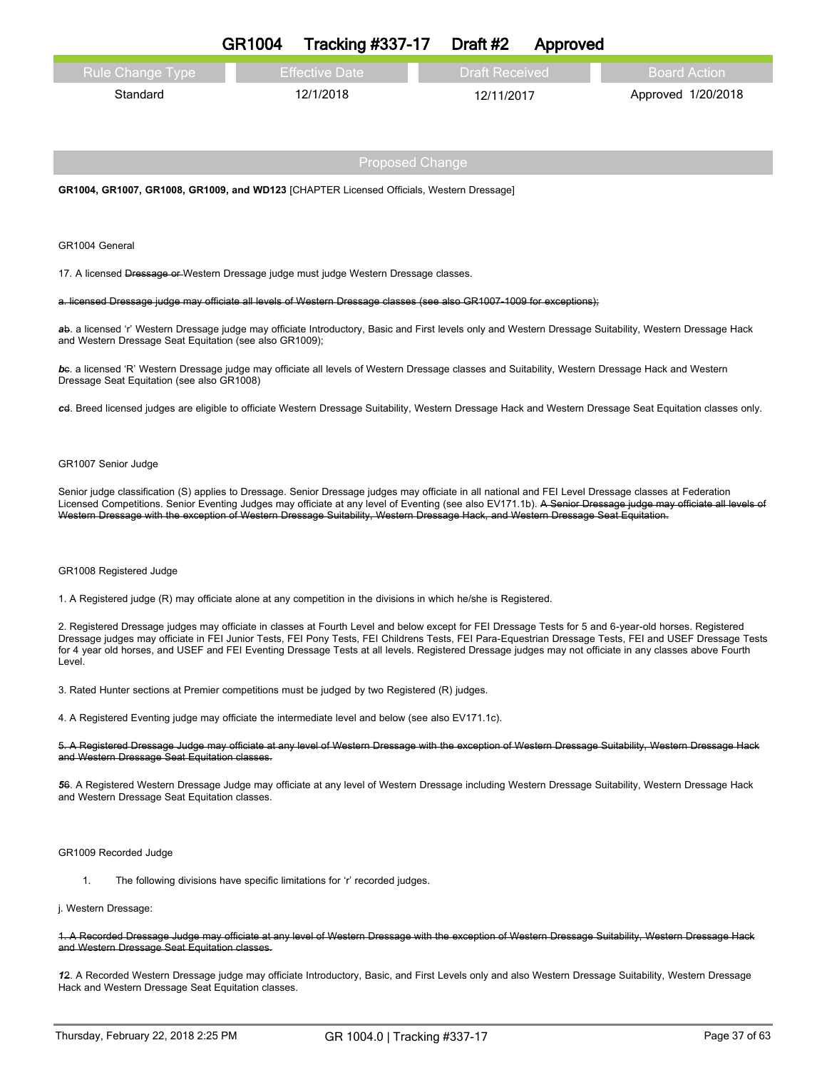# GR1004 Tracking #337-17 Draft #2 Approved

| Rule Change Type | Effective Date | Draft Received | Board Action |
|---|---|---|---|
| Standard | 12/1/2018 | 12/11/2017 | Approved 1/20/2018 |

## Proposed Change

**GR1004, GR1007, GR1008, GR1009, and WD123** [CHAPTER Licensed Officials, Western Dressage]

GR1004 General

17. A licensed ~~Dressage or~~ Western Dressage judge must judge Western Dressage classes.

~~a. licensed Dressage judge may officiate all levels of Western Dressage classes (see also GR1007-1009 for exceptions);~~

***a***~~b~~. a licensed 'r' Western Dressage judge may officiate Introductory, Basic and First levels only and Western Dressage Suitability, Western Dressage Hack and Western Dressage Seat Equitation (see also GR1009);

***b***~~c~~. a licensed 'R' Western Dressage judge may officiate all levels of Western Dressage classes and Suitability, Western Dressage Hack and Western Dressage Seat Equitation (see also GR1008)

***c***~~d~~. Breed licensed judges are eligible to officiate Western Dressage Suitability, Western Dressage Hack and Western Dressage Seat Equitation classes only.

GR1007 Senior Judge

Senior judge classification (S) applies to Dressage. Senior Dressage judges may officiate in all national and FEI Level Dressage classes at Federation Licensed Competitions. Senior Eventing Judges may officiate at any level of Eventing (see also EV171.1b). ~~A Senior Dressage judge may officiate all levels of Western Dressage with the exception of Western Dressage Suitability, Western Dressage Hack, and Western Dressage Seat Equitation.~~

GR1008 Registered Judge

1. A Registered judge (R) may officiate alone at any competition in the divisions in which he/she is Registered.

2. Registered Dressage judges may officiate in classes at Fourth Level and below except for FEI Dressage Tests for 5 and 6-year-old horses. Registered Dressage judges may officiate in FEI Junior Tests, FEI Pony Tests, FEI Childrens Tests, FEI Para-Equestrian Dressage Tests, FEI and USEF Dressage Tests for 4 year old horses, and USEF and FEI Eventing Dressage Tests at all levels. Registered Dressage judges may not officiate in any classes above Fourth Level.

3. Rated Hunter sections at Premier competitions must be judged by two Registered (R) judges.

4. A Registered Eventing judge may officiate the intermediate level and below (see also EV171.1c).

~~5. A Registered Dressage Judge may officiate at any level of Western Dressage with the exception of Western Dressage Suitability, Western Dressage Hack and Western Dressage Seat Equitation classes.~~

***5***~~6~~. A Registered Western Dressage Judge may officiate at any level of Western Dressage including Western Dressage Suitability, Western Dressage Hack and Western Dressage Seat Equitation classes.

GR1009 Recorded Judge

1. The following divisions have specific limitations for 'r' recorded judges.

j. Western Dressage:

~~1. A Recorded Dressage Judge may officiate at any level of Western Dressage with the exception of Western Dressage Suitability, Western Dressage Hack and Western Dressage Seat Equitation classes.~~

***1***~~2~~. A Recorded Western Dressage judge may officiate Introductory, Basic, and First Levels only and also Western Dressage Suitability, Western Dressage Hack and Western Dressage Seat Equitation classes.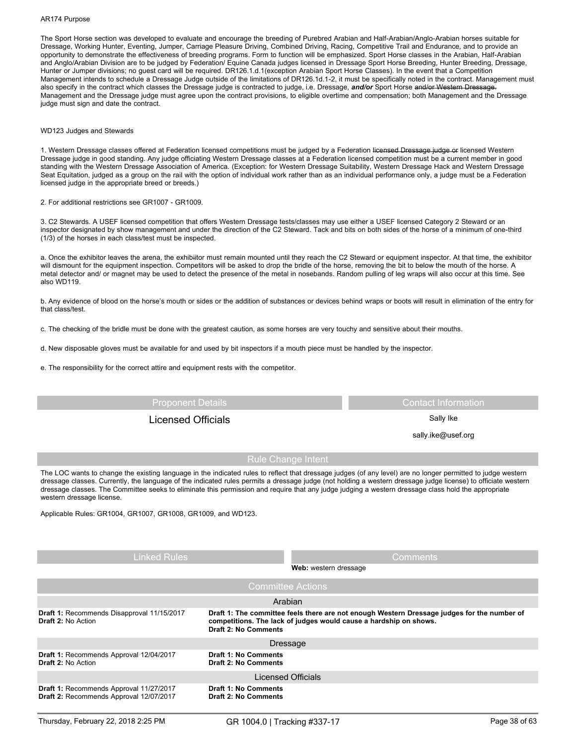AR174 Purpose

The Sport Horse section was developed to evaluate and encourage the breeding of Purebred Arabian and Half-Arabian/Anglo-Arabian horses suitable for Dressage, Working Hunter, Eventing, Jumper, Carriage Pleasure Driving, Combined Driving, Racing, Competitive Trail and Endurance, and to provide an opportunity to demonstrate the effectiveness of breeding programs. Form to function will be emphasized. Sport Horse classes in the Arabian, Half-Arabian and Anglo/Arabian Division are to be judged by Federation/ Equine Canada judges licensed in Dressage Sport Horse Breeding, Hunter Breeding, Dressage, Hunter or Jumper divisions; no guest card will be required. DR126.1.d.1(exception Arabian Sport Horse Classes). In the event that a Competition Management intends to schedule a Dressage Judge outside of the limitations of DR126.1d.1-2, it must be specifically noted in the contract. Management must also specify in the contract which classes the Dressage judge is contracted to judge, i.e. Dressage, ***and/or*** Sport Horse ~~and/or Western Dressage.~~ Management and the Dressage judge must agree upon the contract provisions, to eligible overtime and compensation; both Management and the Dressage judge must sign and date the contract.

WD123 Judges and Stewards

1. Western Dressage classes offered at Federation licensed competitions must be judged by a Federation ~~licensed Dressage judge or~~ licensed Western Dressage judge in good standing. Any judge officiating Western Dressage classes at a Federation licensed competition must be a current member in good standing with the Western Dressage Association of America. (Exception: for Western Dressage Suitability, Western Dressage Hack and Western Dressage Seat Equitation, judged as a group on the rail with the option of individual work rather than as an individual performance only, a judge must be a Federation licensed judge in the appropriate breed or breeds.)

2. For additional restrictions see GR1007 - GR1009.

3. C2 Stewards. A USEF licensed competition that offers Western Dressage tests/classes may use either a USEF licensed Category 2 Steward or an inspector designated by show management and under the direction of the C2 Steward. Tack and bits on both sides of the horse of a minimum of one-third (1/3) of the horses in each class/test must be inspected.

a. Once the exhibitor leaves the arena, the exhibiitor must remain mounted until they reach the C2 Steward or equipment inspector. At that time, the exhibitor will dismount for the equipment inspection. Competitors will be asked to drop the bridle of the horse, removing the bit to below the mouth of the horse. A metal detector and/ or magnet may be used to detect the presence of the metal in nosebands. Random pulling of leg wraps will also occur at this time. See also WD119.

b. Any evidence of blood on the horse's mouth or sides or the addition of substances or devices behind wraps or boots will result in elimination of the entry for that class/test.

c. The checking of the bridle must be done with the greatest caution, as some horses are very touchy and sensitive about their mouths.

d. New disposable gloves must be available for and used by bit inspectors if a mouth piece must be handled by the inspector.

e. The responsibility for the correct attire and equipment rests with the competitor.

| Proponent Details | Contact Information |
|---|---|
| Licensed Officials | Sally Ike<br>sally.ike@usef.org |

## Rule Change Intent

The LOC wants to change the existing language in the indicated rules to reflect that dressage judges (of any level) are no longer permitted to judge western dressage classes. Currently, the language of the indicated rules permits a dressage judge (not holding a western dressage judge license) to officiate western dressage classes. The Committee seeks to eliminate this permission and require that any judge judging a western dressage class hold the appropriate western dressage license.

Applicable Rules: GR1004, GR1007, GR1008, GR1009, and WD123.

| Linked Rules | Comments |
|---|---|
| | **Web:** western dressage |

## Committee Actions

| Committee | Action | Comments |
|---|---|---|
| Arabian | **Draft 1:** Recommends Disapproval 11/15/2017<br>**Draft 2:** No Action | **Draft 1: The committee feels there are not enough Western Dressage judges for the number of competitions. The lack of judges would cause a hardship on shows.**<br>**Draft 2: No Comments** |
| Dressage | **Draft 1:** Recommends Approval 12/04/2017<br>**Draft 2:** No Action | **Draft 1: No Comments**<br>**Draft 2: No Comments** |
| Licensed Officials | **Draft 1:** Recommends Approval 11/27/2017<br>**Draft 2:** Recommends Approval 12/07/2017 | **Draft 1: No Comments**<br>**Draft 2: No Comments** |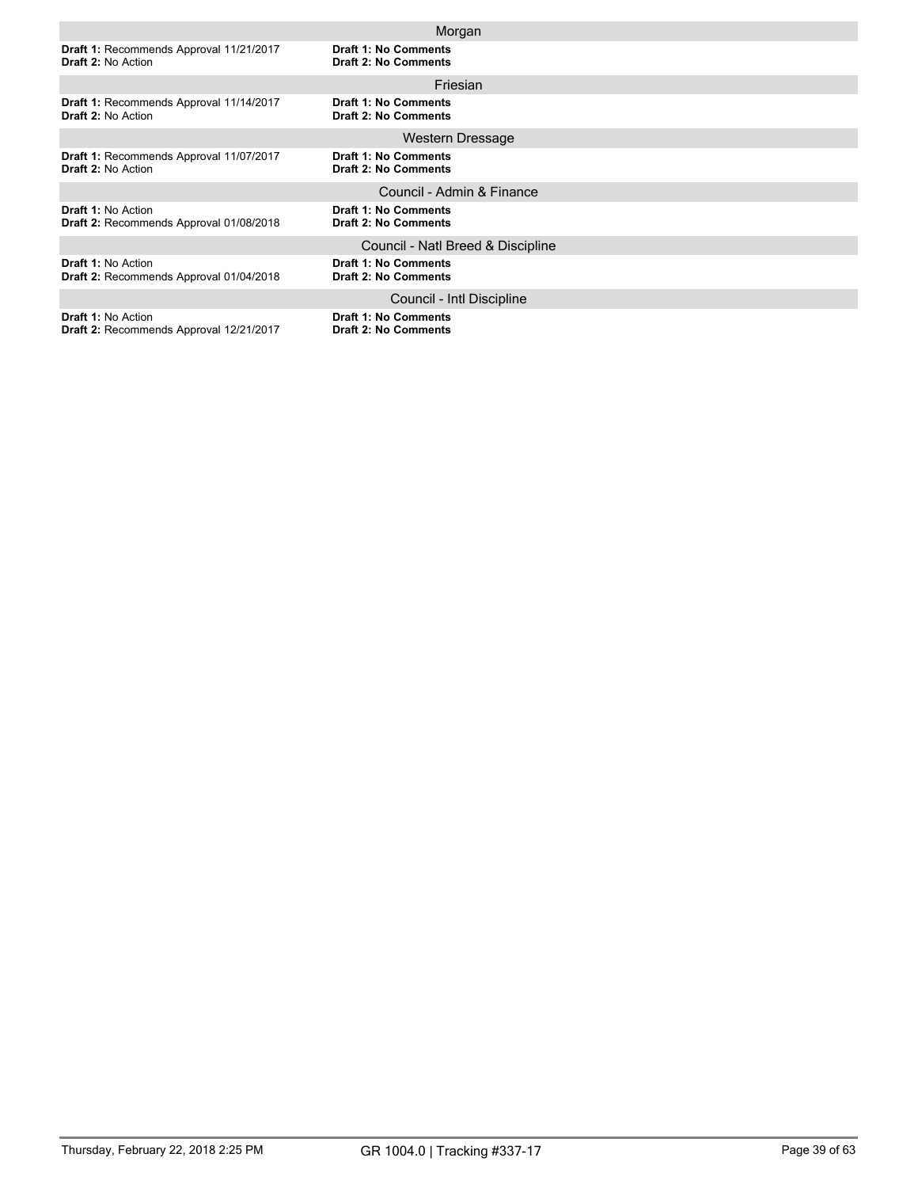### Morgan

**Draft 1:** Recommends Approval 11/21/2017
**Draft 2:** No Action

**Draft 1: No Comments**
**Draft 2: No Comments**

### Friesian

**Draft 1:** Recommends Approval 11/14/2017
**Draft 2:** No Action

**Draft 1: No Comments**
**Draft 2: No Comments**

### Western Dressage

**Draft 1:** Recommends Approval 11/07/2017
**Draft 2:** No Action

**Draft 1: No Comments**
**Draft 2: No Comments**

### Council - Admin & Finance

**Draft 1:** No Action
**Draft 2:** Recommends Approval 01/08/2018

**Draft 1: No Comments**
**Draft 2: No Comments**

### Council - Natl Breed & Discipline

**Draft 1:** No Action
**Draft 2:** Recommends Approval 01/04/2018

**Draft 1: No Comments**
**Draft 2: No Comments**

### Council - Intl Discipline

**Draft 1:** No Action
**Draft 2:** Recommends Approval 12/21/2017

**Draft 1: No Comments**
**Draft 2: No Comments**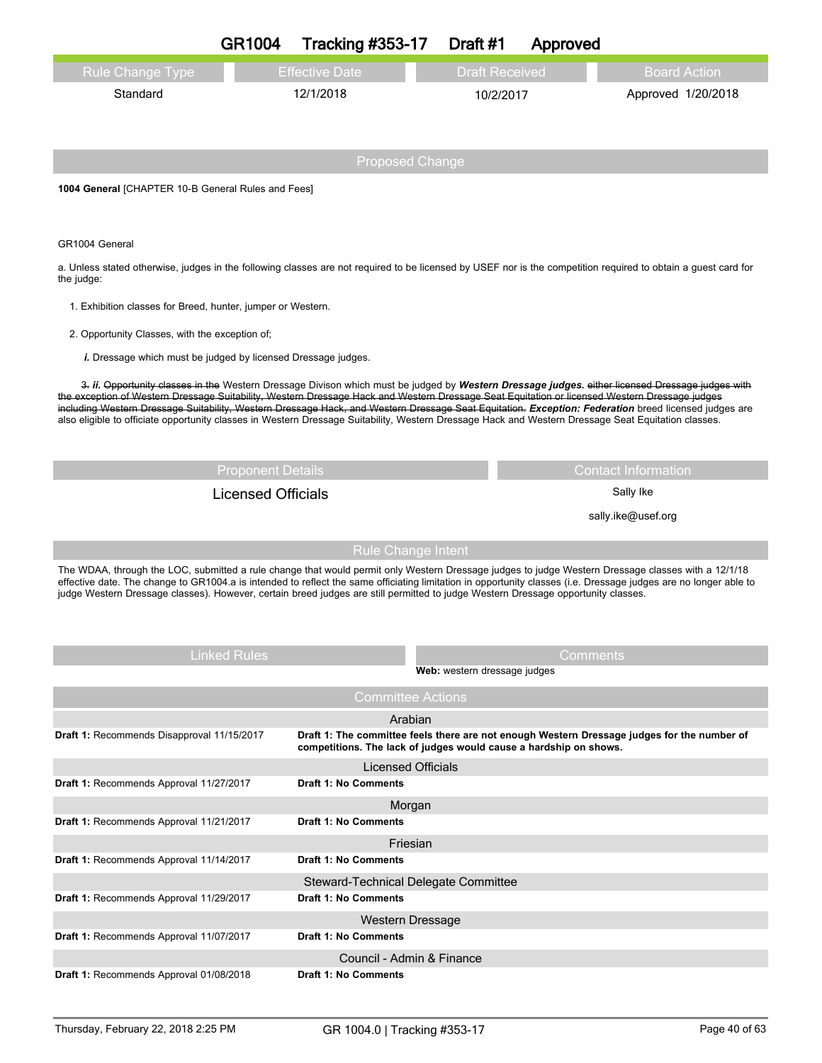# GR1004 Tracking #353-17 Draft #1 Approved

| Rule Change Type | Effective Date | Draft Received | Board Action |
|---|---|---|---|
| Standard | 12/1/2018 | 10/2/2017 | Approved 1/20/2018 |

## Proposed Change

**1004 General** [CHAPTER 10-B General Rules and Fees]

GR1004 General

a. Unless stated otherwise, judges in the following classes are not required to be licensed by USEF nor is the competition required to obtain a guest card for the judge:

1. Exhibition classes for Breed, hunter, jumper or Western.

2. Opportunity Classes, with the exception of;

   ***i.*** Dressage which must be judged by licensed Dressage judges.

   ~~3.~~ ***ii.*** ~~Opportunity classes in the~~ Western Dressage Divison which must be judged by ***Western Dressage judges.*** ~~either licensed Dressage judges with the exception of Western Dressage Suitability, Western Dressage Hack and Western Dressage Seat Equitation or licensed Western Dressage judges including Western Dressage Suitability, Western Dressage Hack, and Western Dressage Seat Equitation.~~ ***Exception: Federation*** breed licensed judges are also eligible to officiate opportunity classes in Western Dressage Suitability, Western Dressage Hack and Western Dressage Seat Equitation classes.

| Proponent Details | Contact Information |
|---|---|
| Licensed Officials | Sally Ike<br>sally.ike@usef.org |

## Rule Change Intent

The WDAA, through the LOC, submitted a rule change that would permit only Western Dressage judges to judge Western Dressage classes with a 12/1/18 effective date. The change to GR1004.a is intended to reflect the same officiating limitation in opportunity classes (i.e. Dressage judges are no longer able to judge Western Dressage classes). However, certain breed judges are still permitted to judge Western Dressage opportunity classes.

| Linked Rules | Comments |
|---|---|
| | **Web:** western dressage judges |

## Committee Actions

| Committee | Action | Comments |
|---|---|---|
| Arabian | **Draft 1:** Recommends Disapproval 11/15/2017 | **Draft 1: The committee feels there are not enough Western Dressage judges for the number of competitions. The lack of judges would cause a hardship on shows.** |
| Licensed Officials | **Draft 1:** Recommends Approval 11/27/2017 | **Draft 1: No Comments** |
| Morgan | **Draft 1:** Recommends Approval 11/21/2017 | **Draft 1: No Comments** |
| Friesian | **Draft 1:** Recommends Approval 11/14/2017 | **Draft 1: No Comments** |
| Steward-Technical Delegate Committee | **Draft 1:** Recommends Approval 11/29/2017 | **Draft 1: No Comments** |
| Western Dressage | **Draft 1:** Recommends Approval 11/07/2017 | **Draft 1: No Comments** |
| Council - Admin & Finance | **Draft 1:** Recommends Approval 01/08/2018 | **Draft 1: No Comments** |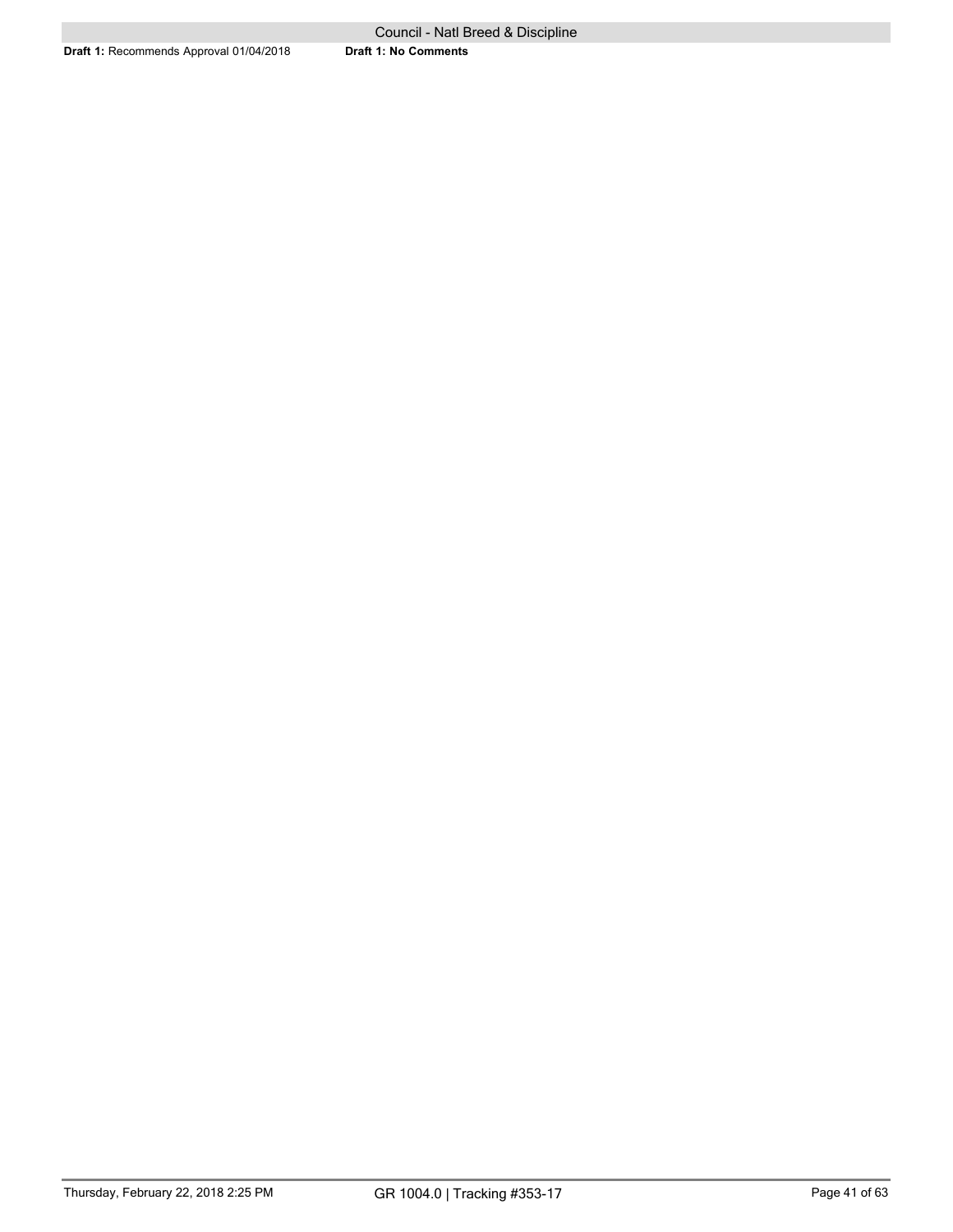Council - Natl Breed & Discipline

**Draft 1:** Recommends Approval 01/04/2018

**Draft 1: No Comments**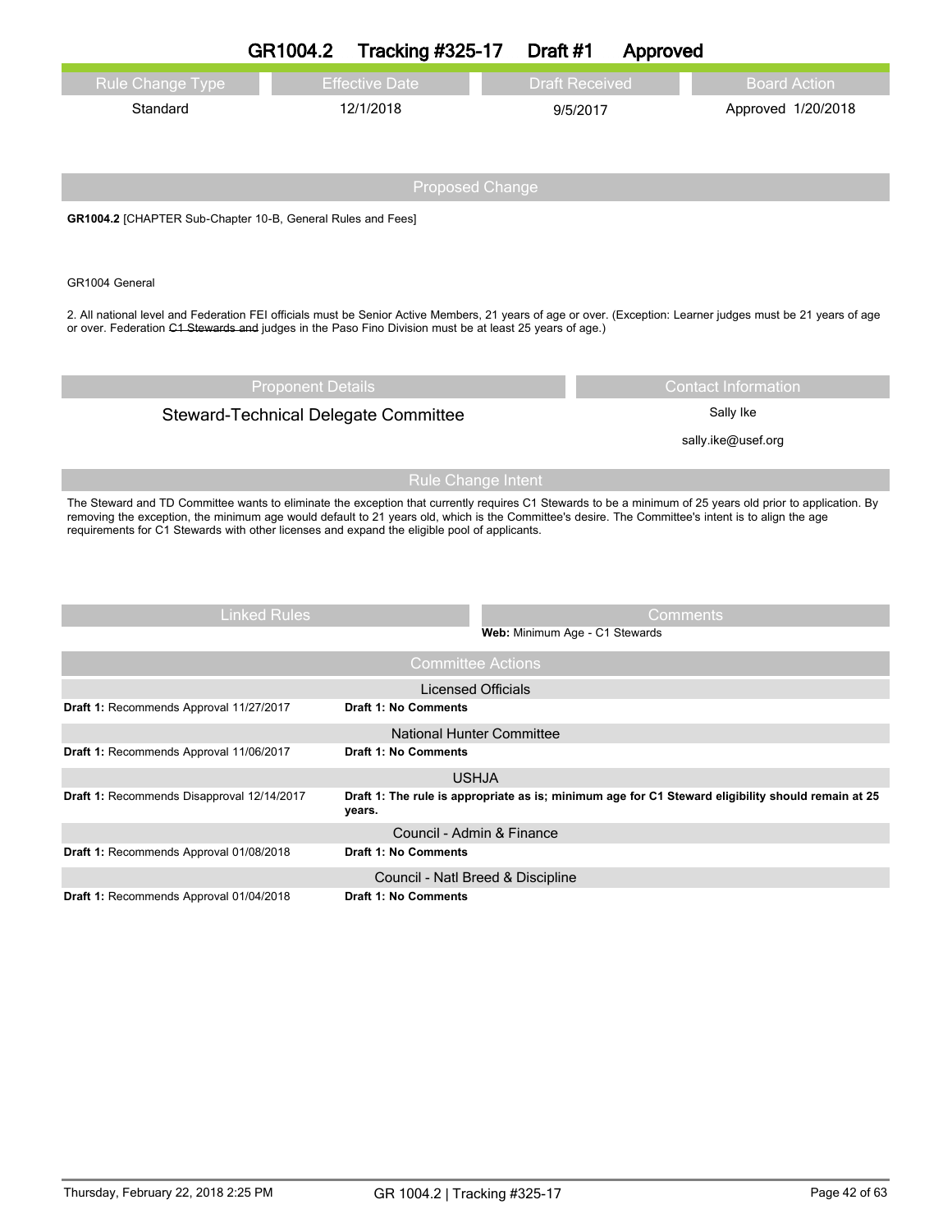# GR1004.2 Tracking #325-17 Draft #1 Approved

| Rule Change Type | Effective Date | Draft Received | Board Action |
|---|---|---|---|
| Standard | 12/1/2018 | 9/5/2017 | Approved 1/20/2018 |

## Proposed Change

**GR1004.2** [CHAPTER Sub-Chapter 10-B, General Rules and Fees]

GR1004 General

2. All national level and Federation FEI officials must be Senior Active Members, 21 years of age or over. (Exception: Learner judges must be 21 years of age or over. Federation ~~C1 Stewards and~~ judges in the Paso Fino Division must be at least 25 years of age.)

## Proponent Details

Steward-Technical Delegate Committee

## Contact Information

Sally Ike

sally.ike@usef.org

## Rule Change Intent

The Steward and TD Committee wants to eliminate the exception that currently requires C1 Stewards to be a minimum of 25 years old prior to application. By removing the exception, the minimum age would default to 21 years old, which is the Committee's desire. The Committee's intent is to align the age requirements for C1 Stewards with other licenses and expand the eligible pool of applicants.

## Linked Rules

## Comments

**Web:** Minimum Age - C1 Stewards

## Committee Actions

**Licensed Officials**

| | |
|---|---|
| **Draft 1:** Recommends Approval 11/27/2017 | **Draft 1: No Comments** |

**National Hunter Committee**

| | |
|---|---|
| **Draft 1:** Recommends Approval 11/06/2017 | **Draft 1: No Comments** |

**USHJA**

| | |
|---|---|
| **Draft 1:** Recommends Disapproval 12/14/2017 | **Draft 1: The rule is appropriate as is; minimum age for C1 Steward eligibility should remain at 25 years.** |

**Council - Admin & Finance**

| | |
|---|---|
| **Draft 1:** Recommends Approval 01/08/2018 | **Draft 1: No Comments** |

**Council - Natl Breed & Discipline**

| | |
|---|---|
| **Draft 1:** Recommends Approval 01/04/2018 | **Draft 1: No Comments** |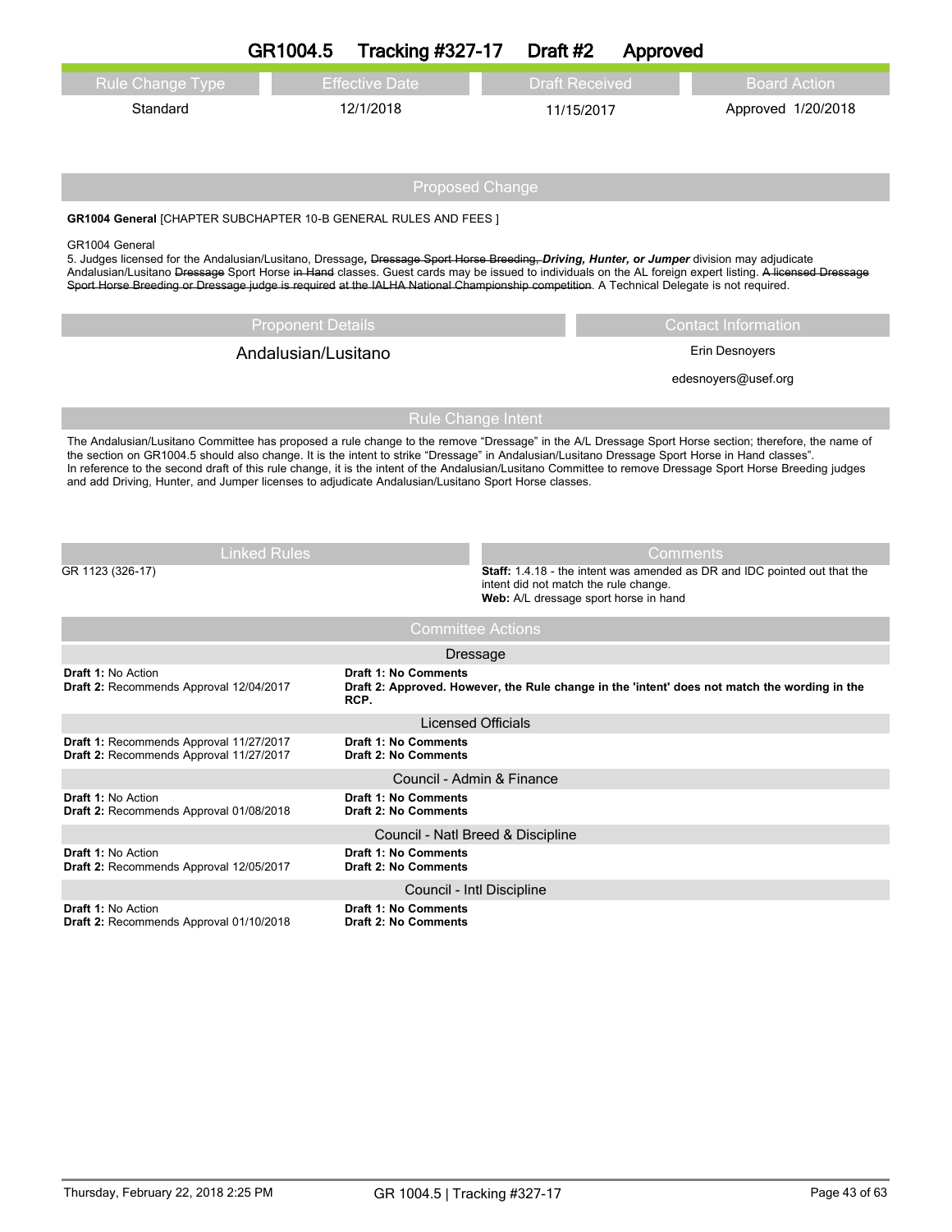# GR1004.5 Tracking #327-17 Draft #2 Approved

| Rule Change Type | Effective Date | Draft Received | Board Action |
|---|---|---|---|
| Standard | 12/1/2018 | 11/15/2017 | Approved 1/20/2018 |

## Proposed Change

**GR1004 General** [CHAPTER SUBCHAPTER 10-B GENERAL RULES AND FEES ]

GR1004 General

5. Judges licensed for the Andalusian/Lusitano, Dressage**,** ~~Dressage Sport Horse Breeding,~~ ***Driving, Hunter, or Jumper*** division may adjudicate Andalusian/Lusitano ~~Dressage~~ Sport Horse ~~in Hand~~ classes. Guest cards may be issued to individuals on the AL foreign expert listing. ~~A licensed Dressage Sport Horse Breeding or Dressage judge is required at the IALHA National Championship competition~~. A Technical Delegate is not required.

| Proponent Details | Contact Information |
|---|---|
| Andalusian/Lusitano | Erin Desnoyers |
| | edesnoyers@usef.org |

## Rule Change Intent

The Andalusian/Lusitano Committee has proposed a rule change to the remove "Dressage" in the A/L Dressage Sport Horse section; therefore, the name of the section on GR1004.5 should also change. It is the intent to strike "Dressage" in Andalusian/Lusitano Dressage Sport Horse in Hand classes".
In reference to the second draft of this rule change, it is the intent of the Andalusian/Lusitano Committee to remove Dressage Sport Horse Breeding judges and add Driving, Hunter, and Jumper licenses to adjudicate Andalusian/Lusitano Sport Horse classes.

| Linked Rules | Comments |
|---|---|
| GR 1123 (326-17) | **Staff:** 1.4.18 - the intent was amended as DR and IDC pointed out that the intent did not match the rule change.<br>**Web:** A/L dressage sport horse in hand |

## Committee Actions

| Dressage | |
|---|---|
| **Draft 1:** No Action<br>**Draft 2:** Recommends Approval 12/04/2017 | **Draft 1: No Comments**<br>**Draft 2: Approved. However, the Rule change in the 'intent' does not match the wording in the RCP.** |

| Licensed Officials | |
|---|---|
| **Draft 1:** Recommends Approval 11/27/2017<br>**Draft 2:** Recommends Approval 11/27/2017 | **Draft 1: No Comments**<br>**Draft 2: No Comments** |

| Council - Admin & Finance | |
|---|---|
| **Draft 1:** No Action<br>**Draft 2:** Recommends Approval 01/08/2018 | **Draft 1: No Comments**<br>**Draft 2: No Comments** |

| Council - Natl Breed & Discipline | |
|---|---|
| **Draft 1:** No Action<br>**Draft 2:** Recommends Approval 12/05/2017 | **Draft 1: No Comments**<br>**Draft 2: No Comments** |

| Council - Intl Discipline | |
|---|---|
| **Draft 1:** No Action<br>**Draft 2:** Recommends Approval 01/10/2018 | **Draft 1: No Comments**<br>**Draft 2: No Comments** |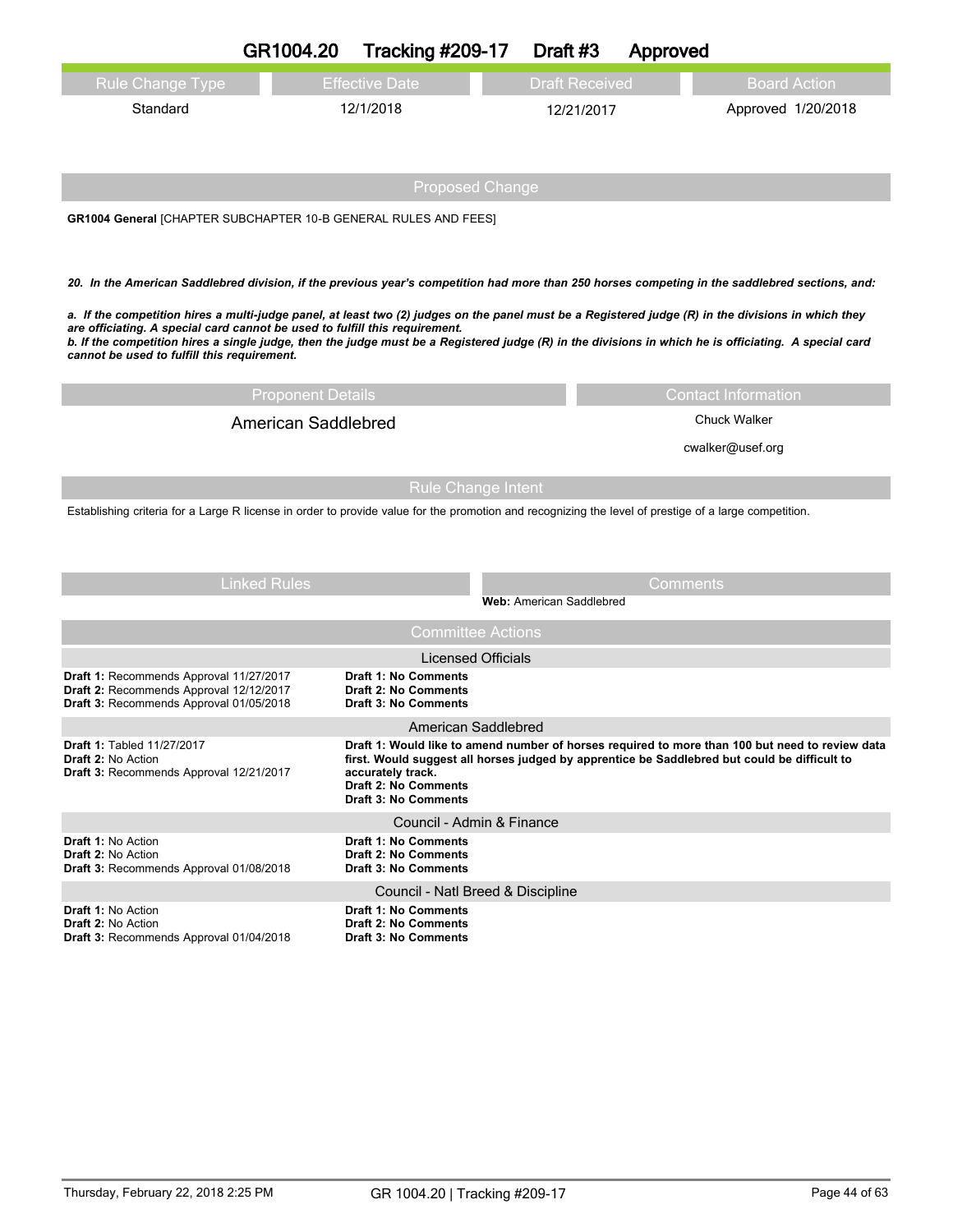# GR1004.20 Tracking #209-17 Draft #3 Approved

| Rule Change Type | Effective Date | Draft Received | Board Action |
|---|---|---|---|
| Standard | 12/1/2018 | 12/21/2017 | Approved 1/20/2018 |

## Proposed Change

**GR1004 General** [CHAPTER SUBCHAPTER 10-B GENERAL RULES AND FEES]

***20. In the American Saddlebred division, if the previous year's competition had more than 250 horses competing in the saddlebred sections, and:***

***a. If the competition hires a multi-judge panel, at least two (2) judges on the panel must be a Registered judge (R) in the divisions in which they are officiating. A special card cannot be used to fulfill this requirement.***
***b. If the competition hires a single judge, then the judge must be a Registered judge (R) in the divisions in which he is officiating. A special card cannot be used to fulfill this requirement.***

| Proponent Details | Contact Information |
|---|---|
| American Saddlebred | Chuck Walker |
| | cwalker@usef.org |

## Rule Change Intent

Establishing criteria for a Large R license in order to provide value for the promotion and recognizing the level of prestige of a large competition.

| Linked Rules | Comments |
|---|---|
| | **Web:** American Saddlebred |

## Committee Actions

### Licensed Officials

| Action | Comments |
|---|---|
| **Draft 1:** Recommends Approval 11/27/2017<br>**Draft 2:** Recommends Approval 12/12/2017<br>**Draft 3:** Recommends Approval 01/05/2018 | **Draft 1: No Comments**<br>**Draft 2: No Comments**<br>**Draft 3: No Comments** |

### American Saddlebred

| Action | Comments |
|---|---|
| **Draft 1:** Tabled 11/27/2017<br>**Draft 2:** No Action<br>**Draft 3:** Recommends Approval 12/21/2017 | **Draft 1: Would like to amend number of horses required to more than 100 but need to review data first. Would suggest all horses judged by apprentice be Saddlebred but could be difficult to accurately track.**<br>**Draft 2: No Comments**<br>**Draft 3: No Comments** |

### Council - Admin & Finance

| Action | Comments |
|---|---|
| **Draft 1:** No Action<br>**Draft 2:** No Action<br>**Draft 3:** Recommends Approval 01/08/2018 | **Draft 1: No Comments**<br>**Draft 2: No Comments**<br>**Draft 3: No Comments** |

### Council - Natl Breed & Discipline

| Action | Comments |
|---|---|
| **Draft 1:** No Action<br>**Draft 2:** No Action<br>**Draft 3:** Recommends Approval 01/04/2018 | **Draft 1: No Comments**<br>**Draft 2: No Comments**<br>**Draft 3: No Comments** |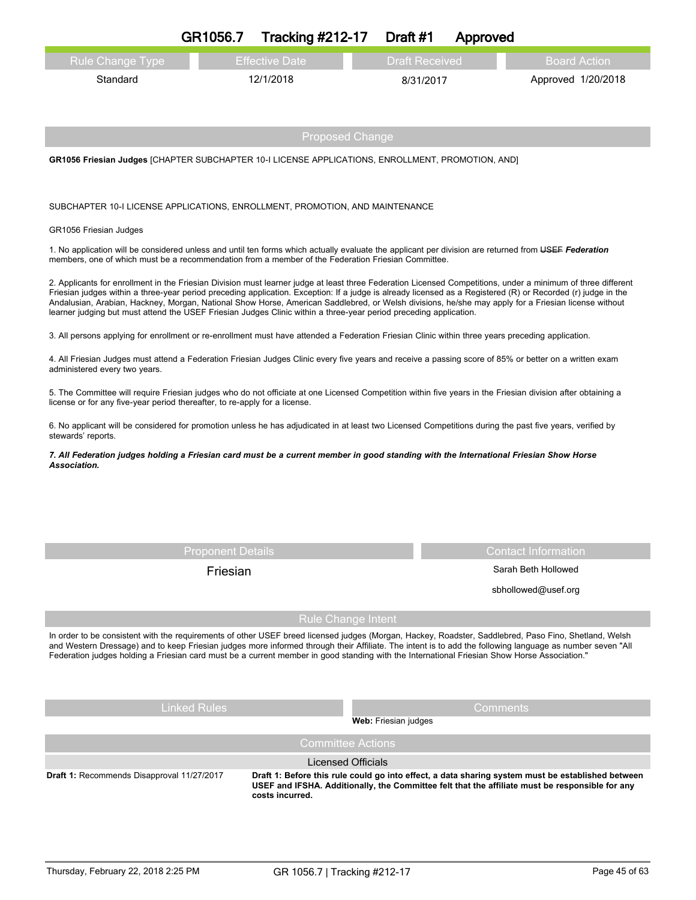# GR1056.7 Tracking #212-17 Draft #1 Approved

| Rule Change Type | Effective Date | Draft Received | Board Action |
| --- | --- | --- | --- |
| Standard | 12/1/2018 | 8/31/2017 | Approved 1/20/2018 |

## Proposed Change

**GR1056 Friesian Judges** [CHAPTER SUBCHAPTER 10-I LICENSE APPLICATIONS, ENROLLMENT, PROMOTION, AND]

SUBCHAPTER 10-I LICENSE APPLICATIONS, ENROLLMENT, PROMOTION, AND MAINTENANCE

GR1056 Friesian Judges

1. No application will be considered unless and until ten forms which actually evaluate the applicant per division are returned from ~~USEF~~ ***Federation*** members, one of which must be a recommendation from a member of the Federation Friesian Committee.

2. Applicants for enrollment in the Friesian Division must learner judge at least three Federation Licensed Competitions, under a minimum of three different Friesian judges within a three-year period preceding application. Exception: If a judge is already licensed as a Registered (R) or Recorded (r) judge in the Andalusian, Arabian, Hackney, Morgan, National Show Horse, American Saddlebred, or Welsh divisions, he/she may apply for a Friesian license without learner judging but must attend the USEF Friesian Judges Clinic within a three-year period preceding application.

3. All persons applying for enrollment or re-enrollment must have attended a Federation Friesian Clinic within three years preceding application.

4. All Friesian Judges must attend a Federation Friesian Judges Clinic every five years and receive a passing score of 85% or better on a written exam administered every two years.

5. The Committee will require Friesian judges who do not officiate at one Licensed Competition within five years in the Friesian division after obtaining a license or for any five-year period thereafter, to re-apply for a license.

6. No applicant will be considered for promotion unless he has adjudicated in at least two Licensed Competitions during the past five years, verified by stewards' reports.

***7. All Federation judges holding a Friesian card must be a current member in good standing with the International Friesian Show Horse Association.***

| Proponent Details | Contact Information |
| --- | --- |
| Friesian | Sarah Beth Hollowed<br>sbhollowed@usef.org |

## Rule Change Intent

In order to be consistent with the requirements of other USEF breed licensed judges (Morgan, Hackey, Roadster, Saddlebred, Paso Fino, Shetland, Welsh and Western Dressage) and to keep Friesian judges more informed through their Affiliate. The intent is to add the following language as number seven "All Federation judges holding a Friesian card must be a current member in good standing with the International Friesian Show Horse Association."

| Linked Rules | Comments |
| --- | --- |
| | **Web:** Friesian judges |

## Committee Actions

**Licensed Officials**

| | |
| --- | --- |
| **Draft 1:** Recommends Disapproval 11/27/2017 | **Draft 1: Before this rule could go into effect, a data sharing system must be established between USEF and IFSHA. Additionally, the Committee felt that the affiliate must be responsible for any costs incurred.** |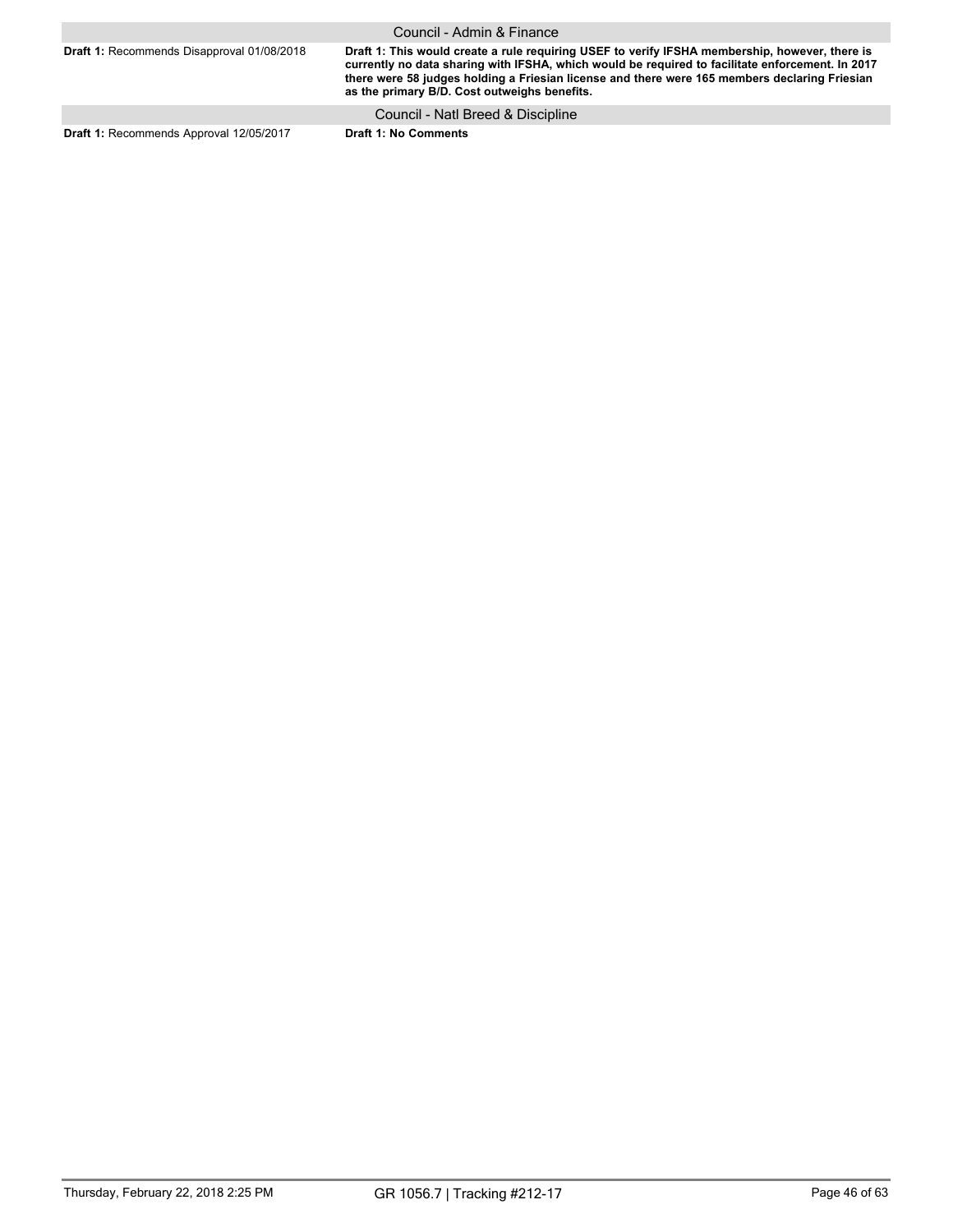| Council - Admin & Finance | |
|---|---|
| **Draft 1:** Recommends Disapproval 01/08/2018 | **Draft 1: This would create a rule requiring USEF to verify IFSHA membership, however, there is currently no data sharing with IFSHA, which would be required to facilitate enforcement. In 2017 there were 58 judges holding a Friesian license and there were 165 members declaring Friesian as the primary B/D. Cost outweighs benefits.** |

| Council - Natl Breed & Discipline | |
|---|---|
| **Draft 1:** Recommends Approval 12/05/2017 | **Draft 1: No Comments** |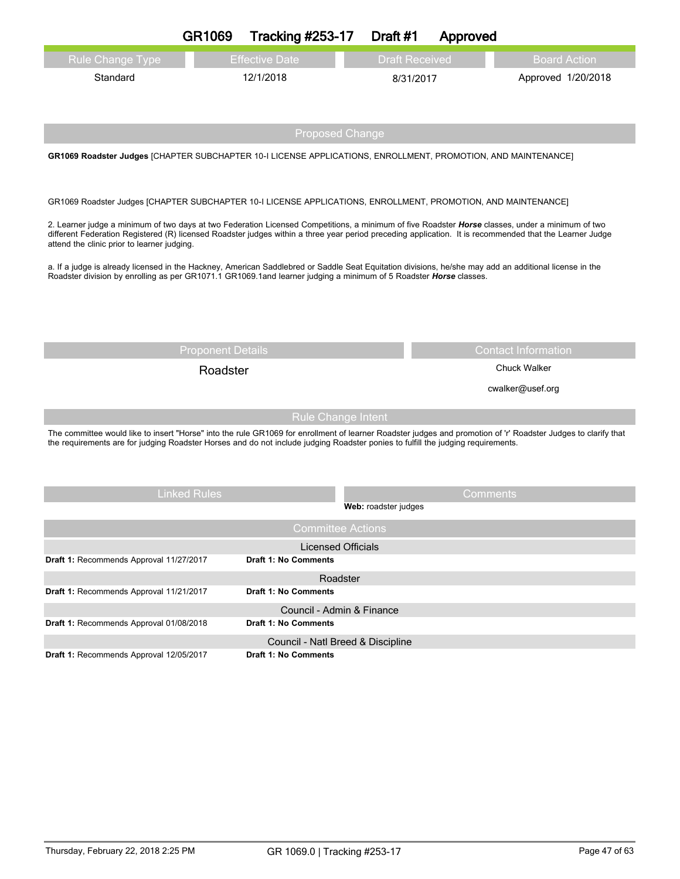# GR1069 Tracking #253-17 Draft #1 Approved

| Rule Change Type | Effective Date | Draft Received | Board Action |
|---|---|---|---|
| Standard | 12/1/2018 | 8/31/2017 | Approved 1/20/2018 |

## Proposed Change

**GR1069 Roadster Judges** [CHAPTER SUBCHAPTER 10-I LICENSE APPLICATIONS, ENROLLMENT, PROMOTION, AND MAINTENANCE]

GR1069 Roadster Judges [CHAPTER SUBCHAPTER 10-I LICENSE APPLICATIONS, ENROLLMENT, PROMOTION, AND MAINTENANCE]

2. Learner judge a minimum of two days at two Federation Licensed Competitions, a minimum of five Roadster ***Horse*** classes, under a minimum of two different Federation Registered (R) licensed Roadster judges within a three year period preceding application. It is recommended that the Learner Judge attend the clinic prior to learner judging.

a. If a judge is already licensed in the Hackney, American Saddlebred or Saddle Seat Equitation divisions, he/she may add an additional license in the Roadster division by enrolling as per GR1071.1 GR1069.1and learner judging a minimum of 5 Roadster ***Horse*** classes.

| Proponent Details | Contact Information |
|---|---|
| Roadster | Chuck Walker<br>cwalker@usef.org |

## Rule Change Intent

The committee would like to insert "Horse" into the rule GR1069 for enrollment of learner Roadster judges and promotion of 'r' Roadster Judges to clarify that the requirements are for judging Roadster Horses and do not include judging Roadster ponies to fulfill the judging requirements.

| Linked Rules | Comments |
|---|---|
| | **Web:** roadster judges |

## Committee Actions

| Committee | Action | Comments |
|---|---|---|
| Licensed Officials | **Draft 1:** Recommends Approval 11/27/2017 | **Draft 1: No Comments** |
| Roadster | **Draft 1:** Recommends Approval 11/21/2017 | **Draft 1: No Comments** |
| Council - Admin & Finance | **Draft 1:** Recommends Approval 01/08/2018 | **Draft 1: No Comments** |
| Council - Natl Breed & Discipline | **Draft 1:** Recommends Approval 12/05/2017 | **Draft 1: No Comments** |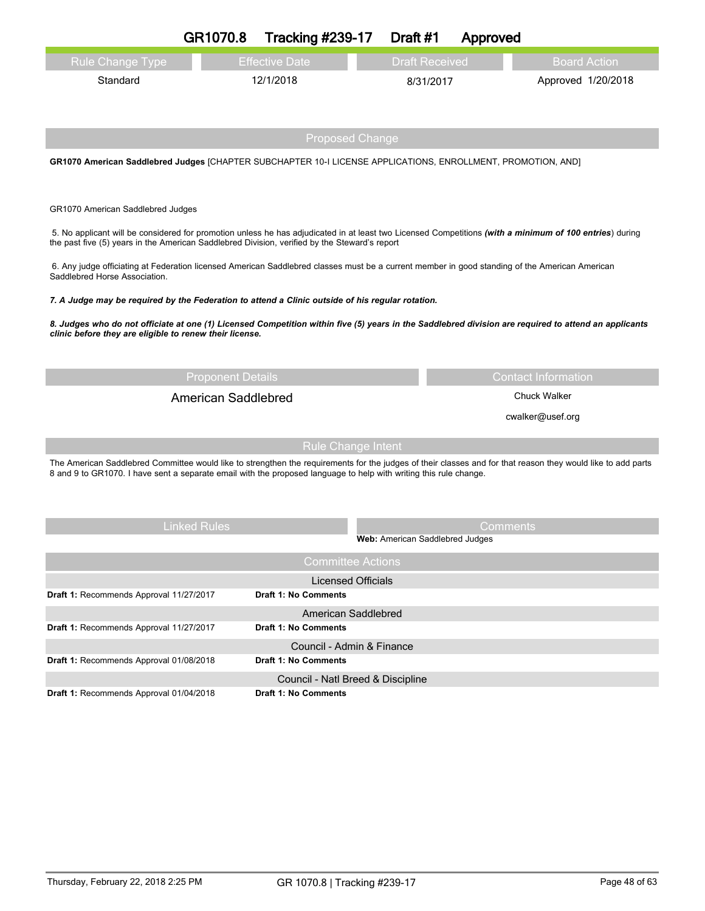# GR1070.8 Tracking #239-17 Draft #1 Approved

| Rule Change Type | Effective Date | Draft Received | Board Action |
|---|---|---|---|
| Standard | 12/1/2018 | 8/31/2017 | Approved 1/20/2018 |

## Proposed Change

**GR1070 American Saddlebred Judges** [CHAPTER SUBCHAPTER 10-I LICENSE APPLICATIONS, ENROLLMENT, PROMOTION, AND]

GR1070 American Saddlebred Judges

5. No applicant will be considered for promotion unless he has adjudicated in at least two Licensed Competitions ***(with a minimum of 100 entries***) during the past five (5) years in the American Saddlebred Division, verified by the Steward's report

6. Any judge officiating at Federation licensed American Saddlebred classes must be a current member in good standing of the American American Saddlebred Horse Association.

***7. A Judge may be required by the Federation to attend a Clinic outside of his regular rotation.***

***8. Judges who do not officiate at one (1) Licensed Competition within five (5) years in the Saddlebred division are required to attend an applicants clinic before they are eligible to renew their license.***

| Proponent Details | Contact Information |
|---|---|
| American Saddlebred | Chuck Walker |
| | cwalker@usef.org |

## Rule Change Intent

The American Saddlebred Committee would like to strengthen the requirements for the judges of their classes and for that reason they would like to add parts 8 and 9 to GR1070. I have sent a separate email with the proposed language to help with writing this rule change.

| Linked Rules | Comments |
|---|---|
| | **Web:** American Saddlebred Judges |

## Committee Actions

| | |
|---|---|
| **Licensed Officials** | |
| **Draft 1:** Recommends Approval 11/27/2017 | **Draft 1: No Comments** |
| **American Saddlebred** | |
| **Draft 1:** Recommends Approval 11/27/2017 | **Draft 1: No Comments** |
| **Council - Admin & Finance** | |
| **Draft 1:** Recommends Approval 01/08/2018 | **Draft 1: No Comments** |
| **Council - Natl Breed & Discipline** | |
| **Draft 1:** Recommends Approval 01/04/2018 | **Draft 1: No Comments** |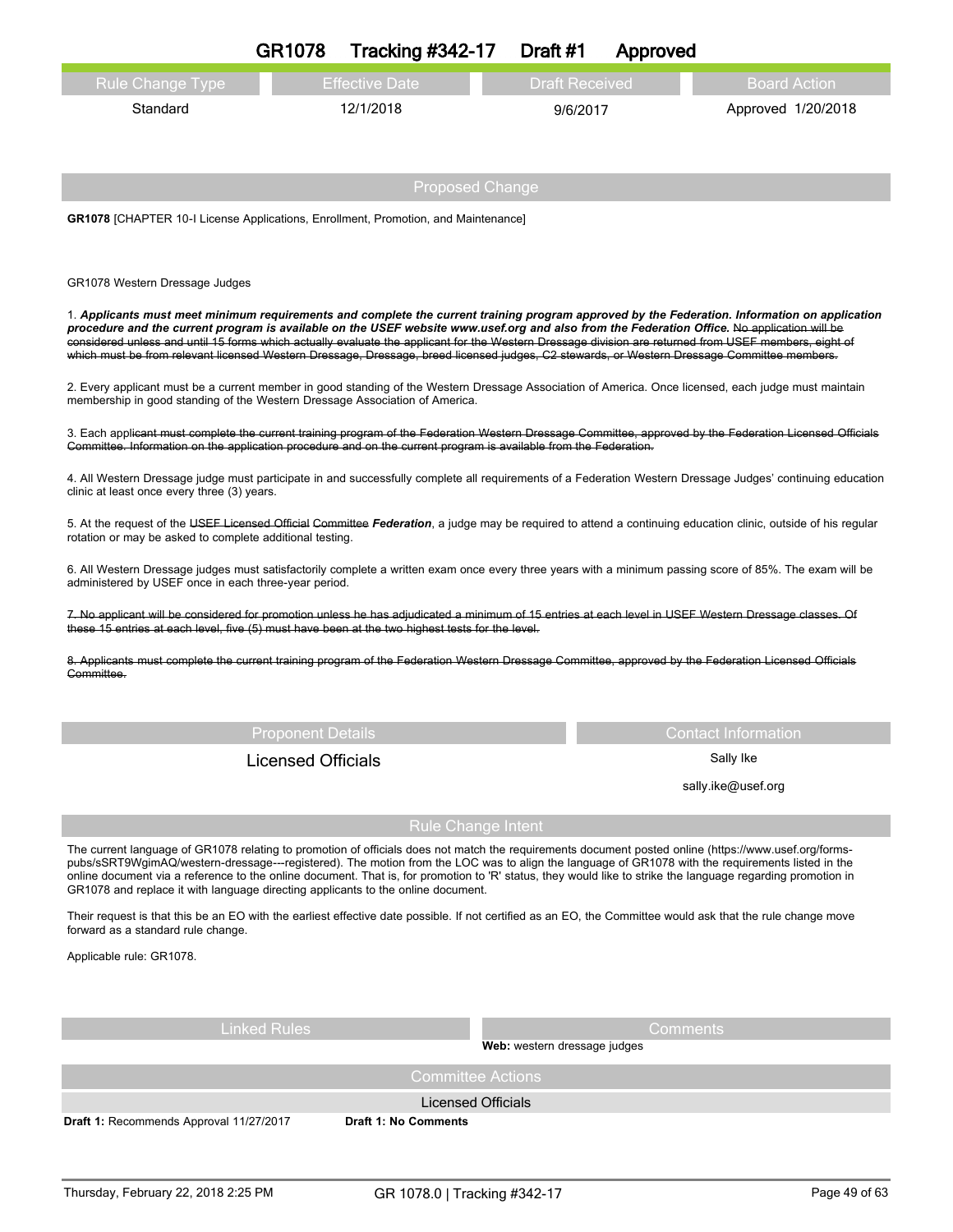# GR1078 Tracking #342-17 Draft #1 Approved

| Rule Change Type | Effective Date | Draft Received | Board Action |
|---|---|---|---|
| Standard | 12/1/2018 | 9/6/2017 | Approved 1/20/2018 |

## Proposed Change

**GR1078** [CHAPTER 10-I License Applications, Enrollment, Promotion, and Maintenance]

GR1078 Western Dressage Judges

1. ***Applicants must meet minimum requirements and complete the current training program approved by the Federation. Information on application procedure and the current program is available on the USEF website www.usef.org and also from the Federation Office.*** ~~No application will be considered unless and until 15 forms which actually evaluate the applicant for the Western Dressage division are returned from USEF members, eight of which must be from relevant licensed Western Dressage, Dressage, breed licensed judges, C2 stewards, or Western Dressage Committee members.~~

2. Every applicant must be a current member in good standing of the Western Dressage Association of America. Once licensed, each judge must maintain membership in good standing of the Western Dressage Association of America.

3. Each appli~~cant must complete the current training program of the Federation Western Dressage Committee, approved by the Federation Licensed Officials Committee. Information on the application procedure and on the current program is available from the Federation.~~

4. All Western Dressage judge must participate in and successfully complete all requirements of a Federation Western Dressage Judges' continuing education clinic at least once every three (3) years.

5. At the request of the ~~USEF Licensed Official Committee~~ ***Federation***, a judge may be required to attend a continuing education clinic, outside of his regular rotation or may be asked to complete additional testing.

6. All Western Dressage judges must satisfactorily complete a written exam once every three years with a minimum passing score of 85%. The exam will be administered by USEF once in each three-year period.

~~7. No applicant will be considered for promotion unless he has adjudicated a minimum of 15 entries at each level in USEF Western Dressage classes. Of these 15 entries at each level, five (5) must have been at the two highest tests for the level.~~

~~8. Applicants must complete the current training program of the Federation Western Dressage Committee, approved by the Federation Licensed Officials Committee.~~

| Proponent Details | Contact Information |
|---|---|
| Licensed Officials | Sally Ike<br>sally.ike@usef.org |

## Rule Change Intent

The current language of GR1078 relating to promotion of officials does not match the requirements document posted online (https://www.usef.org/forms-pubs/sSRT9WgimAQ/western-dressage---registered). The motion from the LOC was to align the language of GR1078 with the requirements listed in the online document via a reference to the online document. That is, for promotion to 'R' status, they would like to strike the language regarding promotion in GR1078 and replace it with language directing applicants to the online document.

Their request is that this be an EO with the earliest effective date possible. If not certified as an EO, the Committee would ask that the rule change move forward as a standard rule change.

Applicable rule: GR1078.

| Linked Rules | Comments |
|---|---|
| | **Web:** western dressage judges |

## Committee Actions

**Licensed Officials**

**Draft 1:** Recommends Approval 11/27/2017 — **Draft 1: No Comments**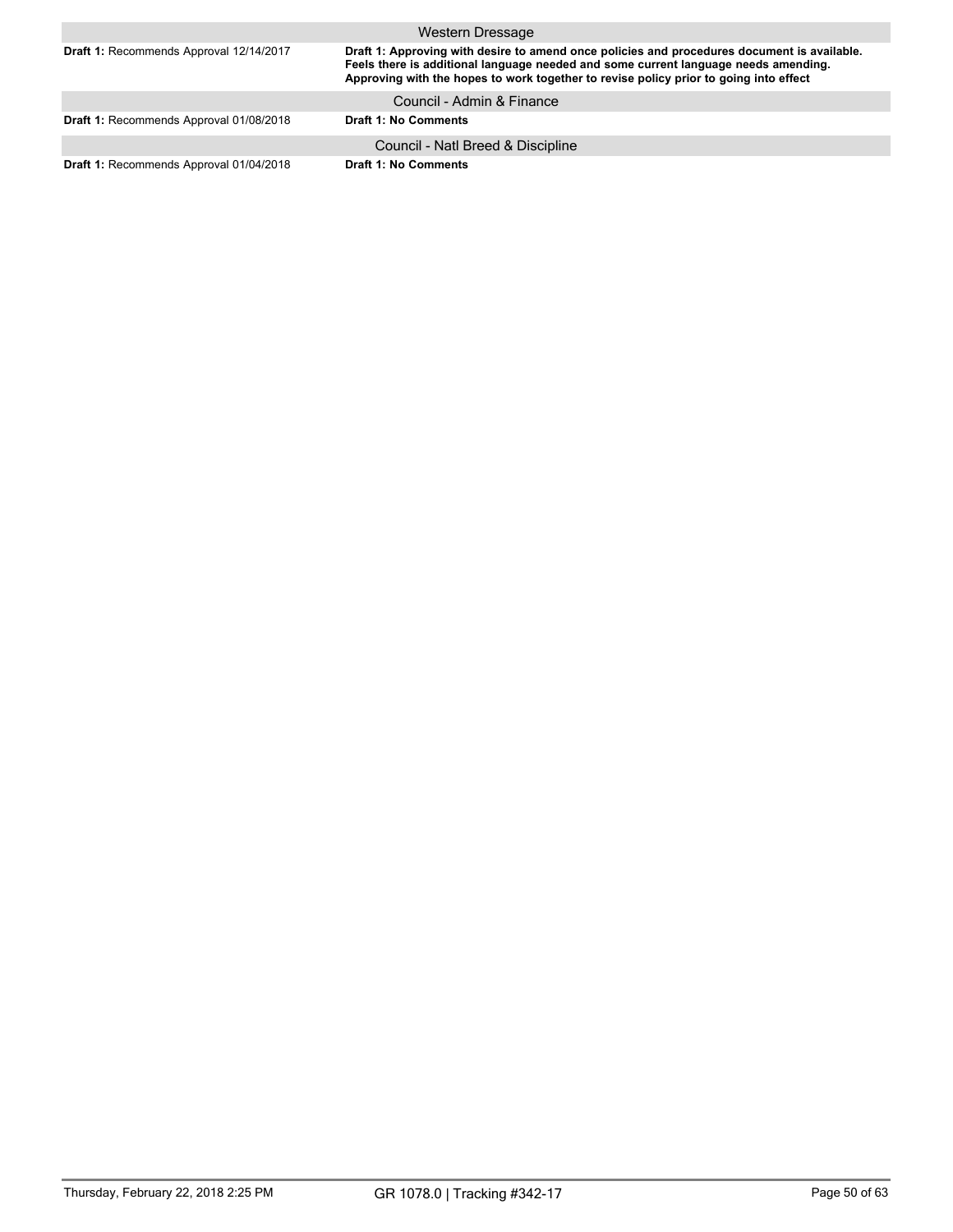| Western Dressage | |
|---|---|
| **Draft 1:** Recommends Approval 12/14/2017 | **Draft 1: Approving with desire to amend once policies and procedures document is available. Feels there is additional language needed and some current language needs amending. Approving with the hopes to work together to revise policy prior to going into effect** |

| Council - Admin & Finance | |
|---|---|
| **Draft 1:** Recommends Approval 01/08/2018 | **Draft 1: No Comments** |

| Council - Natl Breed & Discipline | |
|---|---|
| **Draft 1:** Recommends Approval 01/04/2018 | **Draft 1: No Comments** |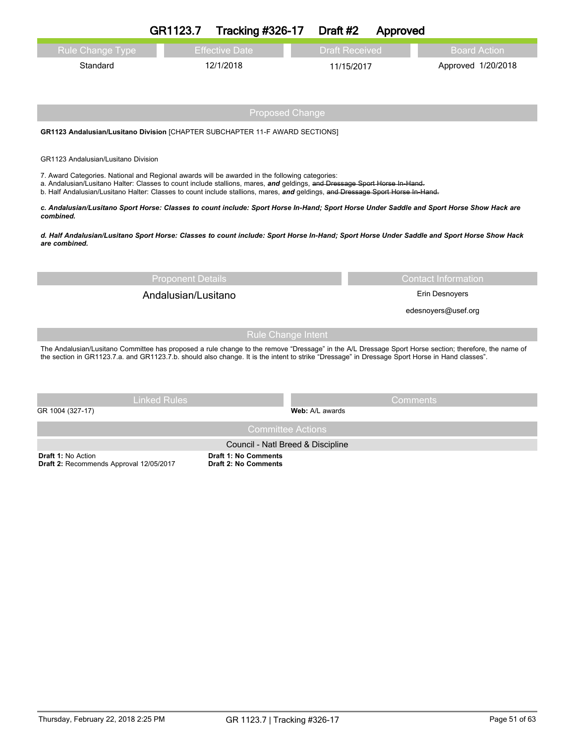# GR1123.7 Tracking #326-17 Draft #2 Approved

| Rule Change Type | Effective Date | Draft Received | Board Action |
| --- | --- | --- | --- |
| Standard | 12/1/2018 | 11/15/2017 | Approved 1/20/2018 |

## Proposed Change

**GR1123 Andalusian/Lusitano Division** [CHAPTER SUBCHAPTER 11-F AWARD SECTIONS]

GR1123 Andalusian/Lusitano Division

7. Award Categories. National and Regional awards will be awarded in the following categories:
a. Andalusian/Lusitano Halter: Classes to count include stallions, mares, ***and*** geldings, ~~and Dressage Sport Horse In-Hand.~~
b. Half Andalusian/Lusitano Halter: Classes to count include stallions, mares, ***and*** geldings, ~~and Dressage Sport Horse In-Hand.~~

***c. Andalusian/Lusitano Sport Horse: Classes to count include: Sport Horse In-Hand; Sport Horse Under Saddle and Sport Horse Show Hack are combined.***

***d. Half Andalusian/Lusitano Sport Horse: Classes to count include: Sport Horse In-Hand; Sport Horse Under Saddle and Sport Horse Show Hack are combined.***

| Proponent Details | Contact Information |
| --- | --- |
| Andalusian/Lusitano | Erin Desnoyers<br>edesnoyers@usef.org |

## Rule Change Intent

The Andalusian/Lusitano Committee has proposed a rule change to the remove "Dressage" in the A/L Dressage Sport Horse section; therefore, the name of the section in GR1123.7.a. and GR1123.7.b. should also change. It is the intent to strike "Dressage" in Dressage Sport Horse in Hand classes".

| Linked Rules | Comments |
| --- | --- |
| GR 1004 (327-17) | **Web:** A/L awards |

## Committee Actions

**Council - Natl Breed & Discipline**

| | |
| --- | --- |
| **Draft 1:** No Action | **Draft 1: No Comments** |
| **Draft 2:** Recommends Approval 12/05/2017 | **Draft 2: No Comments** |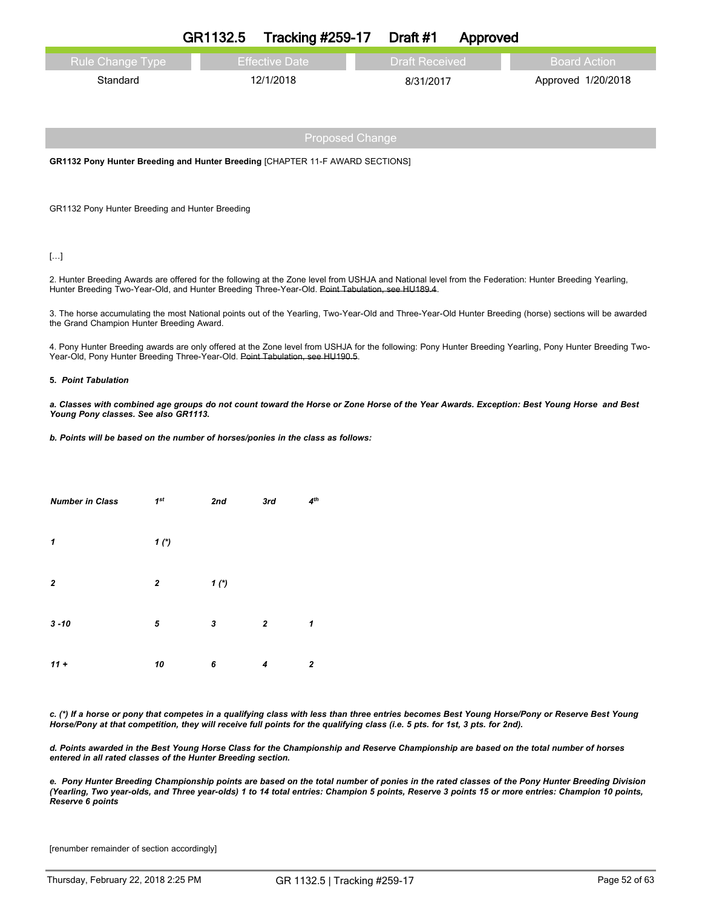# GR1132.5 Tracking #259-17 Draft #1 Approved

| Rule Change Type | Effective Date | Draft Received | Board Action |
|---|---|---|---|
| Standard | 12/1/2018 | 8/31/2017 | Approved 1/20/2018 |

## Proposed Change

**GR1132 Pony Hunter Breeding and Hunter Breeding** [CHAPTER 11-F AWARD SECTIONS]

GR1132 Pony Hunter Breeding and Hunter Breeding

[…]

2. Hunter Breeding Awards are offered for the following at the Zone level from USHJA and National level from the Federation: Hunter Breeding Yearling, Hunter Breeding Two-Year-Old, and Hunter Breeding Three-Year-Old. ~~Point Tabulation, see HU189.4~~.

3. The horse accumulating the most National points out of the Yearling, Two-Year-Old and Three-Year-Old Hunter Breeding (horse) sections will be awarded the Grand Champion Hunter Breeding Award.

4. Pony Hunter Breeding awards are only offered at the Zone level from USHJA for the following: Pony Hunter Breeding Yearling, Pony Hunter Breeding Two-Year-Old, Pony Hunter Breeding Three-Year-Old. ~~Point Tabulation, see HU190.5~~.

***5. Point Tabulation***

***a. Classes with combined age groups do not count toward the Horse or Zone Horse of the Year Awards. Exception: Best Young Horse and Best Young Pony classes. See also GR1113.***

***b. Points will be based on the number of horses/ponies in the class as follows:***

| ***Number in Class*** | ***1st*** | ***2nd*** | ***3rd*** | ***4th*** |
|---|---|---|---|---|
| ***1*** | ***1 (\*)*** | | | |
| ***2*** | ***2*** | ***1 (\*)*** | | |
| ***3 -10*** | ***5*** | ***3*** | ***2*** | ***1*** |
| ***11 +*** | ***10*** | ***6*** | ***4*** | ***2*** |

***c. (\*) If a horse or pony that competes in a qualifying class with less than three entries becomes Best Young Horse/Pony or Reserve Best Young Horse/Pony at that competition, they will receive full points for the qualifying class (i.e. 5 pts. for 1st, 3 pts. for 2nd).***

***d. Points awarded in the Best Young Horse Class for the Championship and Reserve Championship are based on the total number of horses entered in all rated classes of the Hunter Breeding section.***

***e. Pony Hunter Breeding Championship points are based on the total number of ponies in the rated classes of the Pony Hunter Breeding Division (Yearling, Two year-olds, and Three year-olds) 1 to 14 total entries: Champion 5 points, Reserve 3 points 15 or more entries: Champion 10 points, Reserve 6 points***

[renumber remainder of section accordingly]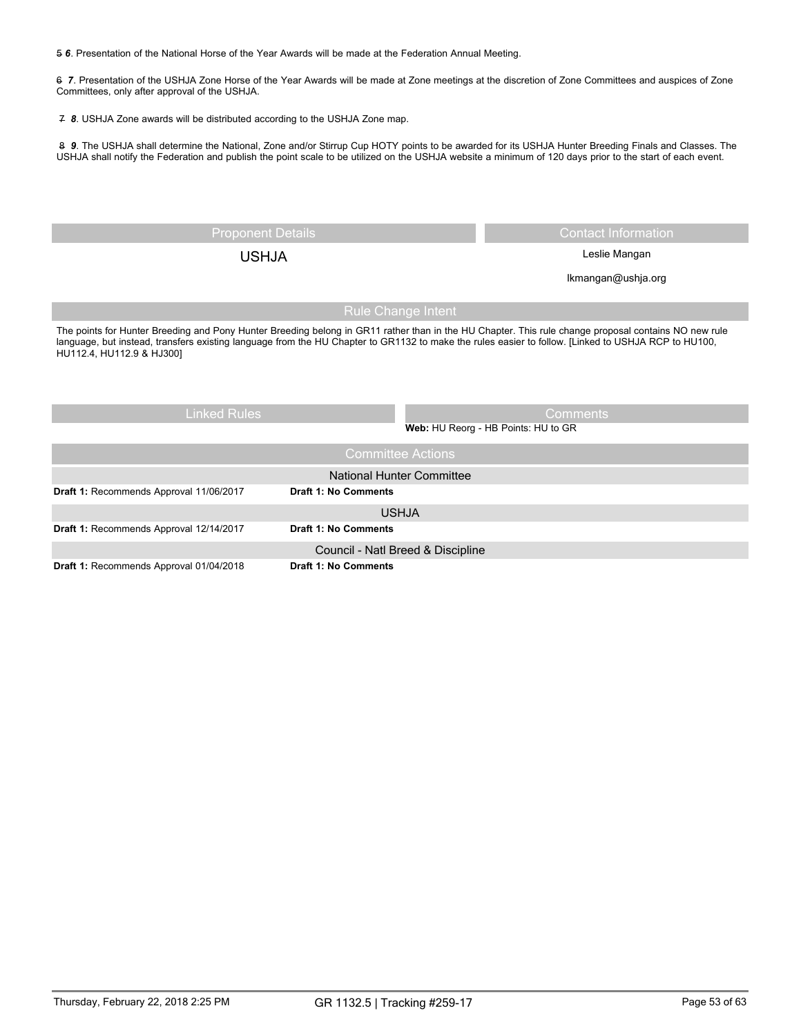~~5~~ ***6***. Presentation of the National Horse of the Year Awards will be made at the Federation Annual Meeting.

~~6~~ ***7***. Presentation of the USHJA Zone Horse of the Year Awards will be made at Zone meetings at the discretion of Zone Committees and auspices of Zone Committees, only after approval of the USHJA.

~~7~~ ***8***. USHJA Zone awards will be distributed according to the USHJA Zone map.

~~8~~ ***9***. The USHJA shall determine the National, Zone and/or Stirrup Cup HOTY points to be awarded for its USHJA Hunter Breeding Finals and Classes. The USHJA shall notify the Federation and publish the point scale to be utilized on the USHJA website a minimum of 120 days prior to the start of each event.

| Proponent Details | Contact Information |
|---|---|
| USHJA | Leslie Mangan<br>lkmangan@ushja.org |

## Rule Change Intent

The points for Hunter Breeding and Pony Hunter Breeding belong in GR11 rather than in the HU Chapter. This rule change proposal contains NO new rule language, but instead, transfers existing language from the HU Chapter to GR1132 to make the rules easier to follow. [Linked to USHJA RCP to HU100, HU112.4, HU112.9 & HJ300]

| Linked Rules | Comments |
|---|---|
| | **Web:** HU Reorg - HB Points: HU to GR |

## Committee Actions

| National Hunter Committee | |
|---|---|
| **Draft 1:** Recommends Approval 11/06/2017 | **Draft 1: No Comments** |

| USHJA | |
|---|---|
| **Draft 1:** Recommends Approval 12/14/2017 | **Draft 1: No Comments** |

| Council - Natl Breed & Discipline | |
|---|---|
| **Draft 1:** Recommends Approval 01/04/2018 | **Draft 1: No Comments** |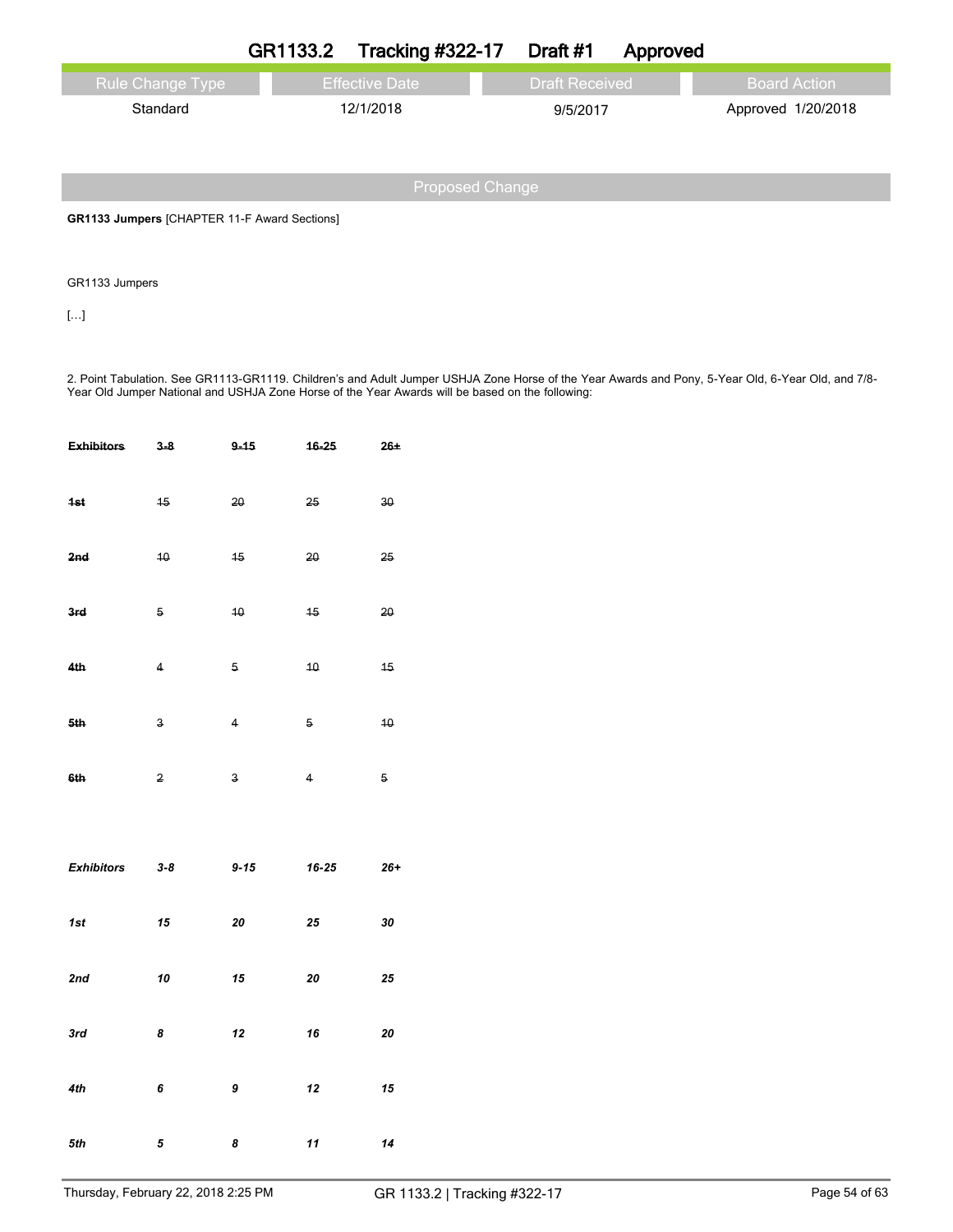# GR1133.2 Tracking #322-17 Draft #1 Approved

| Rule Change Type | Effective Date | Draft Received | Board Action |
|---|---|---|---|
| Standard | 12/1/2018 | 9/5/2017 | Approved 1/20/2018 |

## Proposed Change

**GR1133 Jumpers** [CHAPTER 11-F Award Sections]

GR1133 Jumpers

[…]

2. Point Tabulation. See GR1113-GR1119. Children's and Adult Jumper USHJA Zone Horse of the Year Awards and Pony, 5-Year Old, 6-Year Old, and 7/8-Year Old Jumper National and USHJA Zone Horse of the Year Awards will be based on the following:

| ~~**Exhibitors**~~ | ~~**3-8**~~ | ~~**9-15**~~ | ~~**16-25**~~ | ~~**26+**~~ |
|---|---|---|---|---|
| ~~**1st**~~ | ~~15~~ | ~~20~~ | ~~25~~ | ~~30~~ |
| ~~**2nd**~~ | ~~10~~ | ~~15~~ | ~~20~~ | ~~25~~ |
| ~~**3rd**~~ | ~~5~~ | ~~10~~ | ~~15~~ | ~~20~~ |
| ~~**4th**~~ | ~~4~~ | ~~5~~ | ~~10~~ | ~~15~~ |
| ~~**5th**~~ | ~~3~~ | ~~4~~ | ~~5~~ | ~~10~~ |
| ~~**6th**~~ | ~~2~~ | ~~3~~ | ~~4~~ | ~~5~~ |

| ***Exhibitors*** | ***3-8*** | ***9-15*** | ***16-25*** | ***26+*** |
|---|---|---|---|---|
| ***1st*** | ***15*** | ***20*** | ***25*** | ***30*** |
| ***2nd*** | ***10*** | ***15*** | ***20*** | ***25*** |
| ***3rd*** | ***8*** | ***12*** | ***16*** | ***20*** |
| ***4th*** | ***6*** | ***9*** | ***12*** | ***15*** |
| ***5th*** | ***5*** | ***8*** | ***11*** | ***14*** |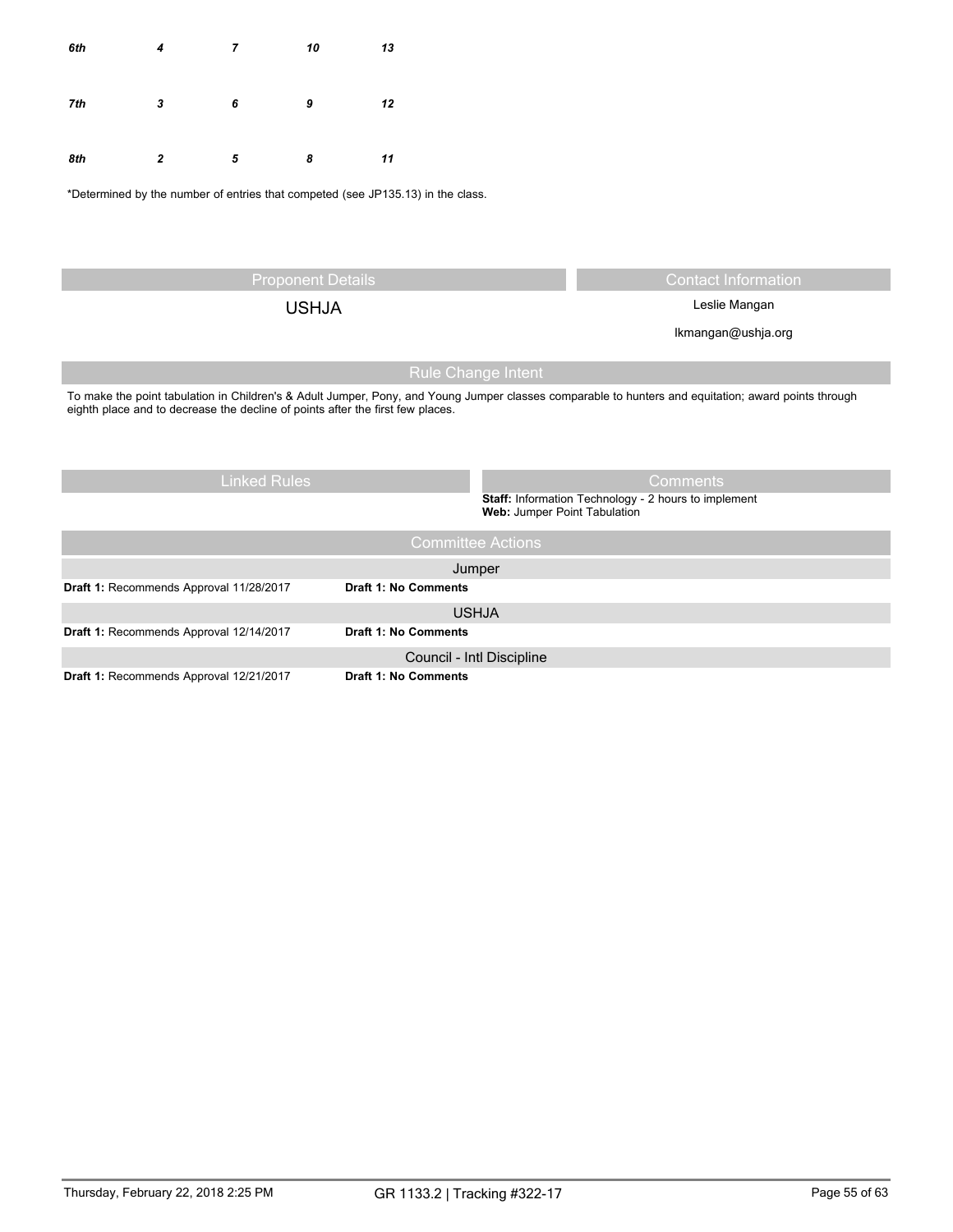| | | | | |
|---|---|---|---|---|
| ***6th*** | ***4*** | ***7*** | ***10*** | ***13*** |
| ***7th*** | ***3*** | ***6*** | ***9*** | ***12*** |
| ***8th*** | ***2*** | ***5*** | ***8*** | ***11*** |

*Determined by the number of entries that competed (see JP135.13) in the class.

## Proponent Details

USHJA

## Contact Information

Leslie Mangan

lkmangan@ushja.org

## Rule Change Intent

To make the point tabulation in Children's & Adult Jumper, Pony, and Young Jumper classes comparable to hunters and equitation; award points through eighth place and to decrease the decline of points after the first few places.

## Linked Rules

## Comments

**Staff:** Information Technology - 2 hours to implement
**Web:** Jumper Point Tabulation

## Committee Actions

### Jumper

**Draft 1:** Recommends Approval 11/28/2017 — **Draft 1: No Comments**

### USHJA

**Draft 1:** Recommends Approval 12/14/2017 — **Draft 1: No Comments**

### Council - Intl Discipline

**Draft 1:** Recommends Approval 12/21/2017 — **Draft 1: No Comments**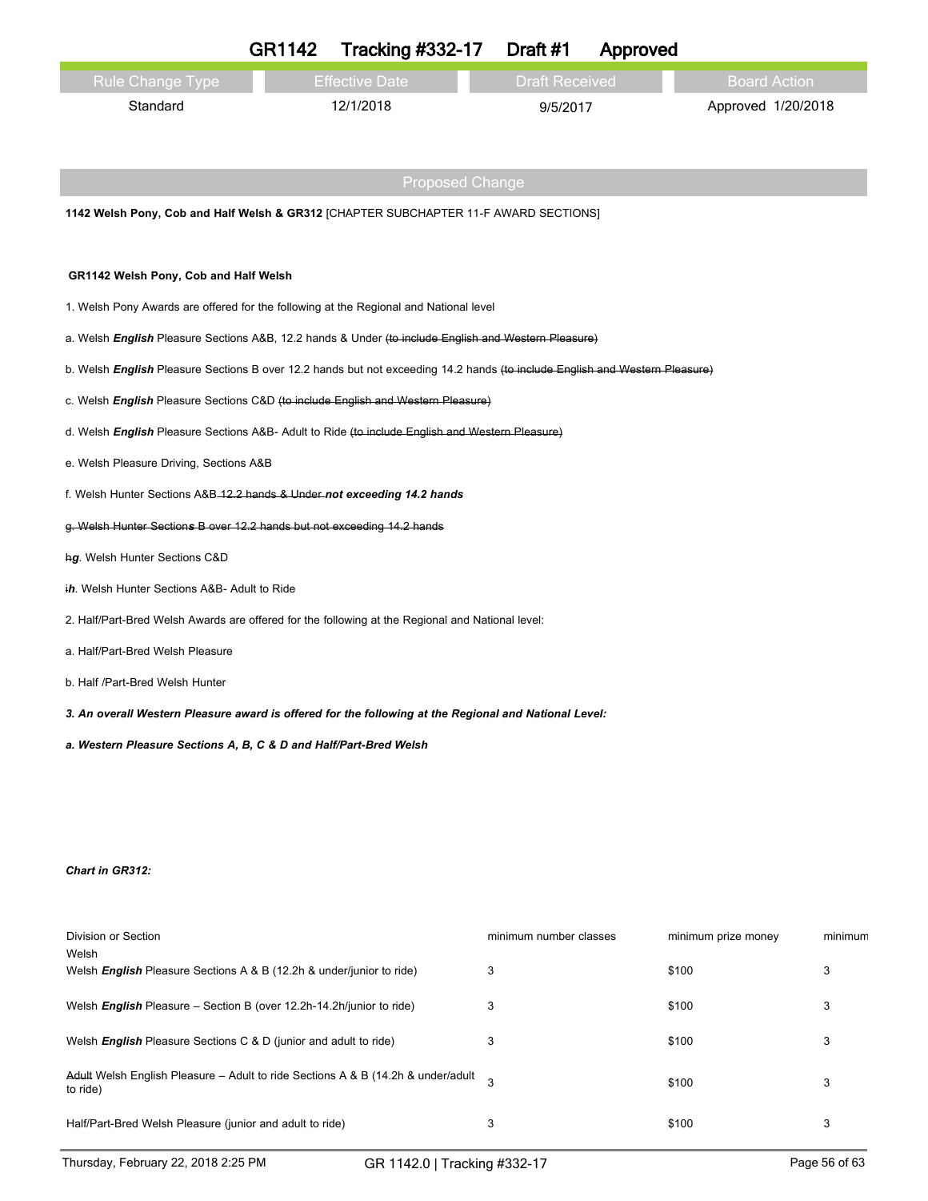# GR1142 Tracking #332-17 Draft #1 Approved

| Rule Change Type | Effective Date | Draft Received | Board Action |
| --- | --- | --- | --- |
| Standard | 12/1/2018 | 9/5/2017 | Approved 1/20/2018 |

## Proposed Change

**1142 Welsh Pony, Cob and Half Welsh & GR312** [CHAPTER SUBCHAPTER 11-F AWARD SECTIONS]

**GR1142 Welsh Pony, Cob and Half Welsh**

1. Welsh Pony Awards are offered for the following at the Regional and National level

a. Welsh ***English*** Pleasure Sections A&B, 12.2 hands & Under ~~(to include English and Western Pleasure)~~

b. Welsh ***English*** Pleasure Sections B over 12.2 hands but not exceeding 14.2 hands ~~(to include English and Western Pleasure)~~

c. Welsh ***English*** Pleasure Sections C&D ~~(to include English and Western Pleasure)~~

d. Welsh ***English*** Pleasure Sections A&B- Adult to Ride ~~(to include English and Western Pleasure)~~

e. Welsh Pleasure Driving, Sections A&B

f. Welsh Hunter Sections A&B ~~12.2 hands & Under~~ ***not exceeding 14.2 hands***

~~g. Welsh Hunter Section***s*** B over 12.2 hands but not exceeding 14.2 hands~~

~~h~~***g***. Welsh Hunter Sections C&D

~~i~~***h***. Welsh Hunter Sections A&B- Adult to Ride

2. Half/Part-Bred Welsh Awards are offered for the following at the Regional and National level:

a. Half/Part-Bred Welsh Pleasure

b. Half /Part-Bred Welsh Hunter

***3. An overall Western Pleasure award is offered for the following at the Regional and National Level:***

***a. Western Pleasure Sections A, B, C & D and Half/Part-Bred Welsh***

***Chart in GR312:***

| Division or Section | minimum number classes | minimum prize money | minimum |
| --- | --- | --- | --- |
| Welsh | | | |
| Welsh ***English*** Pleasure Sections A & B (12.2h & under/junior to ride) | 3 | $100 | 3 |
| Welsh ***English*** Pleasure – Section B (over 12.2h-14.2h/junior to ride) | 3 | $100 | 3 |
| Welsh ***English*** Pleasure Sections C & D (junior and adult to ride) | 3 | $100 | 3 |
| ~~Adult~~ Welsh English Pleasure – Adult to ride Sections A & B (14.2h & under/adult to ride) | 3 | $100 | 3 |
| Half/Part-Bred Welsh Pleasure (junior and adult to ride) | 3 | $100 | 3 |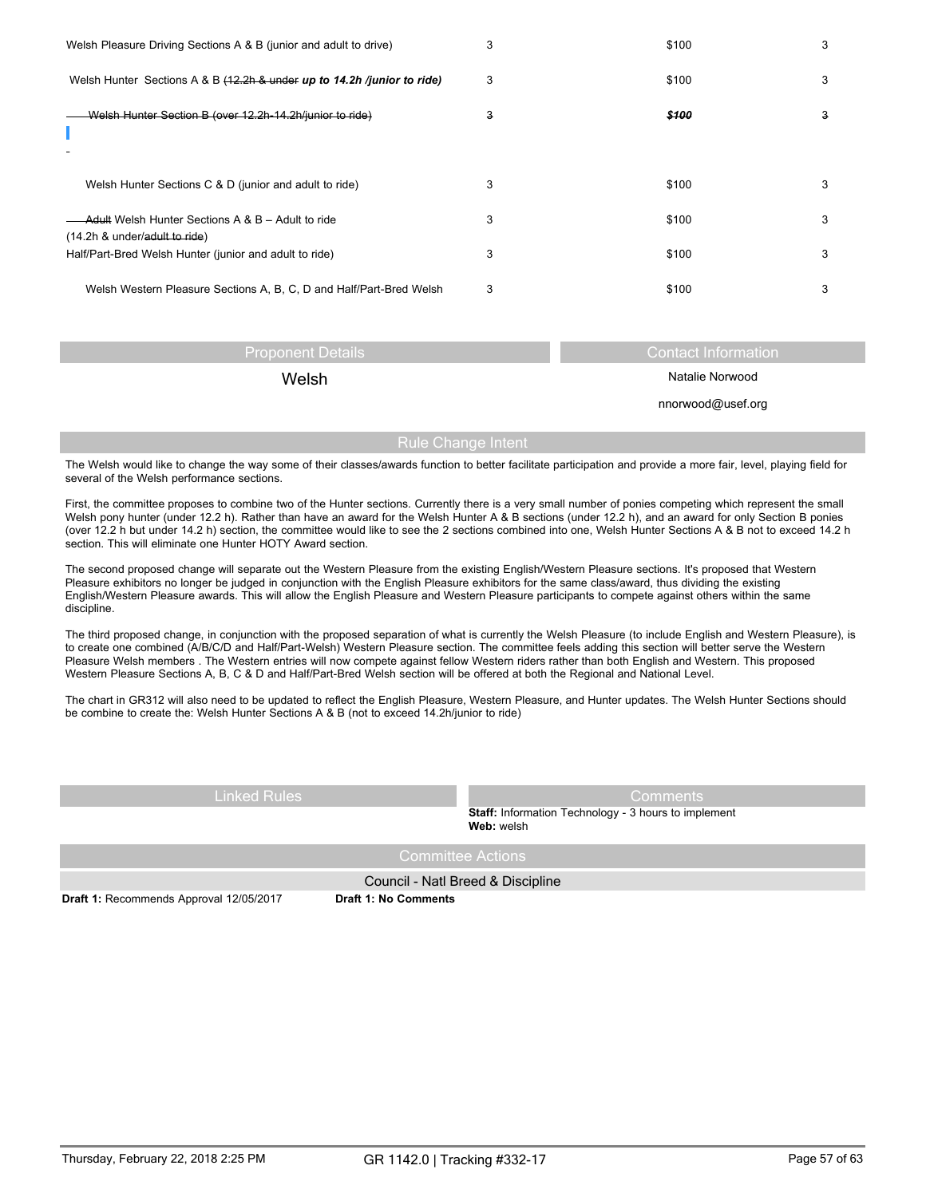| | | | |
|---|---|---|---|
| Welsh Pleasure Driving Sections A & B (junior and adult to drive) | 3 | $100 | 3 |
| Welsh Hunter Sections A & B ~~(12.2h & under~~ ***up to 14.2h /junior to ride)*** | 3 | $100 | 3 |
| ~~Welsh Hunter Section B (over 12.2h-14.2h/junior to ride)~~ | ~~3~~ | ~~***$100***~~ | ~~3~~ |
| Welsh Hunter Sections C & D (junior and adult to ride) | 3 | $100 | 3 |
| ~~Adult~~ Welsh Hunter Sections A & B – Adult to ride (14.2h & under/~~adult to ride~~) | 3 | $100 | 3 |
| Half/Part-Bred Welsh Hunter (junior and adult to ride) | 3 | $100 | 3 |
| Welsh Western Pleasure Sections A, B, C, D and Half/Part-Bred Welsh | 3 | $100 | 3 |

## Proponent Details

Welsh

## Contact Information

Natalie Norwood

nnorwood@usef.org

## Rule Change Intent

The Welsh would like to change the way some of their classes/awards function to better facilitate participation and provide a more fair, level, playing field for several of the Welsh performance sections.

First, the committee proposes to combine two of the Hunter sections. Currently there is a very small number of ponies competing which represent the small Welsh pony hunter (under 12.2 h). Rather than have an award for the Welsh Hunter A & B sections (under 12.2 h), and an award for only Section B ponies (over 12.2 h but under 14.2 h) section, the committee would like to see the 2 sections combined into one, Welsh Hunter Sections A & B not to exceed 14.2 h section. This will eliminate one Hunter HOTY Award section.

The second proposed change will separate out the Western Pleasure from the existing English/Western Pleasure sections. It's proposed that Western Pleasure exhibitors no longer be judged in conjunction with the English Pleasure exhibitors for the same class/award, thus dividing the existing English/Western Pleasure awards. This will allow the English Pleasure and Western Pleasure participants to compete against others within the same discipline.

The third proposed change, in conjunction with the proposed separation of what is currently the Welsh Pleasure (to include English and Western Pleasure), is to create one combined (A/B/C/D and Half/Part-Welsh) Western Pleasure section. The committee feels adding this section will better serve the Western Pleasure Welsh members . The Western entries will now compete against fellow Western riders rather than both English and Western. This proposed Western Pleasure Sections A, B, C & D and Half/Part-Bred Welsh section will be offered at both the Regional and National Level.

The chart in GR312 will also need to be updated to reflect the English Pleasure, Western Pleasure, and Hunter updates. The Welsh Hunter Sections should be combine to create the: Welsh Hunter Sections A & B (not to exceed 14.2h/junior to ride)

## Linked Rules

## Comments

**Staff:** Information Technology - 3 hours to implement
**Web:** welsh

## Committee Actions

Council - Natl Breed & Discipline

**Draft 1:** Recommends Approval 12/05/2017 **Draft 1: No Comments**

GR 1142.0 | Tracking #332-17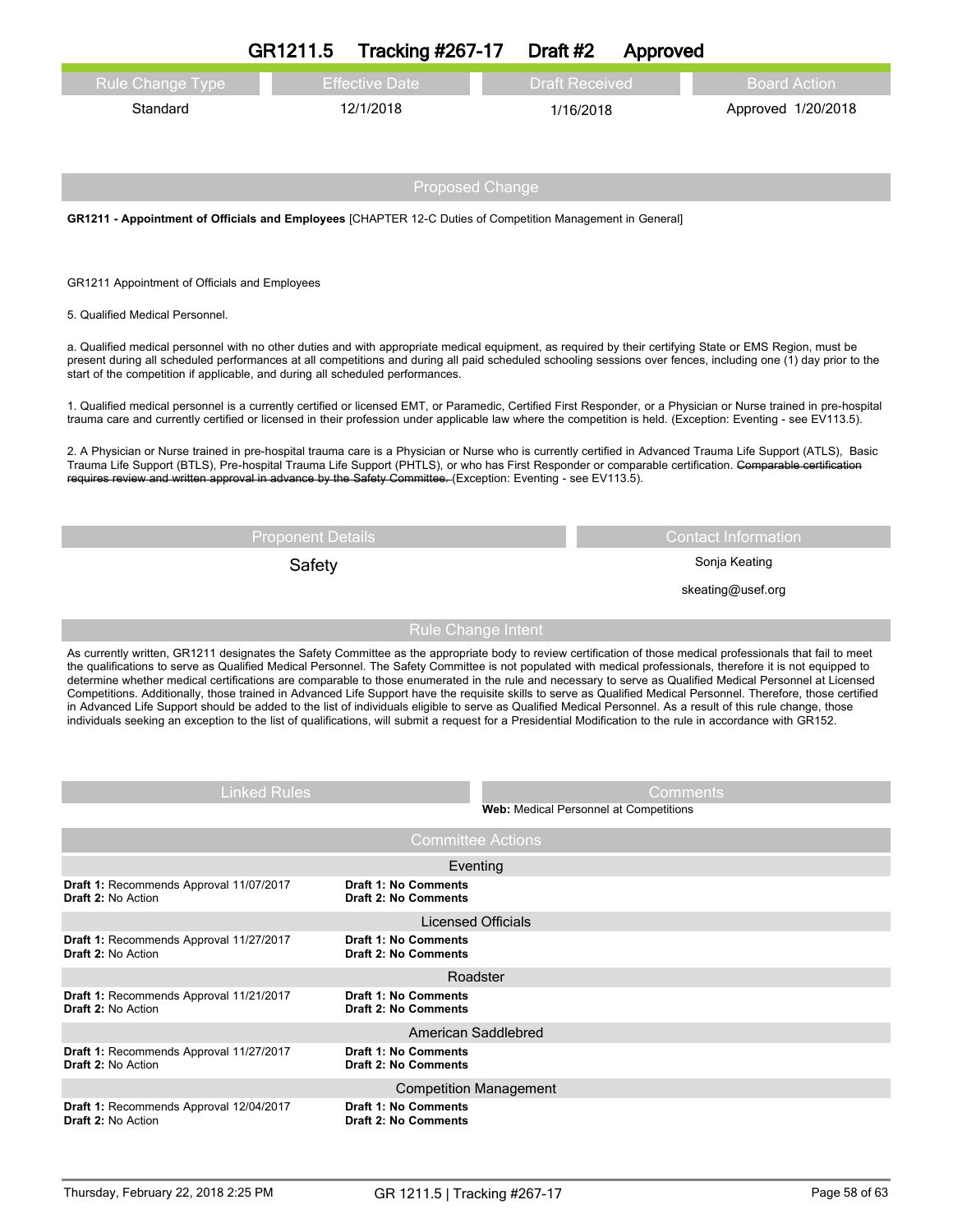# GR1211.5 Tracking #267-17 Draft #2 Approved

| Rule Change Type | Effective Date | Draft Received | Board Action |
|---|---|---|---|
| Standard | 12/1/2018 | 1/16/2018 | Approved 1/20/2018 |

## Proposed Change

**GR1211 - Appointment of Officials and Employees** [CHAPTER 12-C Duties of Competition Management in General]

GR1211 Appointment of Officials and Employees

5. Qualified Medical Personnel.

a. Qualified medical personnel with no other duties and with appropriate medical equipment, as required by their certifying State or EMS Region, must be present during all scheduled performances at all competitions and during all paid scheduled schooling sessions over fences, including one (1) day prior to the start of the competition if applicable, and during all scheduled performances.

1. Qualified medical personnel is a currently certified or licensed EMT, or Paramedic, Certified First Responder, or a Physician or Nurse trained in pre-hospital trauma care and currently certified or licensed in their profession under applicable law where the competition is held. (Exception: Eventing - see EV113.5).

2. A Physician or Nurse trained in pre-hospital trauma care is a Physician or Nurse who is currently certified in Advanced Trauma Life Support (ATLS), Basic Trauma Life Support (BTLS), Pre-hospital Trauma Life Support (PHTLS), or who has First Responder or comparable certification. ~~Comparable certification requires review and written approval in advance by the Safety Committee.~~ (Exception: Eventing - see EV113.5).

| Proponent Details | Contact Information |
|---|---|
| Safety | Sonja Keating<br>skeating@usef.org |

## Rule Change Intent

As currently written, GR1211 designates the Safety Committee as the appropriate body to review certification of those medical professionals that fail to meet the qualifications to serve as Qualified Medical Personnel. The Safety Committee is not populated with medical professionals, therefore it is not equipped to determine whether medical certifications are comparable to those enumerated in the rule and necessary to serve as Qualified Medical Personnel at Licensed Competitions. Additionally, those trained in Advanced Life Support have the requisite skills to serve as Qualified Medical Personnel. Therefore, those certified in Advanced Life Support should be added to the list of individuals eligible to serve as Qualified Medical Personnel. As a result of this rule change, those individuals seeking an exception to the list of qualifications, will submit a request for a Presidential Modification to the rule in accordance with GR152.

| Linked Rules | Comments |
|---|---|
| | **Web:** Medical Personnel at Competitions |

## Committee Actions

| Committee | Action | Comments |
|---|---|---|
| Eventing | **Draft 1:** Recommends Approval 11/07/2017<br>**Draft 2:** No Action | **Draft 1: No Comments**<br>**Draft 2: No Comments** |
| Licensed Officials | **Draft 1:** Recommends Approval 11/27/2017<br>**Draft 2:** No Action | **Draft 1: No Comments**<br>**Draft 2: No Comments** |
| Roadster | **Draft 1:** Recommends Approval 11/21/2017<br>**Draft 2:** No Action | **Draft 1: No Comments**<br>**Draft 2: No Comments** |
| American Saddlebred | **Draft 1:** Recommends Approval 11/27/2017<br>**Draft 2:** No Action | **Draft 1: No Comments**<br>**Draft 2: No Comments** |
| Competition Management | **Draft 1:** Recommends Approval 12/04/2017<br>**Draft 2:** No Action | **Draft 1: No Comments**<br>**Draft 2: No Comments** |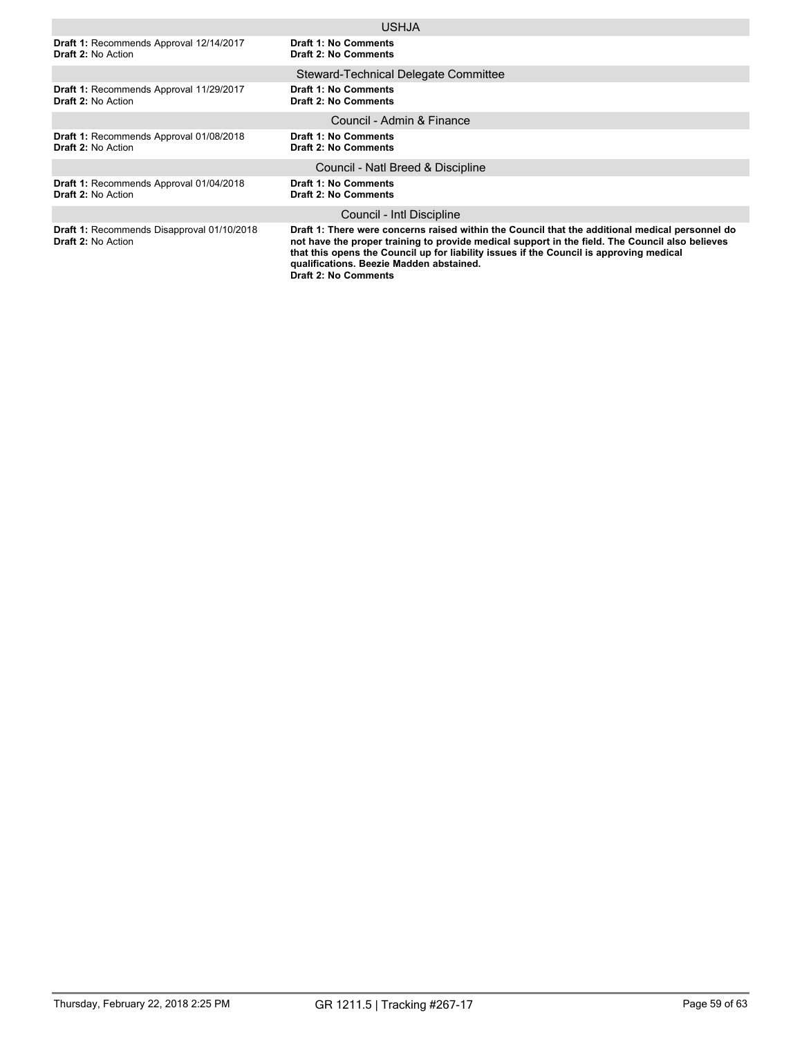### USHJA

**Draft 1:** Recommends Approval 12/14/2017
**Draft 2:** No Action

**Draft 1: No Comments**
**Draft 2: No Comments**

### Steward-Technical Delegate Committee

**Draft 1:** Recommends Approval 11/29/2017
**Draft 2:** No Action

**Draft 1: No Comments**
**Draft 2: No Comments**

### Council - Admin & Finance

**Draft 1:** Recommends Approval 01/08/2018
**Draft 2:** No Action

**Draft 1: No Comments**
**Draft 2: No Comments**

### Council - Natl Breed & Discipline

**Draft 1:** Recommends Approval 01/04/2018
**Draft 2:** No Action

**Draft 1: No Comments**
**Draft 2: No Comments**

### Council - Intl Discipline

**Draft 1:** Recommends Disapproval 01/10/2018
**Draft 2:** No Action

**Draft 1: There were concerns raised within the Council that the additional medical personnel do not have the proper training to provide medical support in the field. The Council also believes that this opens the Council up for liability issues if the Council is approving medical qualifications. Beezie Madden abstained.**
**Draft 2: No Comments**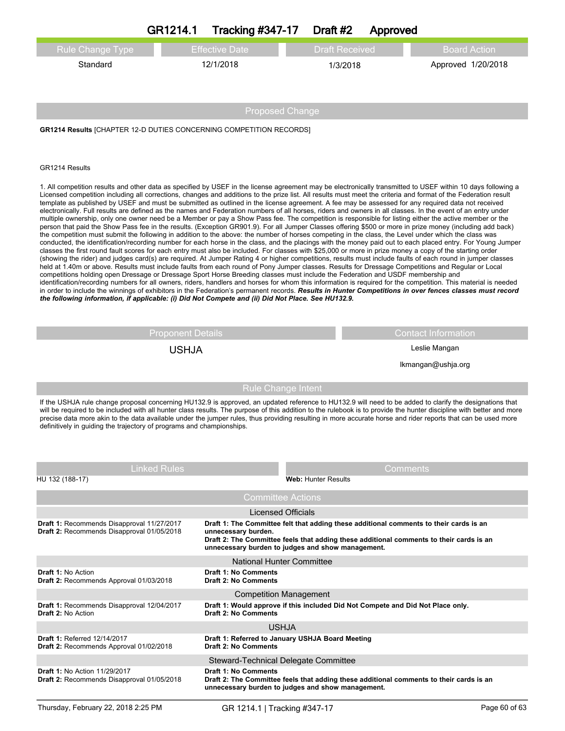# GR1214.1 Tracking #347-17 Draft #2 Approved

| Rule Change Type | Effective Date | Draft Received | Board Action |
|---|---|---|---|
| Standard | 12/1/2018 | 1/3/2018 | Approved 1/20/2018 |

## Proposed Change

**GR1214 Results** [CHAPTER 12-D DUTIES CONCERNING COMPETITION RECORDS]

GR1214 Results

1. All competition results and other data as specified by USEF in the license agreement may be electronically transmitted to USEF within 10 days following a Licensed competition including all corrections, changes and additions to the prize list. All results must meet the criteria and format of the Federation result template as published by USEF and must be submitted as outlined in the license agreement. A fee may be assessed for any required data not received electronically. Full results are defined as the names and Federation numbers of all horses, riders and owners in all classes. In the event of an entry under multiple ownership, only one owner need be a Member or pay a Show Pass fee. The competition is responsible for listing either the active member or the person that paid the Show Pass fee in the results. (Exception GR901.9). For all Jumper Classes offering $500 or more in prize money (including add back) the competition must submit the following in addition to the above: the number of horses competing in the class, the Level under which the class was conducted, the identification/recording number for each horse in the class, and the placings with the money paid out to each placed entry. For Young Jumper classes the first round fault scores for each entry must also be included. For classes with $25,000 or more in prize money a copy of the starting order (showing the rider) and judges card(s) are required. At Jumper Rating 4 or higher competitions, results must include faults of each round in jumper classes held at 1.40m or above. Results must include faults from each round of Pony Jumper classes. Results for Dressage Competitions and Regular or Local competitions holding open Dressage or Dressage Sport Horse Breeding classes must include the Federation and USDF membership and identification/recording numbers for all owners, riders, handlers and horses for whom this information is required for the competition. This material is needed in order to include the winnings of exhibitors in the Federation's permanent records. ***Results in Hunter Competitions in over fences classes must record the following information, if applicable: (i) Did Not Compete and (ii) Did Not Place. See HU132.9.***

| Proponent Details | Contact Information |
|---|---|
| USHJA | Leslie Mangan<br>lkmangan@ushja.org |

## Rule Change Intent

If the USHJA rule change proposal concerning HU132.9 is approved, an updated reference to HU132.9 will need to be added to clarify the designations that will be required to be included with all hunter class results. The purpose of this addition to the rulebook is to provide the hunter discipline with better and more precise data more akin to the data available under the jumper rules, thus providing resulting in more accurate horse and rider reports that can be used more definitively in guiding the trajectory of programs and championships.

| Linked Rules | Comments |
|---|---|
| HU 132 (188-17) | **Web:** Hunter Results |

## Committee Actions

| Committee | Action | Comments |
|---|---|---|
| Licensed Officials | **Draft 1:** Recommends Disapproval 11/27/2017<br>**Draft 2:** Recommends Disapproval 01/05/2018 | **Draft 1: The Committee felt that adding these additional comments to their cards is an unnecessary burden.**<br>**Draft 2: The Committee feels that adding these additional comments to their cards is an unnecessary burden to judges and show management.** |
| National Hunter Committee | **Draft 1:** No Action<br>**Draft 2:** Recommends Approval 01/03/2018 | **Draft 1: No Comments**<br>**Draft 2: No Comments** |
| Competition Management | **Draft 1:** Recommends Disapproval 12/04/2017<br>**Draft 2:** No Action | **Draft 1: Would approve if this included Did Not Compete and Did Not Place only.**<br>**Draft 2: No Comments** |
| USHJA | **Draft 1:** Referred 12/14/2017<br>**Draft 2:** Recommends Approval 01/02/2018 | **Draft 1: Referred to January USHJA Board Meeting**<br>**Draft 2: No Comments** |
| Steward-Technical Delegate Committee | **Draft 1:** No Action 11/29/2017<br>**Draft 2:** Recommends Disapproval 01/05/2018 | **Draft 1: No Comments**<br>**Draft 2: The Committee feels that adding these additional comments to their cards is an unnecessary burden to judges and show management.** |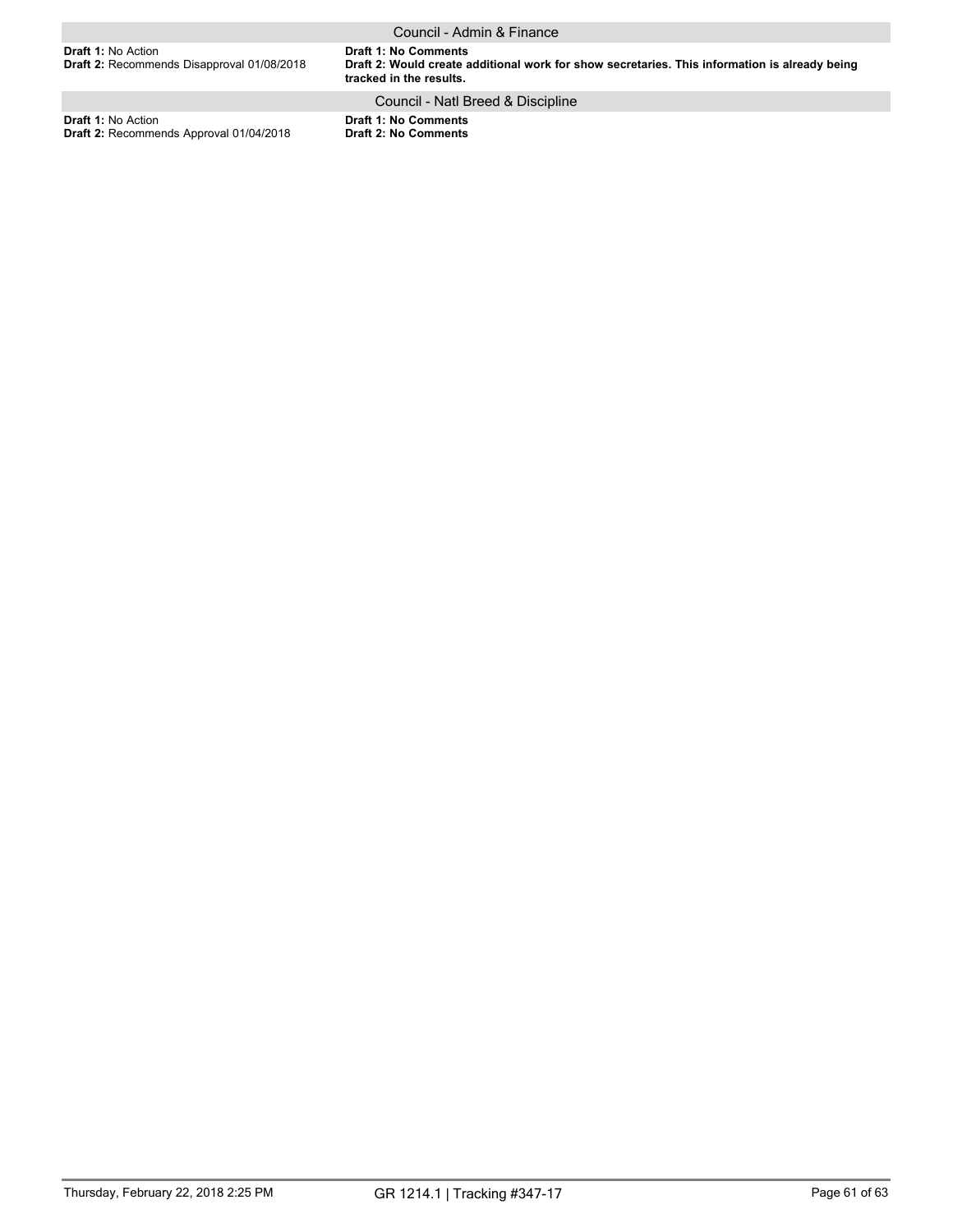### Council - Admin & Finance

**Draft 1:** No Action
**Draft 2:** Recommends Disapproval 01/08/2018

**Draft 1: No Comments**
**Draft 2: Would create additional work for show secretaries. This information is already being tracked in the results.**

### Council - Natl Breed & Discipline

**Draft 1:** No Action
**Draft 2:** Recommends Approval 01/04/2018

**Draft 1: No Comments**
**Draft 2: No Comments**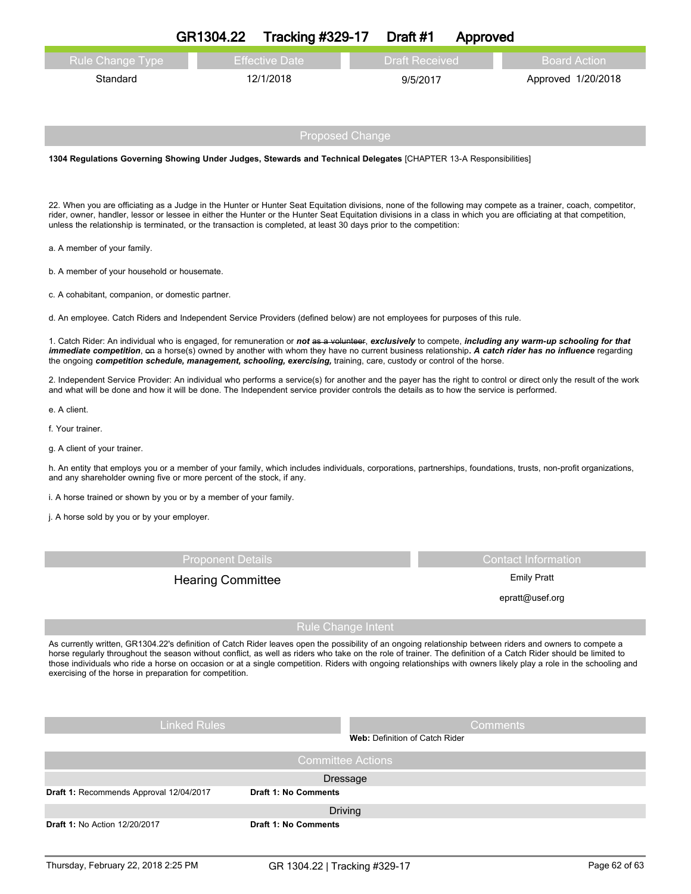# GR1304.22 Tracking #329-17 Draft #1 Approved

| Rule Change Type | Effective Date | Draft Received | Board Action |
|---|---|---|---|
| Standard | 12/1/2018 | 9/5/2017 | Approved 1/20/2018 |

## Proposed Change

**1304 Regulations Governing Showing Under Judges, Stewards and Technical Delegates** [CHAPTER 13-A Responsibilities]

22. When you are officiating as a Judge in the Hunter or Hunter Seat Equitation divisions, none of the following may compete as a trainer, coach, competitor, rider, owner, handler, lessor or lessee in either the Hunter or the Hunter Seat Equitation divisions in a class in which you are officiating at that competition, unless the relationship is terminated, or the transaction is completed, at least 30 days prior to the competition:

a. A member of your family.

b. A member of your household or housemate.

c. A cohabitant, companion, or domestic partner.

d. An employee. Catch Riders and Independent Service Providers (defined below) are not employees for purposes of this rule.

1. Catch Rider: An individual who is engaged, for remuneration or ***not*** ~~as a volunteer~~, ***exclusively*** to compete, ***including any warm-up schooling for that immediate competition***, ~~on~~ a horse(s) owned by another with whom they have no current business relationship***. A catch rider has no influence*** regarding the ongoing ***competition schedule, management, schooling, exercising,*** training, care, custody or control of the horse.

2. Independent Service Provider: An individual who performs a service(s) for another and the payer has the right to control or direct only the result of the work and what will be done and how it will be done. The Independent service provider controls the details as to how the service is performed.

e. A client.

f. Your trainer.

g. A client of your trainer.

h. An entity that employs you or a member of your family, which includes individuals, corporations, partnerships, foundations, trusts, non-profit organizations, and any shareholder owning five or more percent of the stock, if any.

i. A horse trained or shown by you or by a member of your family.

j. A horse sold by you or by your employer.

| Proponent Details | Contact Information |
|---|---|
| Hearing Committee | Emily Pratt |
| | epratt@usef.org |

## Rule Change Intent

As currently written, GR1304.22's definition of Catch Rider leaves open the possibility of an ongoing relationship between riders and owners to compete a horse regularly throughout the season without conflict, as well as riders who take on the role of trainer. The definition of a Catch Rider should be limited to those individuals who ride a horse on occasion or at a single competition. Riders with ongoing relationships with owners likely play a role in the schooling and exercising of the horse in preparation for competition.

| Linked Rules | Comments |
|---|---|
| | **Web:** Definition of Catch Rider |

## Committee Actions

**Dressage**

| | |
|---|---|
| **Draft 1:** Recommends Approval 12/04/2017 | **Draft 1: No Comments** |

**Driving**

| | |
|---|---|
| **Draft 1:** No Action 12/20/2017 | **Draft 1: No Comments** |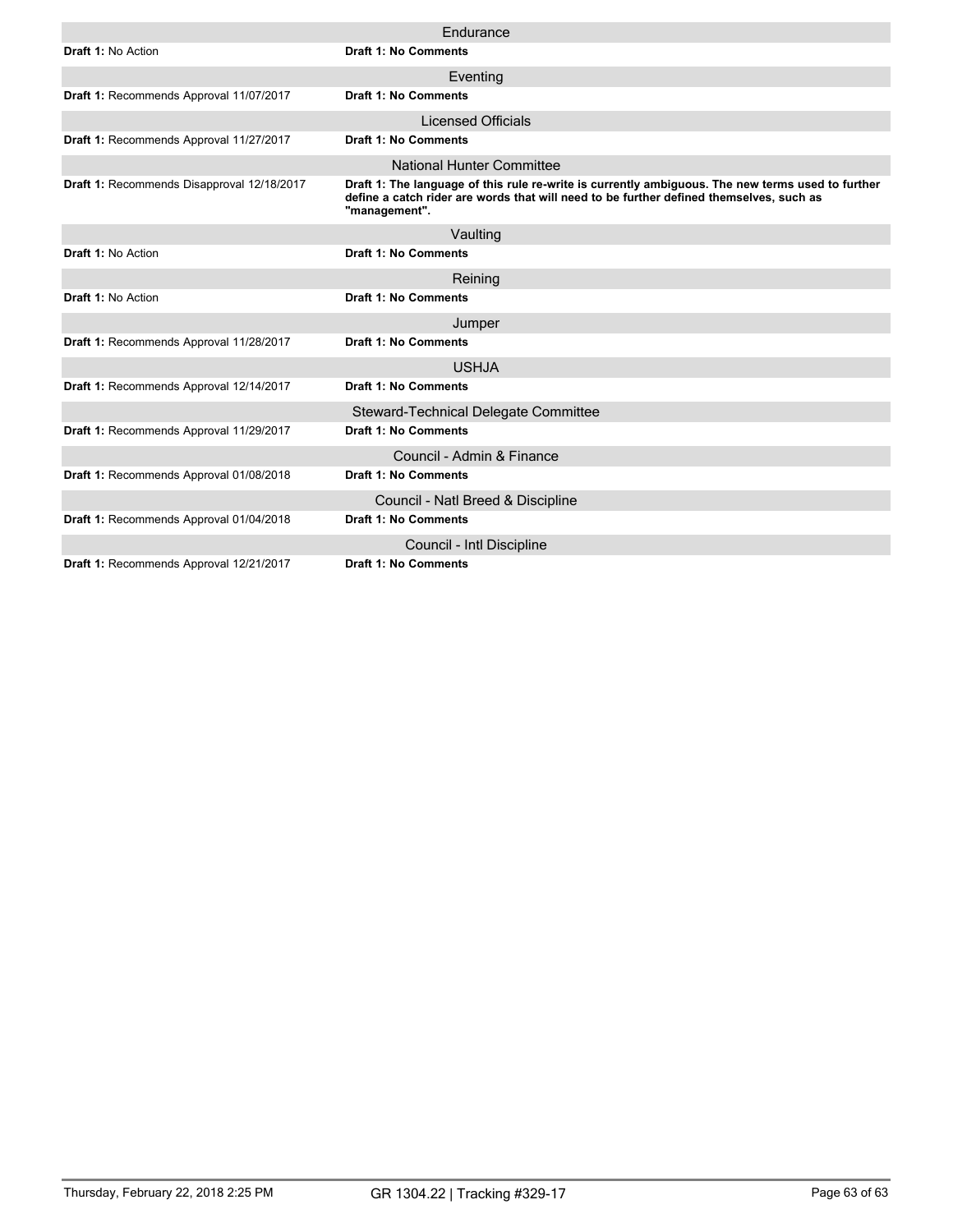### Endurance

**Draft 1:** No Action

**Draft 1: No Comments**

### Eventing

**Draft 1:** Recommends Approval 11/07/2017

**Draft 1: No Comments**

### Licensed Officials

**Draft 1:** Recommends Approval 11/27/2017

**Draft 1: No Comments**

### National Hunter Committee

**Draft 1:** Recommends Disapproval 12/18/2017

**Draft 1: The language of this rule re-write is currently ambiguous. The new terms used to further define a catch rider are words that will need to be further defined themselves, such as "management".**

### Vaulting

**Draft 1:** No Action

**Draft 1: No Comments**

### Reining

**Draft 1:** No Action

**Draft 1: No Comments**

### Jumper

**Draft 1:** Recommends Approval 11/28/2017

**Draft 1: No Comments**

### USHJA

**Draft 1:** Recommends Approval 12/14/2017

**Draft 1: No Comments**

### Steward-Technical Delegate Committee

**Draft 1:** Recommends Approval 11/29/2017

**Draft 1: No Comments**

### Council - Admin & Finance

**Draft 1:** Recommends Approval 01/08/2018

**Draft 1: No Comments**

### Council - Natl Breed & Discipline

**Draft 1:** Recommends Approval 01/04/2018

**Draft 1: No Comments**

### Council - Intl Discipline

**Draft 1:** Recommends Approval 12/21/2017

**Draft 1: No Comments**